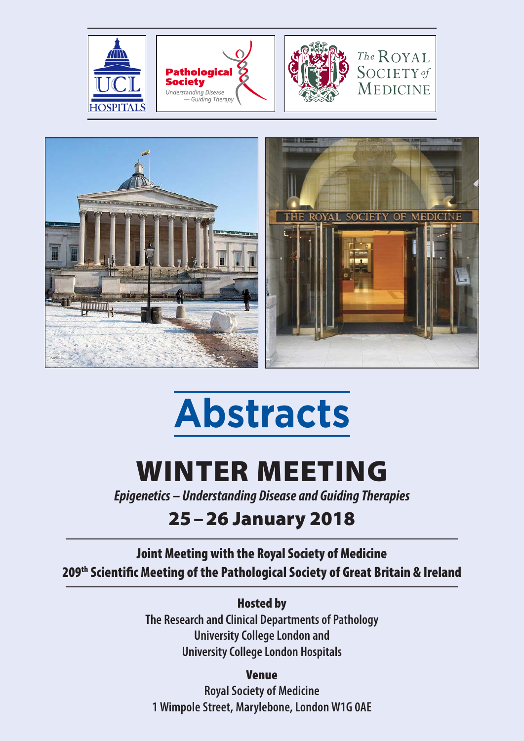# Abstracts

## WINTER MEETING

***Epigenetics – Understanding Disease and Guiding Therapies***

## 25 – 26 January 2018

**Joint Meeting with the Royal Society of Medicine**

**209th Scientific Meeting of the Pathological Society of Great Britain & Ireland**

**Hosted by**

The Research and Clinical Departments of Pathology
University College London and
University College London Hospitals

**Venue**

Royal Society of Medicine
1 Wimpole Street, Marylebone, London W1G 0AE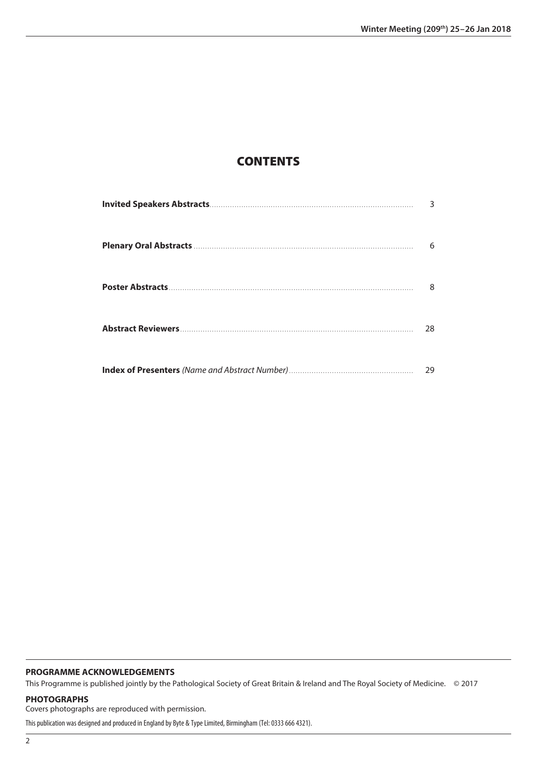# CONTENTS

| | |
|---|---|
| **Invited Speakers Abstracts** | 3 |
| **Plenary Oral Abstracts** | 6 |
| **Poster Abstracts** | 8 |
| **Abstract Reviewers** | 28 |
| **Index of Presenters** *(Name and Abstract Number)* | 29 |

**PROGRAMME ACKNOWLEDGEMENTS**

This Programme is published jointly by the Pathological Society of Great Britain & Ireland and The Royal Society of Medicine. © 2017

**PHOTOGRAPHS**

Covers photographs are reproduced with permission.

This publication was designed and produced in England by Byte & Type Limited, Birmingham (Tel: 0333 666 4321).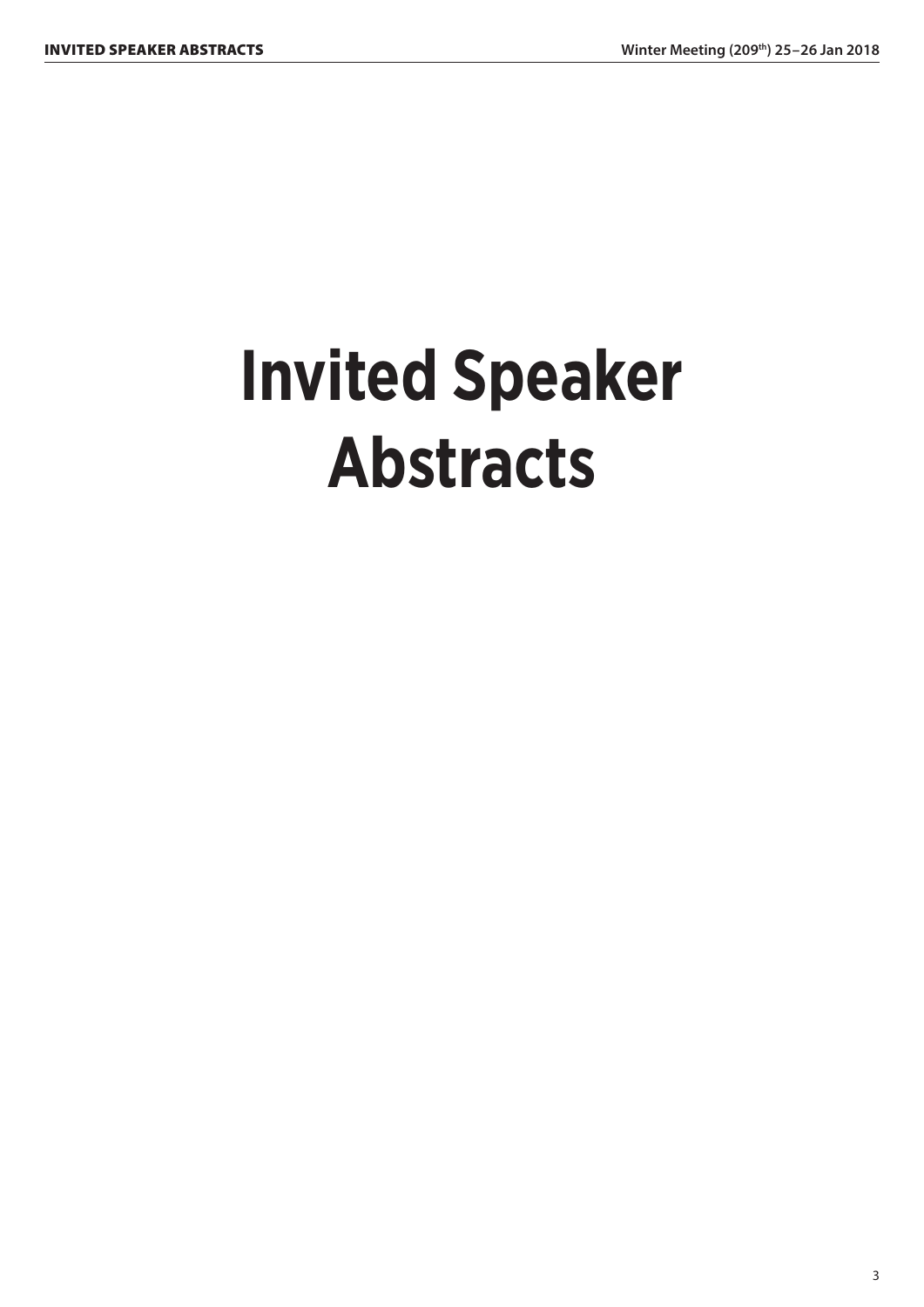# Invited Speaker Abstracts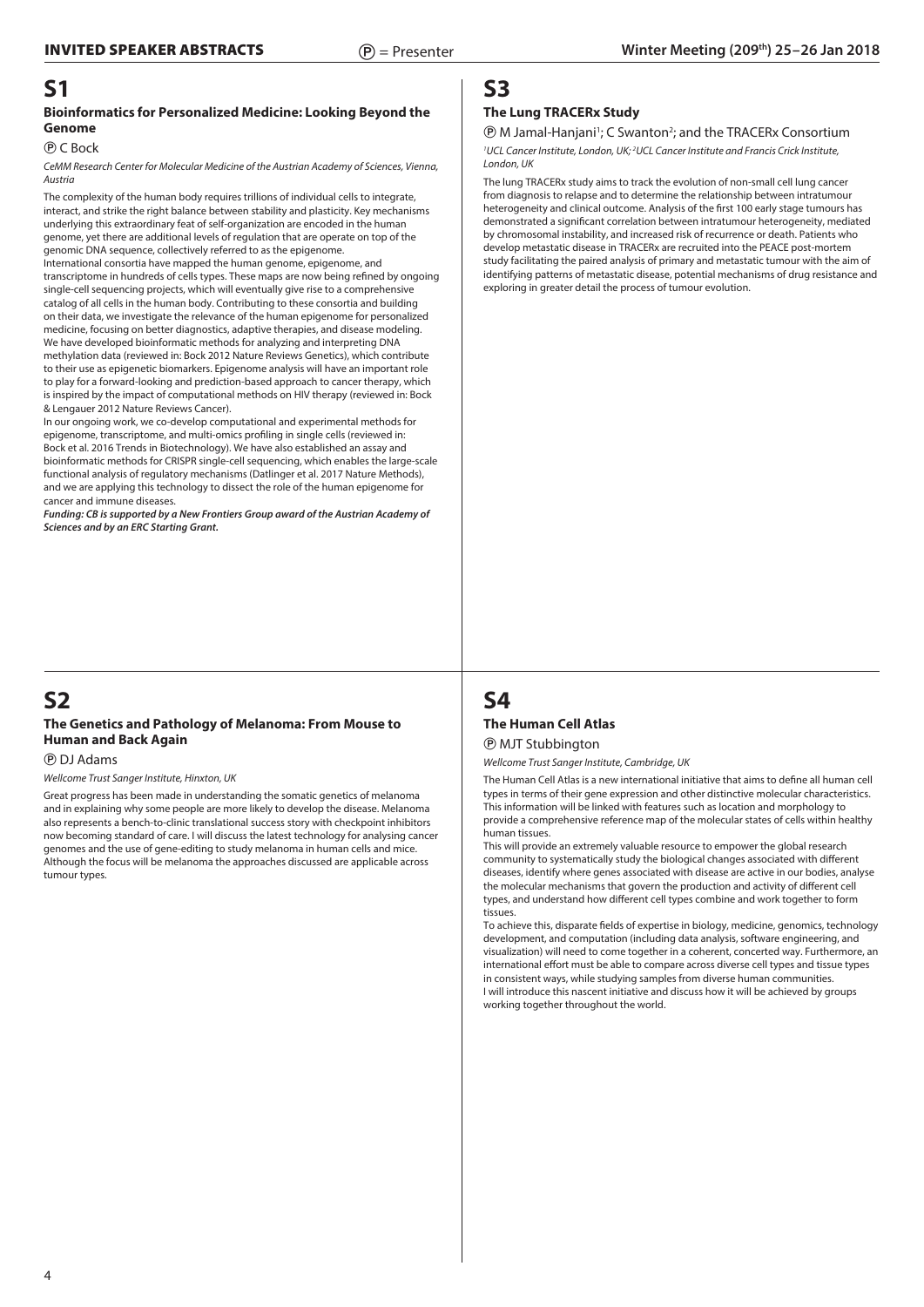## S1

### Bioinformatics for Personalized Medicine: Looking Beyond the Genome

Ⓟ C Bock

*CeMM Research Center for Molecular Medicine of the Austrian Academy of Sciences, Vienna, Austria*

The complexity of the human body requires trillions of individual cells to integrate, interact, and strike the right balance between stability and plasticity. Key mechanisms underlying this extraordinary feat of self-organization are encoded in the human genome, yet there are additional levels of regulation that are operate on top of the genomic DNA sequence, collectively referred to as the epigenome.

International consortia have mapped the human genome, epigenome, and transcriptome in hundreds of cells types. These maps are now being refined by ongoing single-cell sequencing projects, which will eventually give rise to a comprehensive catalog of all cells in the human body. Contributing to these consortia and building on their data, we investigate the relevance of the human epigenome for personalized medicine, focusing on better diagnostics, adaptive therapies, and disease modeling.

We have developed bioinformatic methods for analyzing and interpreting DNA methylation data (reviewed in: Bock 2012 Nature Reviews Genetics), which contribute to their use as epigenetic biomarkers. Epigenome analysis will have an important role to play for a forward-looking and prediction-based approach to cancer therapy, which is inspired by the impact of computational methods on HIV therapy (reviewed in: Bock & Lengauer 2012 Nature Reviews Cancer).

In our ongoing work, we co-develop computational and experimental methods for epigenome, transcriptome, and multi-omics profiling in single cells (reviewed in: Bock et al. 2016 Trends in Biotechnology). We have also established an assay and bioinformatic methods for CRISPR single-cell sequencing, which enables the large-scale functional analysis of regulatory mechanisms (Datlinger et al. 2017 Nature Methods), and we are applying this technology to dissect the role of the human epigenome for cancer and immune diseases.

***Funding: CB is supported by a New Frontiers Group award of the Austrian Academy of Sciences and by an ERC Starting Grant.***

## S3

### The Lung TRACERx Study

Ⓟ M Jamal-Hanjani[1]; C Swanton[2]; and the TRACERx Consortium

*[1]UCL Cancer Institute, London, UK; [2]UCL Cancer Institute and Francis Crick Institute, London, UK*

The lung TRACERx study aims to track the evolution of non-small cell lung cancer from diagnosis to relapse and to determine the relationship between intratumour heterogeneity and clinical outcome. Analysis of the first 100 early stage tumours has demonstrated a significant correlation between intratumour heterogeneity, mediated by chromosomal instability, and increased risk of recurrence or death. Patients who develop metastatic disease in TRACERx are recruited into the PEACE post-mortem study facilitating the paired analysis of primary and metastatic tumour with the aim of identifying patterns of metastatic disease, potential mechanisms of drug resistance and exploring in greater detail the process of tumour evolution.

## S2

### The Genetics and Pathology of Melanoma: From Mouse to Human and Back Again

Ⓟ DJ Adams

*Wellcome Trust Sanger Institute, Hinxton, UK*

Great progress has been made in understanding the somatic genetics of melanoma and in explaining why some people are more likely to develop the disease. Melanoma also represents a bench-to-clinic translational success story with checkpoint inhibitors now becoming standard of care. I will discuss the latest technology for analysing cancer genomes and the use of gene-editing to study melanoma in human cells and mice. Although the focus will be melanoma the approaches discussed are applicable across tumour types.

## S4

### The Human Cell Atlas

Ⓟ MJT Stubbington

*Wellcome Trust Sanger Institute, Cambridge, UK*

The Human Cell Atlas is a new international initiative that aims to define all human cell types in terms of their gene expression and other distinctive molecular characteristics. This information will be linked with features such as location and morphology to provide a comprehensive reference map of the molecular states of cells within healthy human tissues.

This will provide an extremely valuable resource to empower the global research community to systematically study the biological changes associated with different diseases, identify where genes associated with disease are active in our bodies, analyse the molecular mechanisms that govern the production and activity of different cell types, and understand how different cell types combine and work together to form tissues.

To achieve this, disparate fields of expertise in biology, medicine, genomics, technology development, and computation (including data analysis, software engineering, and visualization) will need to come together in a coherent, concerted way. Furthermore, an international effort must be able to compare across diverse cell types and tissue types in consistent ways, while studying samples from diverse human communities.

I will introduce this nascent initiative and discuss how it will be achieved by groups working together throughout the world.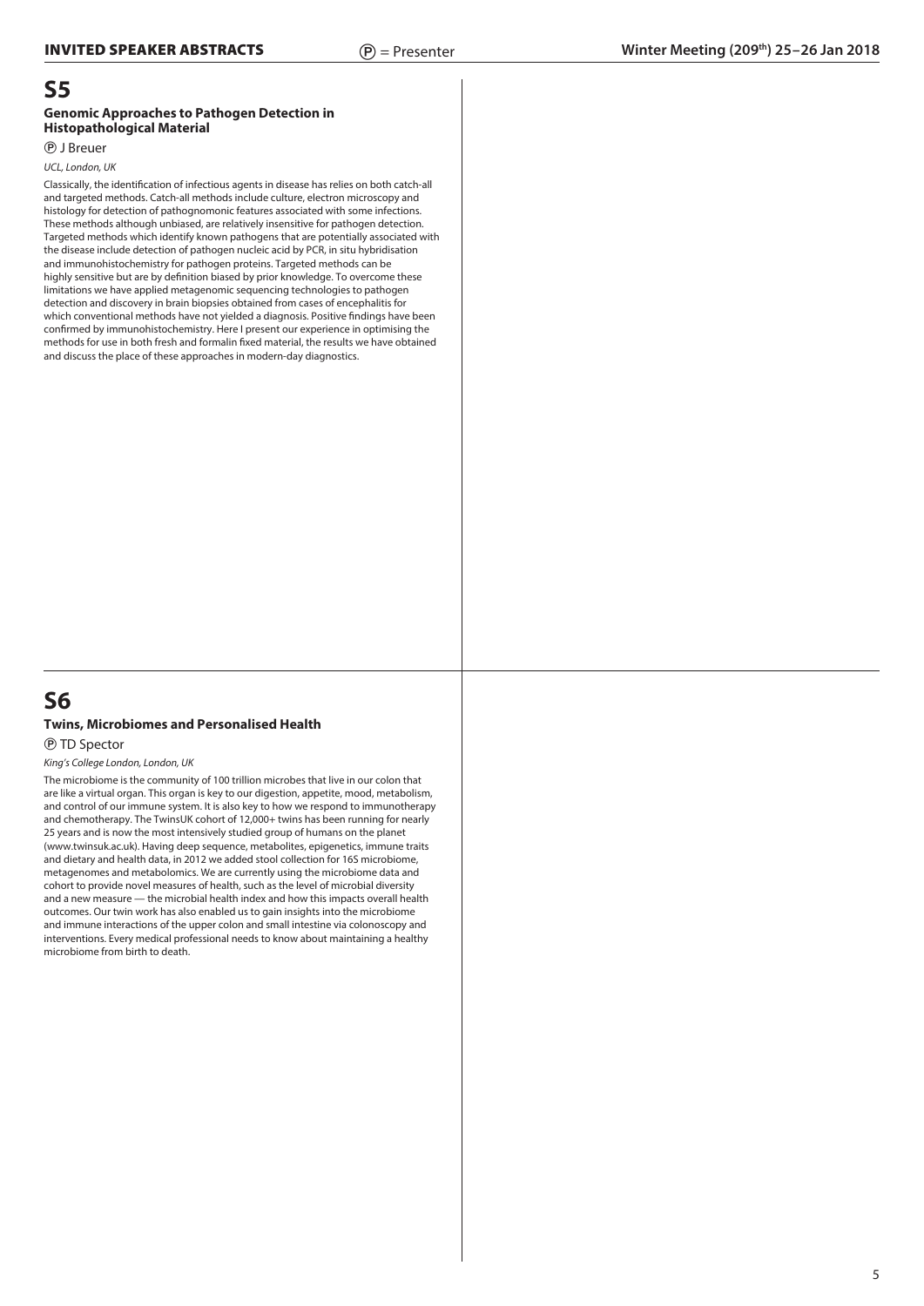## S5

### Genomic Approaches to Pathogen Detection in Histopathological Material

Ⓟ J Breuer

*UCL, London, UK*

Classically, the identification of infectious agents in disease has relies on both catch-all and targeted methods. Catch-all methods include culture, electron microscopy and histology for detection of pathognomonic features associated with some infections. These methods although unbiased, are relatively insensitive for pathogen detection. Targeted methods which identify known pathogens that are potentially associated with the disease include detection of pathogen nucleic acid by PCR, in situ hybridisation and immunohistochemistry for pathogen proteins. Targeted methods can be highly sensitive but are by definition biased by prior knowledge. To overcome these limitations we have applied metagenomic sequencing technologies to pathogen detection and discovery in brain biopsies obtained from cases of encephalitis for which conventional methods have not yielded a diagnosis. Positive findings have been confirmed by immunohistochemistry. Here I present our experience in optimising the methods for use in both fresh and formalin fixed material, the results we have obtained and discuss the place of these approaches in modern-day diagnostics.

## S6

### Twins, Microbiomes and Personalised Health

Ⓟ TD Spector

*King's College London, London, UK*

The microbiome is the community of 100 trillion microbes that live in our colon that are like a virtual organ. This organ is key to our digestion, appetite, mood, metabolism, and control of our immune system. It is also key to how we respond to immunotherapy and chemotherapy. The TwinsUK cohort of 12,000+ twins has been running for nearly 25 years and is now the most intensively studied group of humans on the planet (www.twinsuk.ac.uk). Having deep sequence, metabolites, epigenetics, immune traits and dietary and health data, in 2012 we added stool collection for 16S microbiome, metagenomes and metabolomics. We are currently using the microbiome data and cohort to provide novel measures of health, such as the level of microbial diversity and a new measure — the microbial health index and how this impacts overall health outcomes. Our twin work has also enabled us to gain insights into the microbiome and immune interactions of the upper colon and small intestine via colonoscopy and interventions. Every medical professional needs to know about maintaining a healthy microbiome from birth to death.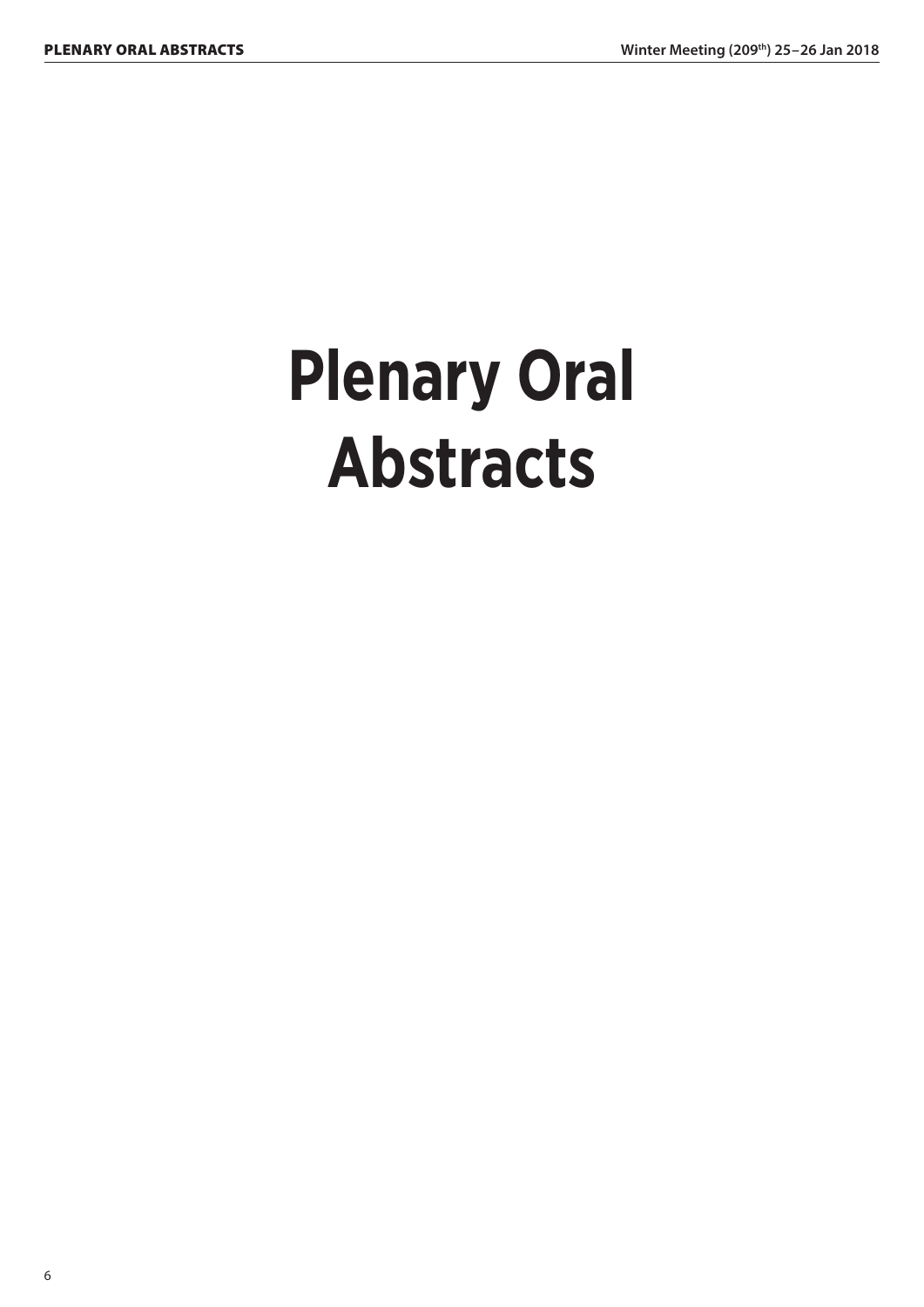# Plenary Oral Abstracts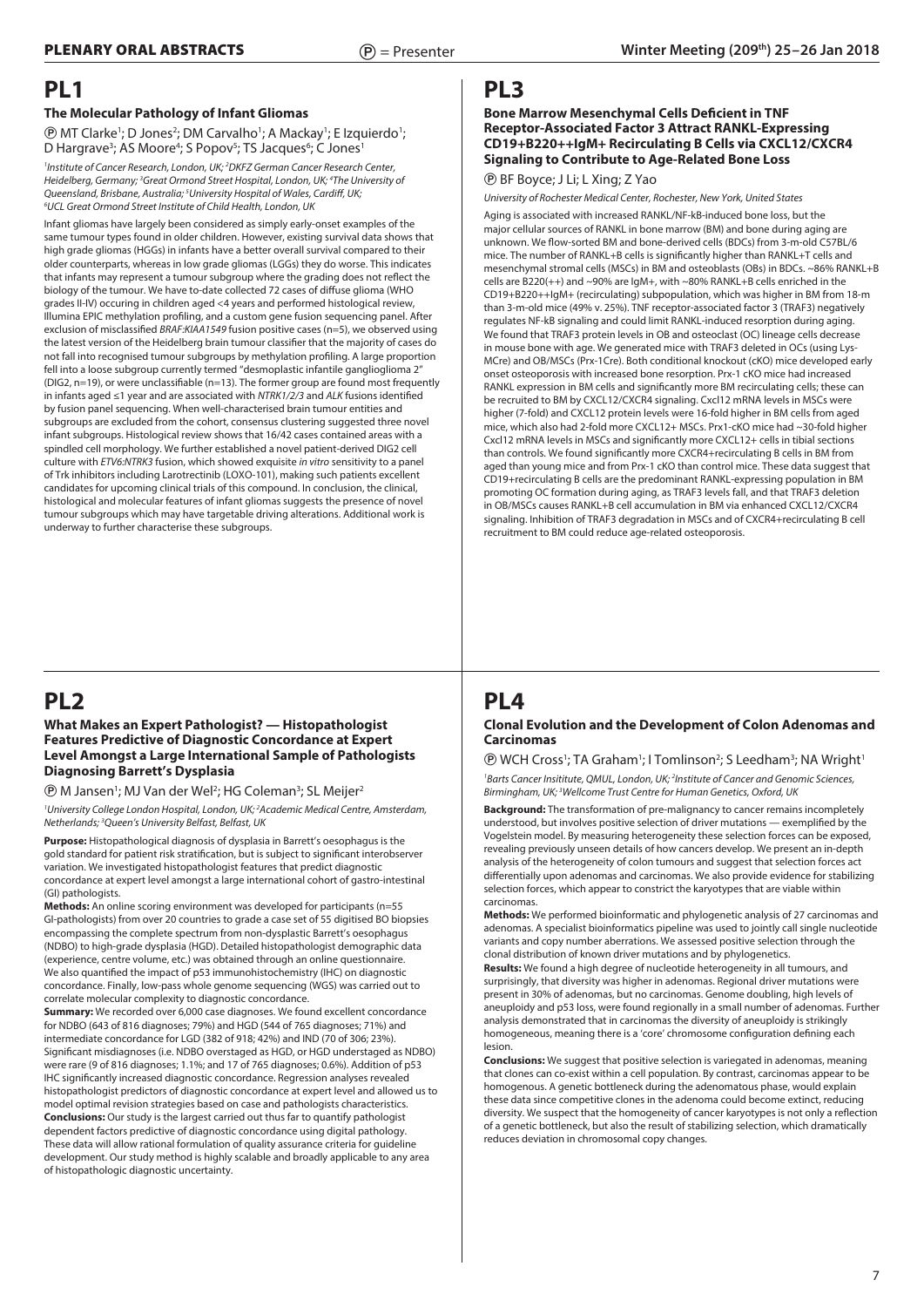# PL1

### The Molecular Pathology of Infant Gliomas

Ⓟ MT Clarke[1]; D Jones[2]; DM Carvalho[1]; A Mackay[1]; E Izquierdo[1]; D Hargrave[3]; AS Moore[4]; S Popov[5]; TS Jacques[6]; C Jones[1]

*[1]Institute of Cancer Research, London, UK; [2]DKFZ German Cancer Research Center, Heidelberg, Germany; [3]Great Ormond Street Hospital, London, UK; [4]The University of Queensland, Brisbane, Australia; [5]University Hospital of Wales, Cardiff, UK; [6]UCL Great Ormond Street Institute of Child Health, London, UK*

Infant gliomas have largely been considered as simply early-onset examples of the same tumour types found in older children. However, existing survival data shows that high grade gliomas (HGGs) in infants have a better overall survival compared to their older counterparts, whereas in low grade gliomas (LGGs) they do worse. This indicates that infants may represent a tumour subgroup where the grading does not reflect the biology of the tumour. We have to-date collected 72 cases of diffuse glioma (WHO grades II-IV) occuring in children aged <4 years and performed histological review, Illumina EPIC methylation profiling, and a custom gene fusion sequencing panel. After exclusion of misclassified *BRAF:KIAA1549* fusion positive cases (n=5), we observed using the latest version of the Heidelberg brain tumour classifier that the majority of cases do not fall into recognised tumour subgroups by methylation profiling. A large proportion fell into a loose subgroup currently termed "desmoplastic infantile ganglioglioma 2" (DIG2, n=19), or were unclassifiable (n=13). The former group are found most frequently in infants aged ≤1 year and are associated with *NTRK1/2/3* and *ALK* fusions identified by fusion panel sequencing. When well-characterised brain tumour entities and subgroups are excluded from the cohort, consensus clustering suggested three novel infant subgroups. Histological review shows that 16/42 cases contained areas with a spindled cell morphology. We further established a novel patient-derived DIG2 cell culture with *ETV6:NTRK3* fusion, which showed exquisite *in vitro* sensitivity to a panel of Trk inhibitors including Larotrectinib (LOXO-101), making such patients excellent candidates for upcoming clinical trials of this compound. In conclusion, the clinical, histological and molecular features of infant gliomas suggests the presence of novel tumour subgroups which may have targetable driving alterations. Additional work is underway to further characterise these subgroups.

# PL2

### What Makes an Expert Pathologist? — Histopathologist Features Predictive of Diagnostic Concordance at Expert Level Amongst a Large International Sample of Pathologists Diagnosing Barrett's Dysplasia

Ⓟ M Jansen[1]; MJ Van der Wel[2]; HG Coleman[3]; SL Meijer[2]

*[1]University College London Hospital, London, UK; [2]Academic Medical Centre, Amsterdam, Netherlands; [3]Queen's University Belfast, Belfast, UK*

**Purpose:** Histopathological diagnosis of dysplasia in Barrett's oesophagus is the gold standard for patient risk stratification, but is subject to significant interobserver variation. We investigated histopathologist features that predict diagnostic concordance at expert level amongst a large international cohort of gastro-intestinal (GI) pathologists.

**Methods:** An online scoring environment was developed for participants (n=55 GI-pathologists) from over 20 countries to grade a case set of 55 digitised BO biopsies encompassing the complete spectrum from non-dysplastic Barrett's oesophagus (NDBO) to high-grade dysplasia (HGD). Detailed histopathologist demographic data (experience, centre volume, etc.) was obtained through an online questionnaire. We also quantified the impact of p53 immunohistochemistry (IHC) on diagnostic concordance. Finally, low-pass whole genome sequencing (WGS) was carried out to correlate molecular complexity to diagnostic concordance.

**Summary:** We recorded over 6,000 case diagnoses. We found excellent concordance for NDBO (643 of 816 diagnoses; 79%) and HGD (544 of 765 diagnoses; 71%) and intermediate concordance for LGD (382 of 918; 42%) and IND (70 of 306; 23%). Significant misdiagnoses (i.e. NDBO overstaged as HGD, or HGD understaged as NDBO) were rare (9 of 816 diagnoses; 1.1%; and 17 of 765 diagnoses; 0.6%). Addition of p53 IHC significantly increased diagnostic concordance. Regression analyses revealed histopathologist predictors of diagnostic concordance at expert level and allowed us to model optimal revision strategies based on case and pathologists characteristics.

**Conclusions:** Our study is the largest carried out thus far to quantify pathologist dependent factors predictive of diagnostic concordance using digital pathology. These data will allow rational formulation of quality assurance criteria for guideline development. Our study method is highly scalable and broadly applicable to any area of histopathologic diagnostic uncertainty.

# PL3

### Bone Marrow Mesenchymal Cells Deficient in TNF Receptor-Associated Factor 3 Attract RANKL-Expressing CD19+B220++IgM+ Recirculating B Cells via CXCL12/CXCR4 Signaling to Contribute to Age-Related Bone Loss

Ⓟ BF Boyce; J Li; L Xing; Z Yao

*University of Rochester Medical Center, Rochester, New York, United States*

Aging is associated with increased RANKL/NF-kB-induced bone loss, but the major cellular sources of RANKL in bone marrow (BM) and bone during aging are unknown. We flow-sorted BM and bone-derived cells (BDCs) from 3-m-old C57BL/6 mice. The number of RANKL+B cells is significantly higher than RANKL+T cells and mesenchymal stromal cells (MSCs) in BM and osteoblasts (OBs) in BDCs. ~86% RANKL+B cells are B220(++) and ~90% are IgM+, with ~80% RANKL+B cells enriched in the CD19+B220++IgM+ (recirculating) subpopulation, which was higher in BM from 18-m than 3-m-old mice (49% v. 25%). TNF receptor-associated factor 3 (TRAF3) negatively regulates NF-kB signaling and could limit RANKL-induced resorption during aging. We found that TRAF3 protein levels in OB and osteoclast (OC) lineage cells decrease in mouse bone with age. We generated mice with TRAF3 deleted in OCs (using Lys-MCre) and OB/MSCs (Prx-1Cre). Both conditional knockout (cKO) mice developed early onset osteoporosis with increased bone resorption. Prx-1 cKO mice had increased RANKL expression in BM cells and significantly more BM recirculating cells; these can be recruited to BM by CXCL12/CXCR4 signaling. Cxcl12 mRNA levels in MSCs were higher (7-fold) and CXCL12 protein levels were 16-fold higher in BM cells from aged mice, which also had 2-fold more CXCL12+ MSCs. Prx1-cKO mice had ~30-fold higher Cxcl12 mRNA levels in MSCs and significantly more CXCL12+ cells in tibial sections than controls. We found significantly more CXCR4+recirculating B cells in BM from aged than young mice and from Prx-1 cKO than control mice. These data suggest that CD19+recirculating B cells are the predominant RANKL-expressing population in BM promoting OC formation during aging, as TRAF3 levels fall, and that TRAF3 deletion in OB/MSCs causes RANKL+B cell accumulation in BM via enhanced CXCL12/CXCR4 signaling. Inhibition of TRAF3 degradation in MSCs and of CXCR4+recirculating B cell recruitment to BM could reduce age-related osteoporosis.

# PL4

### Clonal Evolution and the Development of Colon Adenomas and Carcinomas

Ⓟ WCH Cross[1]; TA Graham[1]; I Tomlinson[2]; S Leedham[3]; NA Wright[1]

*[1]Barts Cancer Insititute, QMUL, London, UK; [2]Institute of Cancer and Genomic Sciences, Birmingham, UK; [3]Wellcome Trust Centre for Human Genetics, Oxford, UK*

**Background:** The transformation of pre-malignancy to cancer remains incompletely understood, but involves positive selection of driver mutations — exemplified by the Vogelstein model. By measuring heterogeneity these selection forces can be exposed, revealing previously unseen details of how cancers develop. We present an in-depth analysis of the heterogeneity of colon tumours and suggest that selection forces act differentially upon adenomas and carcinomas. We also provide evidence for stabilizing selection forces, which appear to constrict the karyotypes that are viable within carcinomas.

**Methods:** We performed bioinformatic and phylogenetic analysis of 27 carcinomas and adenomas. A specialist bioinformatics pipeline was used to jointly call single nucleotide variants and copy number aberrations. We assessed positive selection through the clonal distribution of known driver mutations and by phylogenetics.

**Results:** We found a high degree of nucleotide heterogeneity in all tumours, and surprisingly, that diversity was higher in adenomas. Regional driver mutations were present in 30% of adenomas, but no carcinomas. Genome doubling, high levels of aneuploidy and p53 loss, were found regionally in a small number of adenomas. Further analysis demonstrated that in carcinomas the diversity of aneuploidy is strikingly homogeneous, meaning there is a 'core' chromosome configuration defining each lesion.

**Conclusions:** We suggest that positive selection is variegated in adenomas, meaning that clones can co-exist within a cell population. By contrast, carcinomas appear to be homogenous. A genetic bottleneck during the adenomatous phase, would explain these data since competitive clones in the adenoma could become extinct, reducing diversity. We suspect that the homogeneity of cancer karyotypes is not only a reflection of a genetic bottleneck, but also the result of stabilizing selection, which dramatically reduces deviation in chromosomal copy changes.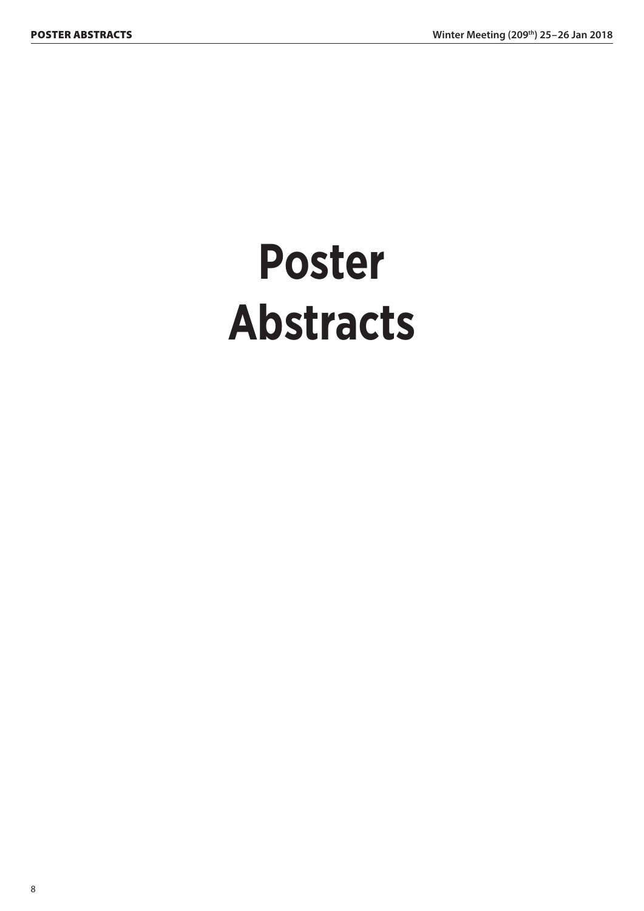# Poster Abstracts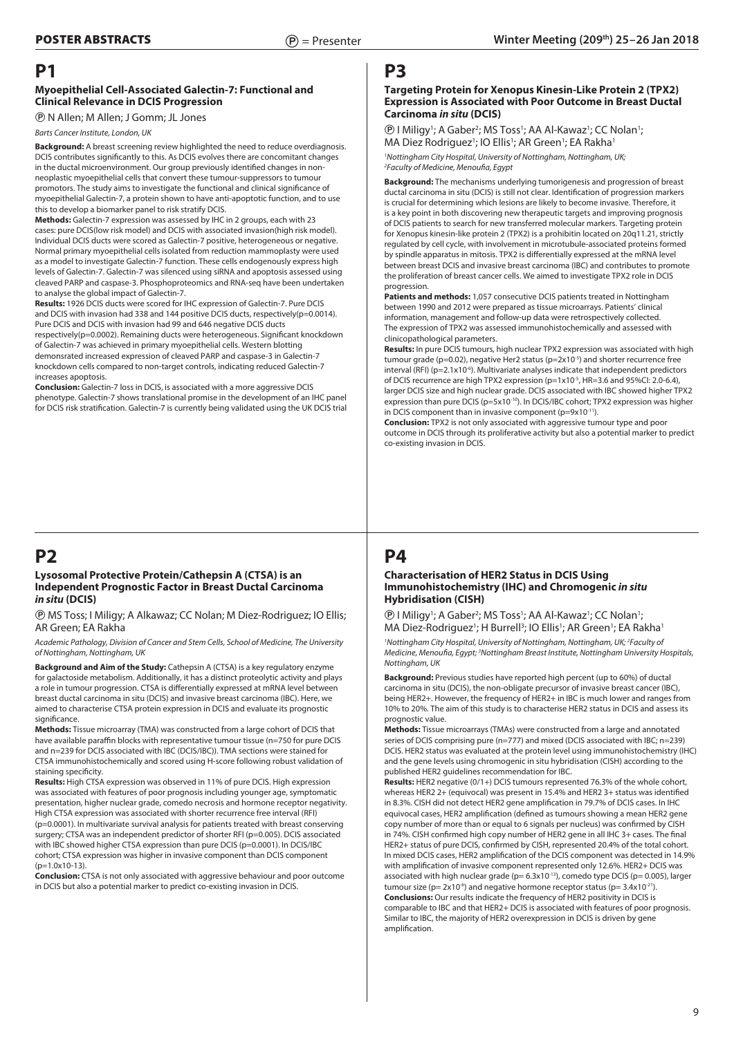# P1

### Myoepithelial Cell-Associated Galectin-7: Functional and Clinical Relevance in DCIS Progression

Ⓟ N Allen; M Allen; J Gomm; JL Jones

*Barts Cancer Institute, London, UK*

**Background:** A breast screening review highlighted the need to reduce overdiagnosis. DCIS contributes significantly to this. As DCIS evolves there are concomitant changes in the ductal microenvironment. Our group previously identified changes in non-neoplastic myoepithelial cells that convert these tumour-suppressors to tumour promotors. The study aims to investigate the functional and clinical significance of myoepithelial Galectin-7, a protein shown to have anti-apoptotic function, and to use this to develop a biomarker panel to risk stratify DCIS.

**Methods:** Galectin-7 expression was assessed by IHC in 2 groups, each with 23 cases: pure DCIS(low risk model) and DCIS with associated invasion(high risk model). Individual DCIS ducts were scored as Galectin-7 positive, heterogeneous or negative. Normal primary myoepithelial cells isolated from reduction mammoplasty were used as a model to investigate Galectin-7 function. These cells endogenously express high levels of Galectin-7. Galectin-7 was silenced using siRNA and apoptosis assessed using cleaved PARP and caspase-3. Phosphoproteomics and RNA-seq have been undertaken to analyse the global impact of Galectin-7.

**Results:** 1926 DCIS ducts were scored for IHC expression of Galectin-7. Pure DCIS and DCIS with invasion had 338 and 144 positive DCIS ducts, respectively(p=0.0014). Pure DCIS and DCIS with invasion had 99 and 646 negative DCIS ducts respectively(p=0.0002). Remaining ducts were heterogeneous. Significant knockdown of Galectin-7 was achieved in primary myoepithelial cells. Western blotting demonsrated increased expression of cleaved PARP and caspase-3 in Galectin-7 knockdown cells compared to non-target controls, indicating reduced Galectin-7 increases apoptosis.

**Conclusion:** Galectin-7 loss in DCIS, is associated with a more aggressive DCIS phenotype. Galectin-7 shows translational promise in the development of an IHC panel for DCIS risk stratification. Galectin-7 is currently being validated using the UK DCIS trial

# P2

### Lysosomal Protective Protein/Cathepsin A (CTSA) is an Independent Prognostic Factor in Breast Ductal Carcinoma *in situ* (DCIS)

Ⓟ MS Toss; I Miligy; A Alkawaz; C Nolan; M Diez-Rodriguez; IO Ellis; AR Green; EA Rakha

*Academic Pathology, Division of Cancer and Stem Cells, School of Medicine, The University of Nottingham, Nottingham, UK*

**Background and Aim of the Study:** Cathepsin A (CTSA) is a key regulatory enzyme for galactoside metabolism. Additionally, it has a distinct proteolytic activity and plays a role in tumour progression. CTSA is differentially expressed at mRNA level between breast ductal carcinoma in situ (DCIS) and invasive breast carcinoma (IBC). Here, we aimed to characterise CTSA protein expression in DCIS and evaluate its prognostic significance.

**Methods:** Tissue microarray (TMA) was constructed from a large cohort of DCIS that have available paraffin blocks with representative tumour tissue (n=750 for pure DCIS and n=239 for DCIS associated with IBC (DCIS/IBC)). TMA sections were stained for CTSA immunohistochemically and scored using H-score following robust validation of staining specificity.

**Results:** High CTSA expression was observed in 11% of pure DCIS. High expression was associated with features of poor prognosis including younger age, symptomatic presentation, higher nuclear grade, comedo necrosis and hormone receptor negativity. High CTSA expression was associated with shorter recurrence free interval (RFI) (p=0.0001). In multivariate survival analysis for patients treated with breast conserving surgery; CTSA was an independent predictor of shorter RFI (p=0.005). DCIS associated with IBC showed higher CTSA expression than pure DCIS (p=0.0001). In DCIS/IBC cohort; CTSA expression was higher in invasive component than DCIS component (p=1.0x10-13).

**Conclusion:** CTSA is not only associated with aggressive behaviour and poor outcome in DCIS but also a potential marker to predict co-existing invasion in DCIS.

# P3

### Targeting Protein for Xenopus Kinesin-Like Protein 2 (TPX2) Expression is Associated with Poor Outcome in Breast Ductal Carcinoma *in situ* (DCIS)

Ⓟ I Miligy[1]; A Gaber[2]; MS Toss[1]; AA Al-Kawaz[1]; CC Nolan[1]; MA Diez Rodriguez[1]; IO Ellis[1]; AR Green[1]; EA Rakha[1]

*[1]Nottingham City Hospital, University of Nottingham, Nottingham, UK; [2]Faculty of Medicine, Menoufia, Egypt*

**Background:** The mechanisms underlying tumorigenesis and progression of breast ductal carcinoma in situ (DCIS) is still not clear. Identification of progression markers is crucial for determining which lesions are likely to become invasive. Therefore, it is a key point in both discovering new therapeutic targets and improving prognosis of DCIS patients to search for new transferred molecular markers. Targeting protein for Xenopus kinesin-like protein 2 (TPX2) is a prohibitin located on 20q11.21, strictly regulated by cell cycle, with involvement in microtubule-associated proteins formed by spindle apparatus in mitosis. TPX2 is differentially expressed at the mRNA level between breast DCIS and invasive breast carcinoma (IBC) and contributes to promote the proliferation of breast cancer cells. We aimed to investigate TPX2 role in DCIS progression.

**Patients and methods:** 1,057 consecutive DCIS patients treated in Nottingham between 1990 and 2012 were prepared as tissue microarrays. Patients' clinical information, management and follow-up data were retrospectively collected. The expression of TPX2 was assessed immunohistochemically and assessed with clinicopathological parameters.

**Results:** In pure DCIS tumours, high nuclear TPX2 expression was associated with high tumour grade (p=0.02), negative Her2 status ($p=2x10^{-5}$) and shorter recurrence free interval (RFI) ($p=2.1x10^{-6}$). Multivariate analyses indicate that independent predictors of DCIS recurrence are high TPX2 expression ($p=1x10^{-5}$, HR=3.6 and 95%CI: 2.0-6.4), larger DCIS size and high nuclear grade. DCIS associated with IBC showed higher TPX2 expression than pure DCIS ($p=5x10^{-10}$). In DCIS/IBC cohort; TPX2 expression was higher in DCIS component than in invasive component ($p=9x10^{-11}$).

**Conclusion:** TPX2 is not only associated with aggressive tumour type and poor outcome in DCIS through its proliferative activity but also a potential marker to predict co-existing invasion in DCIS.

# P4

### Characterisation of HER2 Status in DCIS Using Immunohistochemistry (IHC) and Chromogenic *in situ* Hybridisation (CISH)

Ⓟ I Miligy[1]; A Gaber[2]; MS Toss[1]; AA Al-Kawaz[1]; CC Nolan[1]; MA Diez-Rodriguez[1]; H Burrell[3]; IO Ellis[1]; AR Green[1]; EA Rakha[1]

*[1]Nottingham City Hospital, University of Nottingham, Nottingham, UK; [2]Faculty of Medicine, Menoufia, Egypt; [3]Nottingham Breast Institute, Nottingham University Hospitals, Nottingham, UK*

**Background:** Previous studies have reported high percent (up to 60%) of ductal carcinoma in situ (DCIS), the non-obligate precursor of invasive breast cancer (IBC), being HER2+. However, the frequency of HER2+ in IBC is much lower and ranges from 10% to 20%. The aim of this study is to characterise HER2 status in DCIS and assess its prognostic value.

**Methods:** Tissue microarrays (TMAs) were constructed from a large and annotated series of DCIS comprising pure (n=777) and mixed (DCIS associated with IBC; n=239) DCIS. HER2 status was evaluated at the protein level using immunohistochemistry (IHC) and the gene levels using chromogenic in situ hybridisation (CISH) according to the published HER2 guidelines recommendation for IBC.

**Results:** HER2 negative (0/1+) DCIS tumours represented 76.3% of the whole cohort, whereas HER2 2+ (equivocal) was present in 15.4% and HER2 3+ status was identified in 8.3%. CISH did not detect HER2 gene amplification in 79.7% of DCIS cases. In IHC equivocal cases, HER2 amplification (defined as tumours showing a mean HER2 gene copy number of more than or equal to 6 signals per nucleus) was confirmed by CISH in 74%. CISH confirmed high copy number of HER2 gene in all IHC 3+ cases. The final HER2+ status of pure DCIS, confirmed by CISH, represented 20.4% of the total cohort. In mixed DCIS cases, HER2 amplification of the DCIS component was detected in 14.9% with amplification of invasive component represented only 12.6%. HER2+ DCIS was associated with high nuclear grade ($p= 6.3x10^{-13}$), comedo type DCIS (p= 0.005), larger tumour size ($p= 2x10^{-6}$) and negative hormone receptor status ($p= 3.4x10^{-23}$).

**Conclusions:** Our results indicate the frequency of HER2 positivity in DCIS is comparable to IBC and that HER2+ DCIS is associated with features of poor prognosis. Similar to IBC, the majority of HER2 overexpression in DCIS is driven by gene amplification.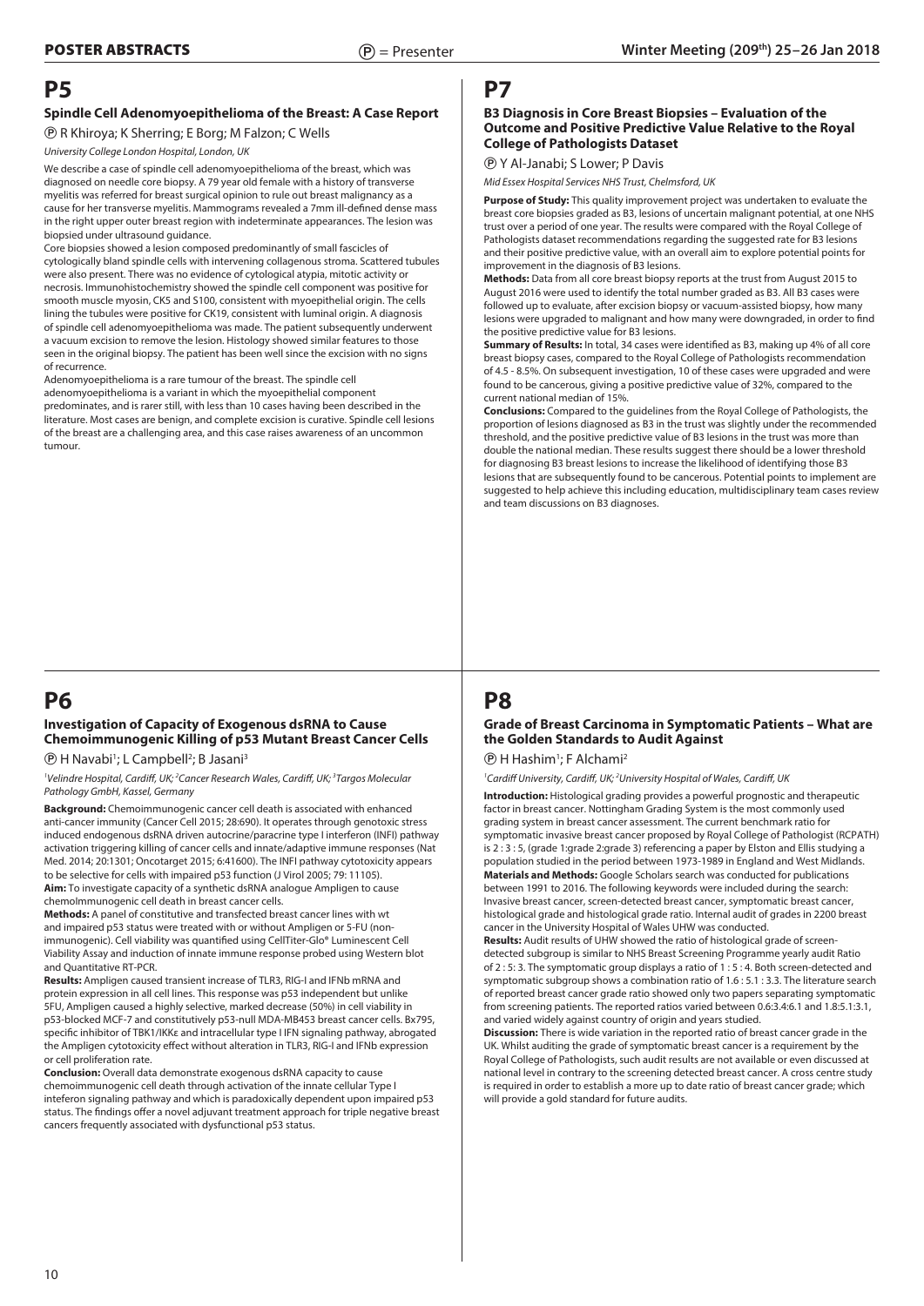# P5

### Spindle Cell Adenomyoepithelioma of the Breast: A Case Report

Ⓟ R Khiroya; K Sherring; E Borg; M Falzon; C Wells

*University College London Hospital, London, UK*

We describe a case of spindle cell adenomyoepithelioma of the breast, which was diagnosed on needle core biopsy. A 79 year old female with a history of transverse myelitis was referred for breast surgical opinion to rule out breast malignancy as a cause for her transverse myelitis. Mammograms revealed a 7mm ill-defined dense mass in the right upper outer breast region with indeterminate appearances. The lesion was biopsied under ultrasound guidance.

Core biopsies showed a lesion composed predominantly of small fascicles of cytologically bland spindle cells with intervening collagenous stroma. Scattered tubules were also present. There was no evidence of cytological atypia, mitotic activity or necrosis. Immunohistochemistry showed the spindle cell component was positive for smooth muscle myosin, CK5 and S100, consistent with myoepithelial origin. The cells lining the tubules were positive for CK19, consistent with luminal origin. A diagnosis of spindle cell adenomyoepithelioma was made. The patient subsequently underwent a vacuum excision to remove the lesion. Histology showed similar features to those seen in the original biopsy. The patient has been well since the excision with no signs of recurrence.

Adenomyoepithelioma is a rare tumour of the breast. The spindle cell adenomyoepithelioma is a variant in which the myoepithelial component predominates, and is rarer still, with less than 10 cases having been described in the literature. Most cases are benign, and complete excision is curative. Spindle cell lesions of the breast are a challenging area, and this case raises awareness of an uncommon tumour.

# P6

### Investigation of Capacity of Exogenous dsRNA to Cause Chemoimmunogenic Killing of p53 Mutant Breast Cancer Cells

Ⓟ H Navabi[1]; L Campbell[2]; B Jasani[3]

[1]*Velindre Hospital, Cardiff, UK;* [2]*Cancer Research Wales, Cardiff, UK;* [3]*Targos Molecular Pathology GmbH, Kassel, Germany*

**Background:** Chemoimmunogenic cancer cell death is associated with enhanced anti-cancer immunity (Cancer Cell 2015; 28:690). It operates through genotoxic stress induced endogenous dsRNA driven autocrine/paracrine type I interferon (INFI) pathway activation triggering killing of cancer cells and innate/adaptive immune responses (Nat Med. 2014; 20:1301; Oncotarget 2015; 6:41600). The INFI pathway cytotoxicity appears to be selective for cells with impaired p53 function (J Virol 2005; 79: 11105).

**Aim:** To investigate capacity of a synthetic dsRNA analogue Ampligen to cause chemoImmunogenic cell death in breast cancer cells.

**Methods:** A panel of constitutive and transfected breast cancer lines with wt and impaired p53 status were treated with or without Ampligen or 5-FU (non-immunogenic). Cell viability was quantified using CellTiter-Glo® Luminescent Cell Viability Assay and induction of innate immune response probed using Western blot and Quantitative RT-PCR.

**Results:** Ampligen caused transient increase of TLR3, RIG-I and IFNb mRNA and protein expression in all cell lines. This response was p53 independent but unlike 5FU, Ampligen caused a highly selective, marked decrease (50%) in cell viability in p53-blocked MCF-7 and constitutively p53-null MDA-MB453 breast cancer cells. Bx795, specific inhibitor of TBK1/IKKε and intracellular type I IFN signaling pathway, abrogated the Ampligen cytotoxicity effect without alteration in TLR3, RIG-I and IFNb expression or cell proliferation rate.

**Conclusion:** Overall data demonstrate exogenous dsRNA capacity to cause chemoimmunogenic cell death through activation of the innate cellular Type I inteferon signaling pathway and which is paradoxically dependent upon impaired p53 status. The findings offer a novel adjuvant treatment approach for triple negative breast cancers frequently associated with dysfunctional p53 status.

# P7

### B3 Diagnosis in Core Breast Biopsies – Evaluation of the Outcome and Positive Predictive Value Relative to the Royal College of Pathologists Dataset

Ⓟ Y Al-Janabi; S Lower; P Davis

*Mid Essex Hospital Services NHS Trust, Chelmsford, UK*

**Purpose of Study:** This quality improvement project was undertaken to evaluate the breast core biopsies graded as B3, lesions of uncertain malignant potential, at one NHS trust over a period of one year. The results were compared with the Royal College of Pathologists dataset recommendations regarding the suggested rate for B3 lesions and their positive predictive value, with an overall aim to explore potential points for improvement in the diagnosis of B3 lesions.

**Methods:** Data from all core breast biopsy reports at the trust from August 2015 to August 2016 were used to identify the total number graded as B3. All B3 cases were followed up to evaluate, after excision biopsy or vacuum-assisted biopsy, how many lesions were upgraded to malignant and how many were downgraded, in order to find the positive predictive value for B3 lesions.

**Summary of Results:** In total, 34 cases were identified as B3, making up 4% of all core breast biopsy cases, compared to the Royal College of Pathologists recommendation of 4.5 - 8.5%. On subsequent investigation, 10 of these cases were upgraded and were found to be cancerous, giving a positive predictive value of 32%, compared to the current national median of 15%.

**Conclusions:** Compared to the guidelines from the Royal College of Pathologists, the proportion of lesions diagnosed as B3 in the trust was slightly under the recommended threshold, and the positive predictive value of B3 lesions in the trust was more than double the national median. These results suggest there should be a lower threshold for diagnosing B3 breast lesions to increase the likelihood of identifying those B3 lesions that are subsequently found to be cancerous. Potential points to implement are suggested to help achieve this including education, multidisciplinary team cases review and team discussions on B3 diagnoses.

# P8

### Grade of Breast Carcinoma in Symptomatic Patients – What are the Golden Standards to Audit Against

Ⓟ H Hashim[1]; F Alchami[2]

[1]*Cardiff University, Cardiff, UK;* [2]*University Hospital of Wales, Cardiff, UK*

**Introduction:** Histological grading provides a powerful prognostic and therapeutic factor in breast cancer. Nottingham Grading System is the most commonly used grading system in breast cancer assessment. The current benchmark ratio for symptomatic invasive breast cancer proposed by Royal College of Pathologist (RCPATH) is 2 : 3 : 5, (grade 1:grade 2:grade 3) referencing a paper by Elston and Ellis studying a population studied in the period between 1973-1989 in England and West Midlands.

**Materials and Methods:** Google Scholars search was conducted for publications between 1991 to 2016. The following keywords were included during the search: Invasive breast cancer, screen-detected breast cancer, symptomatic breast cancer, histological grade and histological grade ratio. Internal audit of grades in 2200 breast cancer in the University Hospital of Wales UHW was conducted.

**Results:** Audit results of UHW showed the ratio of histological grade of screen-detected subgroup is similar to NHS Breast Screening Programme yearly audit Ratio of 2 : 5: 3. The symptomatic group displays a ratio of 1 : 5 : 4. Both screen-detected and symptomatic subgroup shows a combination ratio of 1.6 : 5.1 : 3.3. The literature search of reported breast cancer grade ratio showed only two papers separating symptomatic from screening patients. The reported ratios varied between 0.6:3.4:6.1 and 1.8:5.1:3.1, and varied widely against country of origin and years studied.

**Discussion:** There is wide variation in the reported ratio of breast cancer grade in the UK. Whilst auditing the grade of symptomatic breast cancer is a requirement by the Royal College of Pathologists, such audit results are not available or even discussed at national level in contrary to the screening detected breast cancer. A cross centre study is required in order to establish a more up to date ratio of breast cancer grade; which will provide a gold standard for future audits.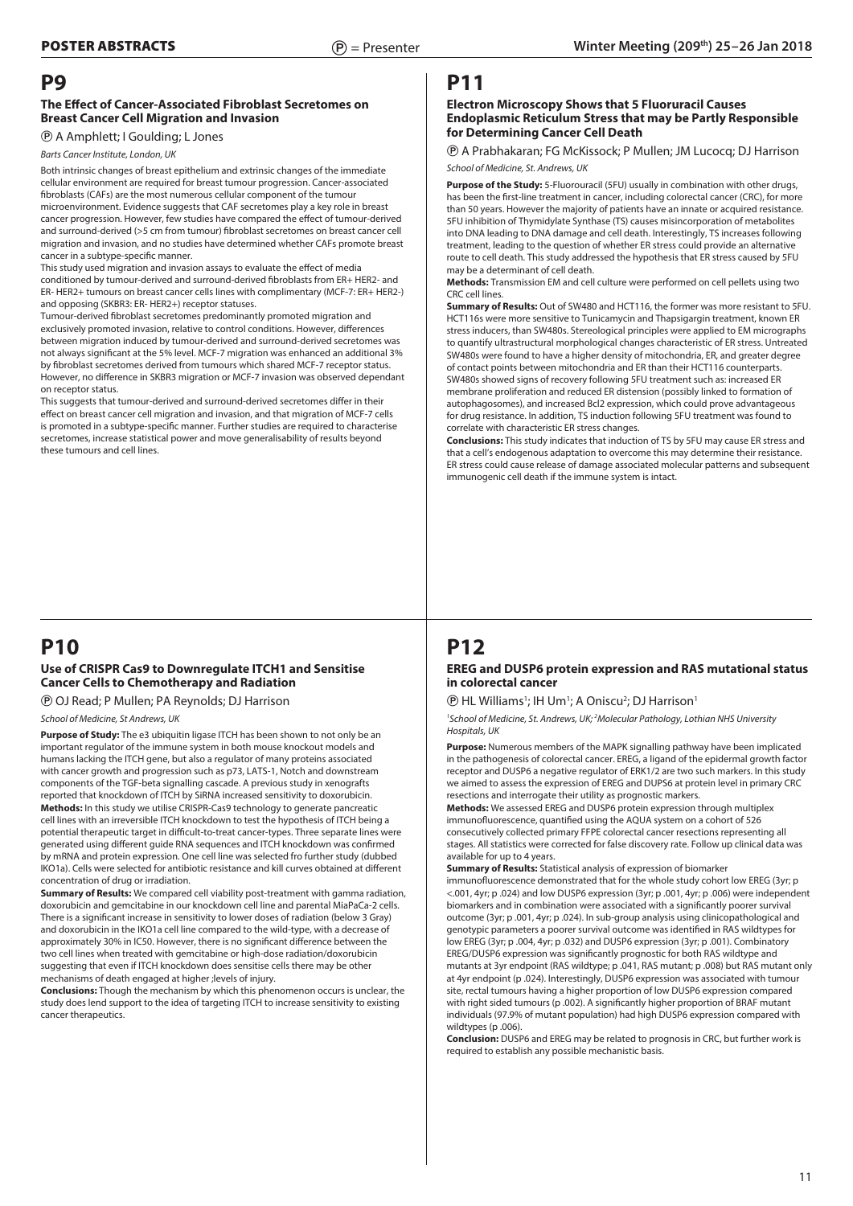# P9

### The Effect of Cancer-Associated Fibroblast Secretomes on Breast Cancer Cell Migration and Invasion

Ⓟ A Amphlett; I Goulding; L Jones

*Barts Cancer Institute, London, UK*

Both intrinsic changes of breast epithelium and extrinsic changes of the immediate cellular environment are required for breast tumour progression. Cancer-associated fibroblasts (CAFs) are the most numerous cellular component of the tumour microenvironment. Evidence suggests that CAF secretomes play a key role in breast cancer progression. However, few studies have compared the effect of tumour-derived and surround-derived (>5 cm from tumour) fibroblast secretomes on breast cancer cell migration and invasion, and no studies have determined whether CAFs promote breast cancer in a subtype-specific manner.

This study used migration and invasion assays to evaluate the effect of media conditioned by tumour-derived and surround-derived fibroblasts from ER+ HER2- and ER- HER2+ tumours on breast cancer cells lines with complimentary (MCF-7: ER+ HER2-) and opposing (SKBR3: ER- HER2+) receptor statuses.

Tumour-derived fibroblast secretomes predominantly promoted migration and exclusively promoted invasion, relative to control conditions. However, differences between migration induced by tumour-derived and surround-derived secretomes was not always significant at the 5% level. MCF-7 migration was enhanced an additional 3% by fibroblast secretomes derived from tumours which shared MCF-7 receptor status. However, no difference in SKBR3 migration or MCF-7 invasion was observed dependant on receptor status.

This suggests that tumour-derived and surround-derived secretomes differ in their effect on breast cancer cell migration and invasion, and that migration of MCF-7 cells is promoted in a subtype-specific manner. Further studies are required to characterise secretomes, increase statistical power and move generalisability of results beyond these tumours and cell lines.

# P10

### Use of CRISPR Cas9 to Downregulate ITCH1 and Sensitise Cancer Cells to Chemotherapy and Radiation

Ⓟ OJ Read; P Mullen; PA Reynolds; DJ Harrison

*School of Medicine, St Andrews, UK*

**Purpose of Study:** The e3 ubiquitin ligase ITCH has been shown to not only be an important regulator of the immune system in both mouse knockout models and humans lacking the ITCH gene, but also a regulator of many proteins associated with cancer growth and progression such as p73, LATS-1, Notch and downstream components of the TGF-beta signalling cascade. A previous study in xenografts reported that knockdown of ITCH by SiRNA increased sensitivity to doxorubicin.

**Methods:** In this study we utilise CRISPR-Cas9 technology to generate pancreatic cell lines with an irreversible ITCH knockdown to test the hypothesis of ITCH being a potential therapeutic target in difficult-to-treat cancer-types. Three separate lines were generated using different guide RNA sequences and ITCH knockdown was confirmed by mRNA and protein expression. One cell line was selected fro further study (dubbed IKO1a). Cells were selected for antibiotic resistance and kill curves obtained at different concentration of drug or irradiation.

**Summary of Results:** We compared cell viability post-treatment with gamma radiation, doxorubicin and gemcitabine in our knockdown cell line and parental MiaPaCa-2 cells. There is a significant increase in sensitivity to lower doses of radiation (below 3 Gray) and doxorubicin in the IKO1a cell line compared to the wild-type, with a decrease of approximately 30% in IC50. However, there is no significant difference between the two cell lines when treated with gemcitabine or high-dose radiation/doxorubicin suggesting that even if ITCH knockdown does sensitise cells there may be other mechanisms of death engaged at higher ;levels of injury.

**Conclusions:** Though the mechanism by which this phenomenon occurs is unclear, the study does lend support to the idea of targeting ITCH to increase sensitivity to existing cancer therapeutics.

# P11

### Electron Microscopy Shows that 5 Fluoruracil Causes Endoplasmic Reticulum Stress that may be Partly Responsible for Determining Cancer Cell Death

Ⓟ A Prabhakaran; FG McKissock; P Mullen; JM Lucocq; DJ Harrison

*School of Medicine, St. Andrews, UK*

**Purpose of the Study:** 5-Fluorouracil (5FU) usually in combination with other drugs, has been the first-line treatment in cancer, including colorectal cancer (CRC), for more than 50 years. However the majority of patients have an innate or acquired resistance. 5FU inhibition of Thymidylate Synthase (TS) causes misincorporation of metabolites into DNA leading to DNA damage and cell death. Interestingly, TS increases following treatment, leading to the question of whether ER stress could provide an alternative route to cell death. This study addressed the hypothesis that ER stress caused by 5FU may be a determinant of cell death.

**Methods:** Transmission EM and cell culture were performed on cell pellets using two CRC cell lines.

**Summary of Results:** Out of SW480 and HCT116, the former was more resistant to 5FU. HCT116s were more sensitive to Tunicamycin and Thapsigargin treatment, known ER stress inducers, than SW480s. Stereological principles were applied to EM micrographs to quantify ultrastructural morphological changes characteristic of ER stress. Untreated SW480s were found to have a higher density of mitochondria, ER, and greater degree of contact points between mitochondria and ER than their HCT116 counterparts. SW480s showed signs of recovery following 5FU treatment such as: increased ER membrane proliferation and reduced ER distension (possibly linked to formation of autophagosomes), and increased Bcl2 expression, which could prove advantageous for drug resistance. In addition, TS induction following 5FU treatment was found to correlate with characteristic ER stress changes.

**Conclusions:** This study indicates that induction of TS by 5FU may cause ER stress and that a cell's endogenous adaptation to overcome this may determine their resistance. ER stress could cause release of damage associated molecular patterns and subsequent immunogenic cell death if the immune system is intact.

# P12

### EREG and DUSP6 protein expression and RAS mutational status in colorectal cancer

Ⓟ HL Williams[1]; IH Um[1]; A Oniscu[2]; DJ Harrison[1]

*[1]School of Medicine, St. Andrews, UK; [2]Molecular Pathology, Lothian NHS University Hospitals, UK*

**Purpose:** Numerous members of the MAPK signalling pathway have been implicated in the pathogenesis of colorectal cancer. EREG, a ligand of the epidermal growth factor receptor and DUSP6 a negative regulator of ERK1/2 are two such markers. In this study we aimed to assess the expression of EREG and DUPS6 at protein level in primary CRC resections and interrogate their utility as prognostic markers.

**Methods:** We assessed EREG and DUSP6 protein expression through multiplex immunofluorescence, quantified using the AQUA system on a cohort of 526 consecutively collected primary FFPE colorectal cancer resections representing all stages. All statistics were corrected for false discovery rate. Follow up clinical data was available for up to 4 years.

**Summary of Results:** Statistical analysis of expression of biomarker immunofluorescence demonstrated that for the whole study cohort low EREG (3yr; $p < .001$, 4yr; $p$ .024) and low DUSP6 expression (3yr; $p$ .001, 4yr; $p$ .006) were independent biomarkers and in combination were associated with a significantly poorer survival outcome (3yr; $p$ .001, 4yr; $p$ .024). In sub-group analysis using clinicopathological and genotypic parameters a poorer survival outcome was identified in RAS wildtypes for low EREG (3yr; $p$ .004, 4yr; $p$ .032) and DUSP6 expression (3yr; $p$ .001). Combinatory EREG/DUSP6 expression was significantly prognostic for both RAS wildtype and mutants at 3yr endpoint (RAS wildtype; $p$ .041, RAS mutant; $p$ .008) but RAS mutant only at 4yr endpoint ($p$ .024). Interestingly, DUSP6 expression was associated with tumour site, rectal tumours having a higher proportion of low DUSP6 expression compared with right sided tumours ($p$ .002). A significantly higher proportion of BRAF mutant individuals (97.9% of mutant population) had high DUSP6 expression compared with wildtypes ($p$ .006).

**Conclusion:** DUSP6 and EREG may be related to prognosis in CRC, but further work is required to establish any possible mechanistic basis.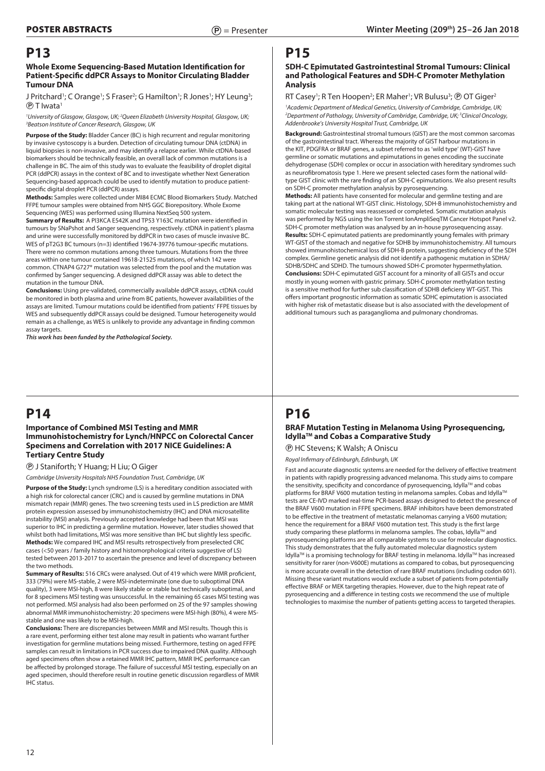# P13

### Whole Exome Sequencing-Based Mutation Identification for Patient-Specific ddPCR Assays to Monitor Circulating Bladder Tumour DNA

J Pritchard[1]; C Orange[1]; S Fraser[2]; G Hamilton[1]; R Jones[1]; HY Leung[3]; Ⓟ T Iwata[1]

*[1]University of Glasgow, Glasgow, UK; [2]Queen Elizabeth University Hospital, Glasgow, UK; [3]Beatson Institute of Cancer Research, Glasgow, UK*

**Purpose of the Study:** Bladder Cancer (BC) is high recurrent and regular monitoring by invasive cystoscopy is a burden. Detection of circulating tumour DNA (ctDNA) in liquid biopsies is non-invasive, and may identify a relapse earlier. While ctDNA-based biomarkers should be technically feasible, an overall lack of common mutations is a challenge in BC. The aim of this study was to evaluate the feasibility of droplet digital PCR (ddPCR) assays in the context of BC and to investigate whether Next Generation Sequencing-based approach could be used to identify mutation to produce patient-specific digital droplet PCR (ddPCR) assays.

**Methods:** Samples were collected under MI84 ECMC Blood Biomarkers Study. Matched FFPE tumour samples were obtained from NHS GGC Biorepository. Whole Exome Sequencing (WES) was performed using Illumina NextSeq 500 system.

**Summary of Results:** A PI3KCA E542K and TP53 Y163C mutation were identified in tumours by SNaPshot and Sanger sequencing, respectively. ctDNA in patient's plasma and urine were successfully monitored by ddPCR in two cases of muscle invasive BC. WES of pT2G3 BC tumours (n=3) identified 19674-39776 tumour-specific mutations. There were no common mutations among three tumours. Mutations from the three areas within one tumour contained 19618-21525 mutations, of which 142 were common. CTNAP4 G727* mutation was selected from the pool and the mutation was confirmed by Sanger sequencing. A designed ddPCR assay was able to detect the mutation in the tumour DNA.

**Conclusions:** Using pre-validated, commercially available ddPCR assays, ctDNA could be monitored in both plasma and urine from BC patients, however availabilities of the assays are limited. Tumour mutations could be identified from patients' FFPE tissues by WES and subsequently ddPCR assays could be designed. Tumour heterogeneity would remain as a challenge, as WES is unlikely to provide any advantage in finding common assay targets.

***This work has been funded by the Pathological Society.***

# P14

### Importance of Combined MSI Testing and MMR Immunohistochemistry for Lynch/HNPCC on Colorectal Cancer Specimens and Correlation with 2017 NICE Guidelines: A Tertiary Centre Study

Ⓟ J Staniforth; Y Huang; H Liu; O Giger

*Cambridge University Hospitals NHS Foundation Trust, Cambridge, UK*

**Purpose of the Study:** Lynch syndrome (LS) is a hereditary condition associated with a high risk for colorectal cancer (CRC) and is caused by germline mutations in DNA mismatch repair (MMR) genes. The two screening tests used in LS prediction are MMR protein expression assessed by immunohistochemistry (IHC) and DNA microsatellite instability (MSI) analysis. Previously accepted knowledge had been that MSI was superior to IHC in predicting a germline mutation. However, later studies showed that whilst both had limitations, MSI was more sensitive than IHC but slightly less specific.

**Methods:** We compared IHC and MSI results retrospectively from preselected CRC cases (<50 years / family history and histomorphological criteria suggestive of LS) tested between 2013-2017 to ascertain the presence and level of discrepancy between the two methods.

**Summary of Results:** 516 CRCs were analysed. Out of 419 which were MMR proficient, 333 (79%) were MS-stable, 2 were MSI-indeterminate (one due to suboptimal DNA quality), 3 were MSI-high, 8 were likely stable or stable but technically suboptimal, and for 8 specimens MSI testing was unsuccessful. In the remaining 65 cases MSI testing was not performed. MSI analysis had also been performed on 25 of the 97 samples showing abnormal MMR immunohistochemistry: 20 specimens were MSI-high (80%), 4 were MS-stable and one was likely to be MSI-high.

**Conclusions:** There are discrepancies between MMR and MSI results. Though this is a rare event, performing either test alone may result in patients who warrant further investigation for germline mutations being missed. Furthermore, testing on aged FFPE samples can result in limitations in PCR success due to impaired DNA quality. Although aged specimens often show a retained MMR IHC pattern, MMR IHC performance can be affected by prolonged storage. The failure of successful MSI testing, especially on an aged specimen, should therefore result in routine genetic discussion regardless of MMR IHC status.

# P15

### SDH-C Epimutated Gastrointestinal Stromal Tumours: Clinical and Pathological Features and SDH-C Promoter Methylation Analysis

RT Casey[1]; R Ten Hoopen[2]; ER Maher[1]; VR Bulusu[3]; Ⓟ OT Giger[2]

*[1]Academic Department of Medical Genetics, University of Cambridge, Cambridge, UK; [2]Department of Pathology, University of Cambridge, Cambridge, UK; [3]Clinical Oncology, Addenbrooke's University Hospital Trust, Cambridge, UK*

**Background:** Gastrointestinal stromal tumours (GIST) are the most common sarcomas of the gastrointestinal tract. Whereas the majority of GIST harbour mutations in the KIT, PDGFRA or BRAF genes, a subset referred to as 'wild type' (WT)-GIST have germline or somatic mutations and epimutations in genes encoding the succinate dehydrogenase (SDH) complex or occur in association with hereditary syndromes such as neurofibromatosis type 1. Here we present selected cases form the national wild-type GIST clinic with the rare finding of an SDH-C epimutations. We also present results on SDH-C promoter methylation analysis by pyrosequencing.

**Methods:** All patients have consented for molecular and germline testing and are taking part at the national WT-GIST clinic. Histology, SDH-B immunohistochemistry and somatic molecular testing was reassessed or completed. Somatic mutation analysis was performed by NGS using the Ion Torrent IonAmpliSeqTM Cancer Hotspot Panel v2. SDH-C promoter methylation was analysed by an in-house pyrosequencing assay.

**Results:** SDH-C epimutated patients are predominantly young females with primary WT-GIST of the stomach and negative for SDHB by immunohistochemistry. All tumours showed immunohistochemical loss of SDH-B protein, suggesting deficiency of the SDH complex. Germline genetic analysis did not identify a pathogenic mutation in SDHA/SDHB/SDHC and SDHD. The tumours showed SDH-C promoter hypermethylation.

**Conclusions:** SDH-C epimutated GIST account for a minority of all GISTs and occur mostly in young women with gastric primary. SDH-C promoter methylation testing is a sensitive method for further sub classification of SDHB deficieny WT-GIST. This offers important prognostic information as somatic SDHC epimutation is associated with higher risk of metastatic disease but is also associated with the development of additional tumours such as paraganglioma and pulmonary chondromas.

# P16

### BRAF Mutation Testing in Melanoma Using Pyrosequencing, Idylla™ and Cobas a Comparative Study

Ⓟ HC Stevens; K Walsh; A Oniscu

*Royal Infirmary of Edinburgh, Edinburgh, UK*

Fast and accurate diagnostic systems are needed for the delivery of effective treatment in patients with rapidly progressing advanced melanoma. This study aims to compare the sensitivity, specificity and concordance of pyrosequencing, Idylla™ and cobas platforms for BRAF V600 mutation testing in melanoma samples. Cobas and Idylla™ tests are CE-IVD marked real-time PCR-based assays designed to detect the presence of the BRAF V600 mutation in FFPE specimens. BRAF inhibitors have been demonstrated to be effective in the treatment of metastatic melanomas carrying a V600 mutation; hence the requirement for a BRAF V600 mutation test. This study is the first large study comparing these platforms in melanoma samples. The cobas, Idylla™ and pyrosequencing platforms are all comparable systems to use for molecular diagnostics. This study demonstrates that the fully automated molecular diagnostics system Idylla™ is a promising technology for BRAF testing in melanoma. Idylla™ has increased sensitivity for rarer (non-V600E) mutations as compared to cobas, but pyrosequencing is more accurate overall in the detection of rare BRAF mutations (including codon 601). Missing these variant mutations would exclude a subset of patients from potentially effective BRAF or MEK targeting therapies. However, due to the high repeat rate of pyrosequencing and a difference in testing costs we recommend the use of multiple technologies to maximise the number of patients getting access to targeted therapies.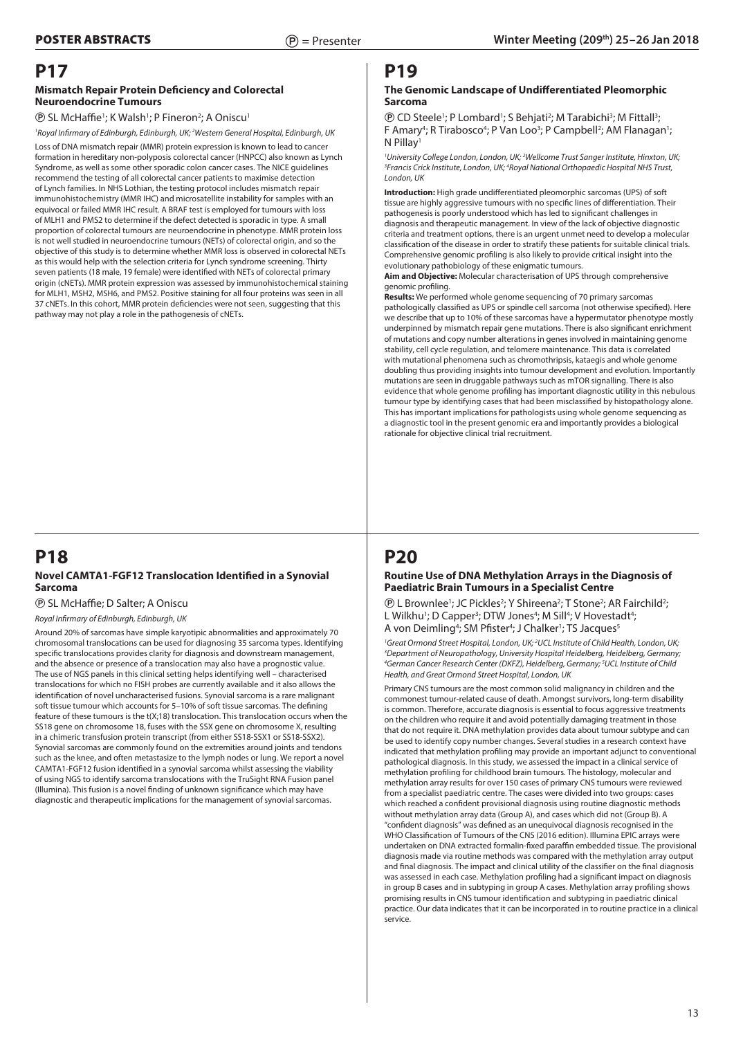## P17

### Mismatch Repair Protein Deficiency and Colorectal Neuroendocrine Tumours

Ⓟ SL McHaffie[1]; K Walsh[1]; P Fineron[2]; A Oniscu[1]

*[1]Royal Infirmary of Edinburgh, Edinburgh, UK; [2]Western General Hospital, Edinburgh, UK*

Loss of DNA mismatch repair (MMR) protein expression is known to lead to cancer formation in hereditary non-polyposis colorectal cancer (HNPCC) also known as Lynch Syndrome, as well as some other sporadic colon cancer cases. The NICE guidelines recommend the testing of all colorectal cancer patients to maximise detection of Lynch families. In NHS Lothian, the testing protocol includes mismatch repair immunohistochemistry (MMR IHC) and microsatellite instability for samples with an equivocal or failed MMR IHC result. A BRAF test is employed for tumours with loss of MLH1 and PMS2 to determine if the defect detected is sporadic in type. A small proportion of colorectal tumours are neuroendocrine in phenotype. MMR protein loss is not well studied in neuroendocrine tumours (NETs) of colorectal origin, and so the objective of this study is to determine whether MMR loss is observed in colorectal NETs as this would help with the selection criteria for Lynch syndrome screening. Thirty seven patients (18 male, 19 female) were identified with NETs of colorectal primary origin (cNETs). MMR protein expression was assessed by immunohistochemical staining for MLH1, MSH2, MSH6, and PMS2. Positive staining for all four proteins was seen in all 37 cNETs. In this cohort, MMR protein deficiencies were not seen, suggesting that this pathway may not play a role in the pathogenesis of cNETs.

## P18

### Novel CAMTA1-FGF12 Translocation Identified in a Synovial Sarcoma

Ⓟ SL McHaffie; D Salter; A Oniscu

*Royal Infirmary of Edinburgh, Edinburgh, UK*

Around 20% of sarcomas have simple karyotipic abnormalities and approximately 70 chromosomal translocations can be used for diagnosing 35 sarcoma types. Identifying specific translocations provides clarity for diagnosis and downstream management, and the absence or presence of a translocation may also have a prognostic value. The use of NGS panels in this clinical setting helps identifying well – characterised translocations for which no FISH probes are currently available and it also allows the identification of novel uncharacterised fusions. Synovial sarcoma is a rare malignant soft tissue tumour which accounts for 5–10% of soft tissue sarcomas. The defining feature of these tumours is the t(X;18) translocation. This translocation occurs when the SS18 gene on chromosome 18, fuses with the SSX gene on chromosome X, resulting in a chimeric transfusion protein transcript (from either SS18-SSX1 or SS18-SSX2). Synovial sarcomas are commonly found on the extremities around joints and tendons such as the knee, and often metastasize to the lymph nodes or lung. We report a novel CAMTA1-FGF12 fusion identified in a synovial sarcoma whilst assessing the viability of using NGS to identify sarcoma translocations with the TruSight RNA Fusion panel (Illumina). This fusion is a novel finding of unknown significance which may have diagnostic and therapeutic implications for the management of synovial sarcomas.

## P19

### The Genomic Landscape of Undifferentiated Pleomorphic Sarcoma

Ⓟ CD Steele[1]; P Lombard[1]; S Behjati[2]; M Tarabichi[3]; M Fittall[3]; F Amary[4]; R Tirabosco[4]; P Van Loo[3]; P Campbell[2]; AM Flanagan[1]; N Pillay[1]

*[1]University College London, London, UK; [2]Wellcome Trust Sanger Institute, Hinxton, UK; [3]Francis Crick Institute, London, UK; [4]Royal National Orthopaedic Hospital NHS Trust, London, UK*

**Introduction:** High grade undifferentiated pleomorphic sarcomas (UPS) of soft tissue are highly aggressive tumours with no specific lines of differentiation. Their pathogenesis is poorly understood which has led to significant challenges in diagnosis and therapeutic management. In view of the lack of objective diagnostic criteria and treatment options, there is an urgent unmet need to develop a molecular classification of the disease in order to stratify these patients for suitable clinical trials. Comprehensive genomic profiling is also likely to provide critical insight into the evolutionary pathobiology of these enigmatic tumours.

**Aim and Objective:** Molecular characterisation of UPS through comprehensive genomic profiling.

**Results:** We performed whole genome sequencing of 70 primary sarcomas pathologically classified as UPS or spindle cell sarcoma (not otherwise specified). Here we describe that up to 10% of these sarcomas have a hypermutator phenotype mostly underpinned by mismatch repair gene mutations. There is also significant enrichment of mutations and copy number alterations in genes involved in maintaining genome stability, cell cycle regulation, and telomere maintenance. This data is correlated with mutational phenomena such as chromothripsis, kataegis and whole genome doubling thus providing insights into tumour development and evolution. Importantly mutations are seen in druggable pathways such as mTOR signalling. There is also evidence that whole genome profiling has important diagnostic utility in this nebulous tumour type by identifying cases that had been misclassified by histopathology alone. This has important implications for pathologists using whole genome sequencing as a diagnostic tool in the present genomic era and importantly provides a biological rationale for objective clinical trial recruitment.

## P20

### Routine Use of DNA Methylation Arrays in the Diagnosis of Paediatric Brain Tumours in a Specialist Centre

Ⓟ L Brownlee[1]; JC Pickles[2]; Y Shireena[2]; T Stone[2]; AR Fairchild[2]; L Wilkhu[1]; D Capper[3]; DTW Jones[4]; M Sill[4]; V Hovestadt[4]; A von Deimling[4]; SM Pfister[4]; J Chalker[1]; TS Jacques[5]

*[1]Great Ormond Street Hospital, London, UK; [2]UCL Institute of Child Health, London, UK; [3]Department of Neuropathology, University Hospital Heidelberg, Heidelberg, Germany; [4]German Cancer Research Center (DKFZ), Heidelberg, Germany; [5]UCL Institute of Child Health, and Great Ormond Street Hospital, London, UK*

Primary CNS tumours are the most common solid malignancy in children and the commonest tumour-related cause of death. Amongst survivors, long-term disability is common. Therefore, accurate diagnosis is essential to focus aggressive treatments on the children who require it and avoid potentially damaging treatment in those that do not require it. DNA methylation provides data about tumour subtype and can be used to identify copy number changes. Several studies in a research context have indicated that methylation profiling may provide an important adjunct to conventional pathological diagnosis. In this study, we assessed the impact in a clinical service of methylation profiling for childhood brain tumours. The histology, molecular and methylation array results for over 150 cases of primary CNS tumours were reviewed from a specialist paediatric centre. The cases were divided into two groups: cases which reached a confident provisional diagnosis using routine diagnostic methods without methylation array data (Group A), and cases which did not (Group B). A "confident diagnosis" was defined as an unequivocal diagnosis recognised in the WHO Classification of Tumours of the CNS (2016 edition). Illumina EPIC arrays were undertaken on DNA extracted formalin-fixed paraffin embedded tissue. The provisional diagnosis made via routine methods was compared with the methylation array output and final diagnosis. The impact and clinical utility of the classifier on the final diagnosis was assessed in each case. Methylation profiling had a significant impact on diagnosis in group B cases and in subtyping in group A cases. Methylation array profiling shows promising results in CNS tumour identification and subtyping in paediatric clinical practice. Our data indicates that it can be incorporated in to routine practice in a clinical service.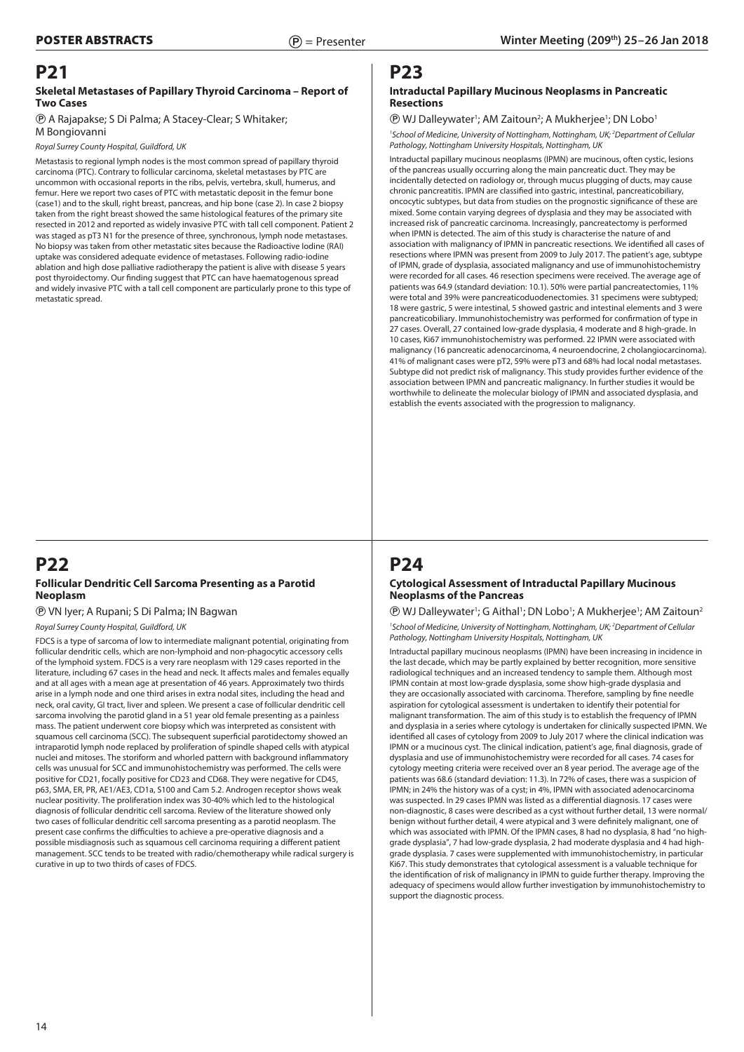# P21

### Skeletal Metastases of Papillary Thyroid Carcinoma – Report of Two Cases

Ⓟ A Rajapakse; S Di Palma; A Stacey-Clear; S Whitaker; M Bongiovanni

*Royal Surrey County Hospital, Guildford, UK*

Metastasis to regional lymph nodes is the most common spread of papillary thyroid carcinoma (PTC). Contrary to follicular carcinoma, skeletal metastases by PTC are uncommon with occasional reports in the ribs, pelvis, vertebra, skull, humerus, and femur. Here we report two cases of PTC with metastatic deposit in the femur bone (case1) and to the skull, right breast, pancreas, and hip bone (case 2). In case 2 biopsy taken from the right breast showed the same histological features of the primary site resected in 2012 and reported as widely invasive PTC with tall cell component. Patient 2 was staged as pT3 N1 for the presence of three, synchronous, lymph node metastases. No biopsy was taken from other metastatic sites because the Radioactive Iodine (RAI) uptake was considered adequate evidence of metastases. Following radio-iodine ablation and high dose palliative radiotherapy the patient is alive with disease 5 years post thyroidectomy. Our finding suggest that PTC can have haematogenous spread and widely invasive PTC with a tall cell component are particularly prone to this type of metastatic spread.

# P22

### Follicular Dendritic Cell Sarcoma Presenting as a Parotid Neoplasm

Ⓟ VN Iyer; A Rupani; S Di Palma; IN Bagwan

*Royal Surrey County Hospital, Guildford, UK*

FDCS is a type of sarcoma of low to intermediate malignant potential, originating from follicular dendritic cells, which are non-lymphoid and non-phagocytic accessory cells of the lymphoid system. FDCS is a very rare neoplasm with 129 cases reported in the literature, including 67 cases in the head and neck. It affects males and females equally and at all ages with a mean age at presentation of 46 years. Approximately two thirds arise in a lymph node and one third arises in extra nodal sites, including the head and neck, oral cavity, GI tract, liver and spleen. We present a case of follicular dendritic cell sarcoma involving the parotid gland in a 51 year old female presenting as a painless mass. The patient underwent core biopsy which was interpreted as consistent with squamous cell carcinoma (SCC). The subsequent superficial parotidectomy showed an intraparotid lymph node replaced by proliferation of spindle shaped cells with atypical nuclei and mitoses. The storiform and whorled pattern with background inflammatory cells was unusual for SCC and immunohistochemistry was performed. The cells were positive for CD21, focally positive for CD23 and CD68. They were negative for CD45, p63, SMA, ER, PR, AE1/AE3, CD1a, S100 and Cam 5.2. Androgen receptor shows weak nuclear positivity. The proliferation index was 30-40% which led to the histological diagnosis of follicular dendritic cell sarcoma. Review of the literature showed only two cases of follicular dendritic cell sarcoma presenting as a parotid neoplasm. The present case confirms the difficulties to achieve a pre-operative diagnosis and a possible misdiagnosis such as squamous cell carcinoma requiring a different patient management. SCC tends to be treated with radio/chemotherapy while radical surgery is curative in up to two thirds of cases of FDCS.

# P23

### Intraductal Papillary Mucinous Neoplasms in Pancreatic Resections

Ⓟ WJ Dalleywater[1]; AM Zaitoun[2]; A Mukherjee[1]; DN Lobo[1]

[1]*School of Medicine, University of Nottingham, Nottingham, UK;* [2]*Department of Cellular Pathology, Nottingham University Hospitals, Nottingham, UK*

Intraductal papillary mucinous neoplasms (IPMN) are mucinous, often cystic, lesions of the pancreas usually occurring along the main pancreatic duct. They may be incidentally detected on radiology or, through mucus plugging of ducts, may cause chronic pancreatitis. IPMN are classified into gastric, intestinal, pancreaticobiliary, oncocytic subtypes, but data from studies on the prognostic significance of these are mixed. Some contain varying degrees of dysplasia and they may be associated with increased risk of pancreatic carcinoma. Increasingly, pancreatectomy is performed when IPMN is detected. The aim of this study is characterise the nature of and association with malignancy of IPMN in pancreatic resections. We identified all cases of resections where IPMN was present from 2009 to July 2017. The patient's age, subtype of IPMN, grade of dysplasia, associated malignancy and use of immunohistochemistry were recorded for all cases. 46 resection specimens were received. The average age of patients was 64.9 (standard deviation: 10.1). 50% were partial pancreatectomies, 11% were total and 39% were pancreaticoduodenectomies. 31 specimens were subtyped; 18 were gastric, 5 were intestinal, 5 showed gastric and intestinal elements and 3 were pancreaticobiliary. Immunohistochemistry was performed for confirmation of type in 27 cases. Overall, 27 contained low-grade dysplasia, 4 moderate and 8 high-grade. In 10 cases, Ki67 immunohistochemistry was performed. 22 IPMN were associated with malignancy (16 pancreatic adenocarcinoma, 4 neuroendocrine, 2 cholangiocarcinoma). 41% of malignant cases were pT2, 59% were pT3 and 68% had local nodal metastases. Subtype did not predict risk of malignancy. This study provides further evidence of the association between IPMN and pancreatic malignancy. In further studies it would be worthwhile to delineate the molecular biology of IPMN and associated dysplasia, and establish the events associated with the progression to malignancy.

# P24

### Cytological Assessment of Intraductal Papillary Mucinous Neoplasms of the Pancreas

Ⓟ WJ Dalleywater[1]; G Aithal[1]; DN Lobo[1]; A Mukherjee[1]; AM Zaitoun[2]

[1]*School of Medicine, University of Nottingham, Nottingham, UK;* [2]*Department of Cellular Pathology, Nottingham University Hospitals, Nottingham, UK*

Intraductal papillary mucinous neoplasms (IPMN) have been increasing in incidence in the last decade, which may be partly explained by better recognition, more sensitive radiological techniques and an increased tendency to sample them. Although most IPMN contain at most low-grade dysplasia, some show high-grade dysplasia and they are occasionally associated with carcinoma. Therefore, sampling by fine needle aspiration for cytological assessment is undertaken to identify their potential for malignant transformation. The aim of this study is to establish the frequency of IPMN and dysplasia in a series where cytology is undertaken for clinically suspected IPMN. We identified all cases of cytology from 2009 to July 2017 where the clinical indication was IPMN or a mucinous cyst. The clinical indication, patient's age, final diagnosis, grade of dysplasia and use of immunohistochemistry were recorded for all cases. 74 cases for cytology meeting criteria were received over an 8 year period. The average age of the patients was 68.6 (standard deviation: 11.3). In 72% of cases, there was a suspicion of IPMN; in 24% the history was of a cyst; in 4%, IPMN with associated adenocarcinoma was suspected. In 29 cases IPMN was listed as a differential diagnosis. 17 cases were non-diagnostic, 8 cases were described as a cyst without further detail, 13 were normal/benign without further detail, 4 were atypical and 3 were definitely malignant, one of which was associated with IPMN. Of the IPMN cases, 8 had no dysplasia, 8 had "no high-grade dysplasia", 7 had low-grade dysplasia, 2 had moderate dysplasia and 4 had high-grade dysplasia. 7 cases were supplemented with immunohistochemistry, in particular Ki67. This study demonstrates that cytological assessment is a valuable technique for the identification of risk of malignancy in IPMN to guide further therapy. Improving the adequacy of specimens would allow further investigation by immunohistochemistry to support the diagnostic process.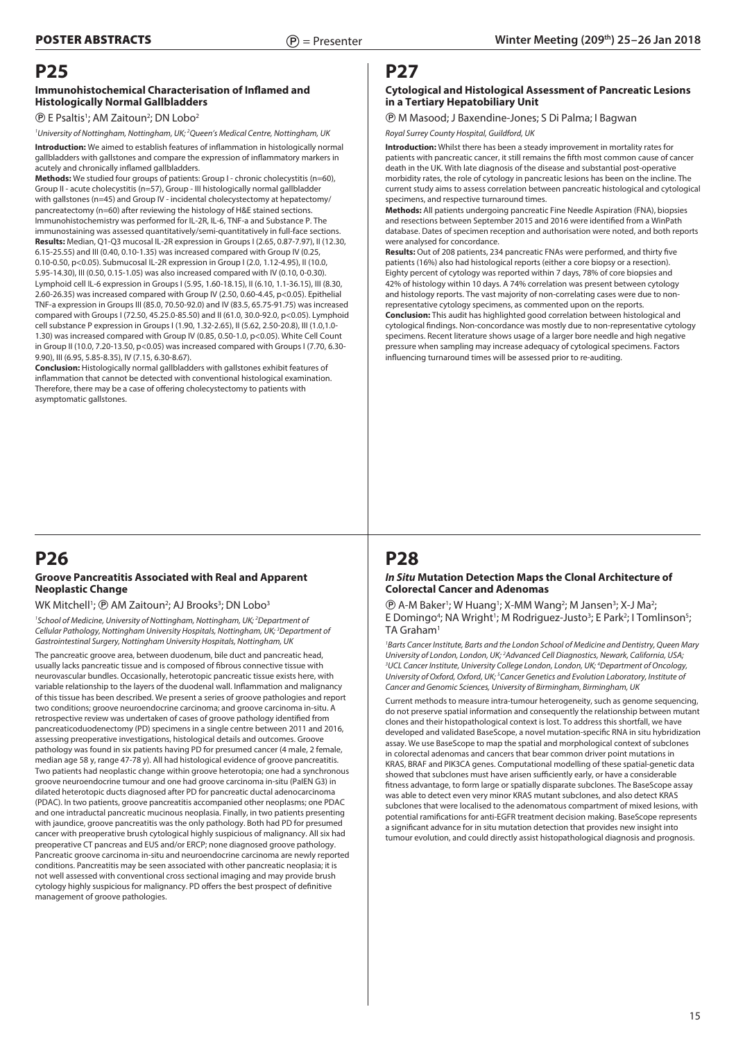## P25

### Immunohistochemical Characterisation of Inflamed and Histologically Normal Gallbladders

Ⓟ E Psaltis[1]; AM Zaitoun[2]; DN Lobo[2]

[1]*University of Nottingham, Nottingham, UK;* [2]*Queen's Medical Centre, Nottingham, UK*

**Introduction:** We aimed to establish features of inflammation in histologically normal gallbladders with gallstones and compare the expression of inflammatory markers in acutely and chronically inflamed gallbladders.

**Methods:** We studied four groups of patients: Group I - chronic cholecystitis (n=60), Group II - acute cholecystitis (n=57), Group - III histologically normal gallbladder with gallstones (n=45) and Group IV - incidental cholecystectomy at hepatectomy/pancreatectomy (n=60) after reviewing the histology of H&E stained sections. Immunohistochemistry was performed for IL-2R, IL-6, TNF-a and Substance P. The immunostaining was assessed quantitatively/semi-quantitatively in full-face sections.

**Results:** Median, Q1-Q3 mucosal IL-2R expression in Groups I (2.65, 0.87-7.97), II (12.30, 6.15-25.55) and III (0.40, 0.10-1.35) was increased compared with Group IV (0.25, 0.10-0.50, $p<0.05$). Submucosal IL-2R expression in Group I (2.0, 1.12-4.95), II (10.0, 5.95-14.30), III (0.50, 0.15-1.05) was also increased compared with IV (0.10, 0-0.30). Lymphoid cell IL-6 expression in Groups I (5.95, 1.60-18.15), II (6.10, 1.1-36.15), III (8.30, 2.60-26.35) was increased compared with Group IV (2.50, 0.60-4.45, $p<0.05$). Epithelial TNF-a expression in Groups III (85.0, 70.50-92.0) and IV (83.5, 65.75-91.75) was increased compared with Groups I (72.50, 45.25.0-85.50) and II (61.0, 30.0-92.0, $p<0.05$). Lymphoid cell substance P expression in Groups I (1.90, 1.32-2.65), II (5.62, 2.50-20.8), III (1.0,1.0-1.30) was increased compared with Group IV (0.85, 0.50-1.0, $p<0.05$). White Cell Count in Group II (10.0, 7.20-13.50, $p<0.05$) was increased compared with Groups I (7.70, 6.30-9.90), III (6.95, 5.85-8.35), IV (7.15, 6.30-8.67).

**Conclusion:** Histologically normal gallbladders with gallstones exhibit features of inflammation that cannot be detected with conventional histological examination. Therefore, there may be a case of offering cholecystectomy to patients with asymptomatic gallstones.

## P26

### Groove Pancreatitis Associated with Real and Apparent Neoplastic Change

WK Mitchell[1]; Ⓟ AM Zaitoun[2]; AJ Brooks[3]; DN Lobo[3]

[1]*School of Medicine, University of Nottingham, Nottingham, UK;* [2]*Department of Cellular Pathology, Nottingham University Hospitals, Nottingham, UK;* [3]*Department of Gastrointestinal Surgery, Nottingham University Hospitals, Nottingham, UK*

The pancreatic groove area, between duodenum, bile duct and pancreatic head, usually lacks pancreatic tissue and is composed of fibrous connective tissue with neurovascular bundles. Occasionally, heterotopic pancreatic tissue exists here, with variable relationship to the layers of the duodenal wall. Inflammation and malignancy of this tissue has been described. We present a series of groove pathologies and report two conditions; groove neuroendocrine carcinoma; and groove carcinoma in-situ. A retrospective review was undertaken of cases of groove pathology identified from pancreaticoduodenectomy (PD) specimens in a single centre between 2011 and 2016, assessing preoperative investigations, histological details and outcomes. Groove pathology was found in six patients having PD for presumed cancer (4 male, 2 female, median age 58 y, range 47-78 y). All had histological evidence of groove pancreatitis. Two patients had neoplastic change within groove heterotopia; one had a synchronous groove neuroendocrine tumour and one had groove carcinoma in-situ (PaIEN G3) in dilated heterotopic ducts diagnosed after PD for pancreatic ductal adenocarcinoma (PDAC). In two patients, groove pancreatitis accompanied other neoplasms; one PDAC and one intraductal pancreatic mucinous neoplasia. Finally, in two patients presenting with jaundice, groove pancreatitis was the only pathology. Both had PD for presumed cancer with preoperative brush cytological highly suspicious of malignancy. All six had preoperative CT pancreas and EUS and/or ERCP; none diagnosed groove pathology. Pancreatic groove carcinoma in-situ and neuroendocrine carcinoma are newly reported conditions. Pancreatitis may be seen associated with other pancreatic neoplasia; it is not well assessed with conventional cross sectional imaging and may provide brush cytology highly suspicious for malignancy. PD offers the best prospect of definitive management of groove pathologies.

## P27

### Cytological and Histological Assessment of Pancreatic Lesions in a Tertiary Hepatobiliary Unit

Ⓟ M Masood; J Baxendine-Jones; S Di Palma; I Bagwan

*Royal Surrey County Hospital, Guildford, UK*

**Introduction:** Whilst there has been a steady improvement in mortality rates for patients with pancreatic cancer, it still remains the fifth most common cause of cancer death in the UK. With late diagnosis of the disease and substantial post-operative morbidity rates, the role of cytology in pancreatic lesions has been on the incline. The current study aims to assess correlation between pancreatic histological and cytological specimens, and respective turnaround times.

**Methods:** All patients undergoing pancreatic Fine Needle Aspiration (FNA), biopsies and resections between September 2015 and 2016 were identified from a WinPath database. Dates of specimen reception and authorisation were noted, and both reports were analysed for concordance.

**Results:** Out of 208 patients, 234 pancreatic FNAs were performed, and thirty five patients (16%) also had histological reports (either a core biopsy or a resection). Eighty percent of cytology was reported within 7 days, 78% of core biopsies and 42% of histology within 10 days. A 74% correlation was present between cytology and histology reports. The vast majority of non-correlating cases were due to non-representative cytology specimens, as commented upon on the reports.

**Conclusion:** This audit has highlighted good correlation between histological and cytological findings. Non-concordance was mostly due to non-representative cytology specimens. Recent literature shows usage of a larger bore needle and high negative pressure when sampling may increase adequacy of cytological specimens. Factors influencing turnaround times will be assessed prior to re-auditing.

## P28

### *In Situ* Mutation Detection Maps the Clonal Architecture of Colorectal Cancer and Adenomas

Ⓟ A-M Baker[1]; W Huang[1]; X-MM Wang[2]; M Jansen[3]; X-J Ma[2]; E Domingo[4]; NA Wright[1]; M Rodriguez-Justo[3]; E Park[2]; I Tomlinson[5]; TA Graham[1]

[1]*Barts Cancer Institute, Barts and the London School of Medicine and Dentistry, Queen Mary University of London, London, UK;* [2]*Advanced Cell Diagnostics, Newark, California, USA;* [3]*UCL Cancer Institute, University College London, London, UK;* [4]*Department of Oncology, University of Oxford, Oxford, UK;* [5]*Cancer Genetics and Evolution Laboratory, Institute of Cancer and Genomic Sciences, University of Birmingham, Birmingham, UK*

Current methods to measure intra-tumour heterogeneity, such as genome sequencing, do not preserve spatial information and consequently the relationship between mutant clones and their histopathological context is lost. To address this shortfall, we have developed and validated BaseScope, a novel mutation-specific RNA in situ hybridization assay. We use BaseScope to map the spatial and morphological context of subclones in colorectal adenomas and cancers that bear common driver point mutations in KRAS, BRAF and PIK3CA genes. Computational modelling of these spatial-genetic data showed that subclones must have arisen sufficiently early, or have a considerable fitness advantage, to form large or spatially disparate subclones. The BaseScope assay was able to detect even very minor KRAS mutant subclones, and also detect KRAS subclones that were localised to the adenomatous compartment of mixed lesions, with potential ramifications for anti-EGFR treatment decision making. BaseScope represents a significant advance for in situ mutation detection that provides new insight into tumour evolution, and could directly assist histopathological diagnosis and prognosis.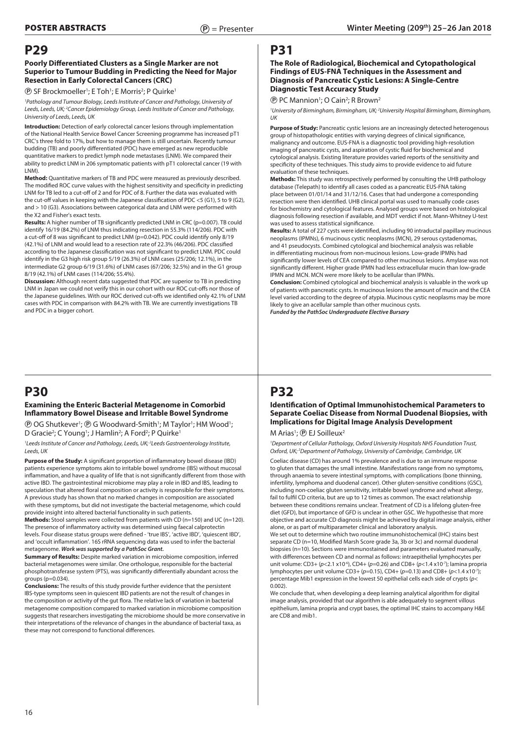# P29

### Poorly Differentiated Clusters as a Single Marker are not Superior to Tumour Budding in Predicting the Need for Major Resection in Early Colorectal Cancers (CRC)

Ⓟ SF Brockmoeller[1]; E Toh[1]; E Morris[2]; P Quirke[1]

[1]Pathology and Tumour Biology, Leeds Institute of Cancer and Pathology, University of Leeds, Leeds, UK; [2]Cancer Epidemiology Group, Leeds Institute of Cancer and Pathology, University of Leeds, Leeds, UK

**Introduction:** Detection of early colorectal cancer lesions through implementation of the National Health Service Bowel Cancer Screening programme has increased pT1 CRC's three fold to 17%, but how to manage them is still uncertain. Recently tumour budding (TB) and poorly differentiated (PDC) have emerged as new reproducible quantitative markers to predict lymph node metastases (LNM). We compared their ability to predict LNM in 206 symptomatic patients with pT1 colorectal cancer (19 with LNM).

**Method:** Quantitative markers of TB and PDC were measured as previously described. The modified ROC curve values with the highest sensitivity and specificity in predicting LNM for TB led to a cut-off of 2 and for PDC of 8. Further the data was evaluated with the cut-off values in keeping with the Japanese classification of PDC <5 (G1), 5 to 9 (G2), and > 10 (G3). Associations between categorical data and LNM were performed with the X2 and Fisher's exact tests.

**Results:** A higher number of TB significantly predicted LNM in CRC (p=0.007). TB could identify 16/19 (84.2%) of LNM thus indicating resection in 55.3% (114/206). PDC with a cut-off of 8 was significant to predict LNM (p=0.042). PDC could identify only 8/19 (42.1%) of LNM and would lead to a resection rate of 22.3% (46/206). PDC classified according to the Japanese classification was not significant to predict LNM. PDC could identify in the G3 high risk group 5/19 (26.3%) of LNM cases (25/206; 12.1%), in the intermediate G2 group 6/19 (31.6%) of LNM cases (67/206; 32.5%) and in the G1 group 8/19 (42.1%) of LNM cases (114/206; 55.4%).

**Discussion:** Although recent data suggested that PDC are superior to TB in predicting LNM in Japan we could not verify this in our cohort with our ROC cut-offs nor those of the Japanese guidelines. With our ROC derived cut-offs we identified only 42.1% of LNM cases with PDC in comparison with 84.2% with TB. We are currently investigations TB and PDC in a bigger cohort.

# P30

### Examining the Enteric Bacterial Metagenome in Comorbid Inflammatory Bowel Disease and Irritable Bowel Syndrome

Ⓟ OG Shutkever[1]; Ⓟ G Woodward-Smith[1]; M Taylor[1]; HM Wood[1]; D Gracie[2]; C Young[1]; J Hamlin[2]; A Ford[2]; P Quirke[1]

[1]Leeds Institute of Cancer and Pathology, Leeds, UK; [2]Leeds Gastroenterology Institute, Leeds, UK

**Purpose of the Study:** A significant proportion of inflammatory bowel disease (IBD) patients experience symptoms akin to irritable bowel syndrome (IBS) without mucosal inflammation, and have a quality of life that is not significantly different from those with active IBD. The gastrointestinal microbiome may play a role in IBD and IBS, leading to speculation that altered floral composition or activity is responsible for their symptoms. A previous study has shown that no marked changes in composition are associated with these symptoms, but did not investigate the bacterial metagenome, which could provide insight into altered bacterial functionality in such patients.

**Methods:** Stool samples were collected from patients with CD (n=150) and UC (n=120). The presence of inflammatory activity was determined using faecal calprotectin levels. Four disease status groups were defined - 'true IBS', 'active IBD', 'quiescent IBD', and 'occult inflammation'. 16S rRNA sequencing data was used to infer the bacterial metagenome. ***Work was supported by a PathSoc Grant.***

**Summary of Results:** Despite marked variation in microbiome composition, inferred bacterial metagenomes were similar. One orthologue, responsible for the bacterial phosphotransferase system (PTS), was significantly differentially abundant across the groups (p=0.034).

**Conclusions:** The results of this study provide further evidence that the persistent IBS-type symptoms seen in quiescent IBD patients are not the result of changes in the composition or activity of the gut flora. The relative lack of variation in bacterial metagenome composition compared to marked variation in microbiome composition suggests that researchers investigating the microbiome should be more conservative in their interpretations of the relevance of changes in the abundance of bacterial taxa, as these may not correspond to functional differences.

# P31

### The Role of Radiological, Biochemical and Cytopathological Findings of EUS-FNA Techniques in the Assessment and Diagnosis of Pancreatic Cystic Lesions: A Single-Centre Diagnostic Test Accuracy Study

Ⓟ PC Mannion[1]; O Cain[2]; R Brown[2]

[1]University of Birmingham, Birmingham, UK; [2]University Hospital Birmingham, Birmingham, UK

**Purpose of Study:** Pancreatic cystic lesions are an increasingly detected heterogenous group of histopathologic entities with varying degrees of clinical significance, malignancy and outcome. EUS-FNA is a diagnostic tool providing high-resolution imaging of pancreatic cysts, and aspiration of cystic fluid for biochemical and cytological analysis. Existing literature provides varied reports of the sensitivity and specificity of these techniques. This study aims to provide evidence to aid future evaluation of these techniques.

**Methods:** This study was retrospectively performed by consulting the UHB pathology database (Telepath) to identify all cases coded as a pancreatic EUS-FNA taking place between 01/01/14 and 31/12/16. Cases that had undergone a corresponding resection were then identified. UHB clinical portal was used to manually code cases for biochemistry and cytological features. Analysed groups were based on histological diagnosis following resection if available, and MDT verdict if not. Mann-Whitney U-test was used to assess statistical significance.

**Results:** A total of 227 cysts were identified, including 90 intraductal papillary mucinous neoplasms (IPMNs), 6 mucinous cystic neoplasms (MCN), 29 serous cystadenomas, and 41 pseudocysts. Combined cytological and biochemical analysis was reliable in differentiating mucinous from non-mucinous lesions. Low-grade IPMNs had significantly lower levels of CEA compared to other mucinous lesions. Amylase was not significantly different. Higher grade IPMN had less extracellular mucin than low-grade IPMN and MCN. MCN were more likely to be acellular than IPMNs.

**Conclusion:** Combined cytological and biochemical analysis is valuable in the work up of patients with pancreatic cysts. In mucinous lesions the amount of mucin and the CEA level varied according to the degree of atypia. Mucinous cystic neoplasms may be more likely to give an acellular sample than other mucinous cysts.

***Funded by the PathSoc Undergraduate Elective Bursary***

# P32

### Identification of Optimal Immunohistochemical Parameters to Separate Coeliac Disease from Normal Duodenal Biopsies, with Implications for Digital Image Analysis Development

M Arias[1]; Ⓟ EJ Soilleux[2]

[1]Department of Cellular Pathology, Oxford University Hospitals NHS Foundation Trust, Oxford, UK; [2]Department of Pathology, University of Cambridge, Cambridge, UK

Coeliac disease (CD) has around 1% prevalence and is due to an immune response to gluten that damages the small intestine. Manifestations range from no symptoms, through anaemia to severe intestinal symptoms, with complications (bone thinning, infertility, lymphoma and duodenal cancer). Other gluten-sensitive conditions (GSC), including non-coeliac gluten sensitivity, irritable bowel syndrome and wheat allergy, fail to fulfil CD criteria, but are up to 12 times as common. The exact relationship between these conditions remains unclear. Treatment of CD is a lifelong gluten-free diet (GFD), but importance of GFD is unclear in other GSC. We hypothesise that more objective and accurate CD diagnosis might be achieved by digital image analysis, either alone, or as part of multiparameter clinical and laboratory analysis.

We set out to determine which two routine immunohistochemical (IHC) stains best separate CD (n=10, Modified Marsh Score grade 3a, 3b or 3c) and normal duodenal biopsies (n=10). Sections were immunostained and parameters evaluated manually, with differences between CD and normal as follows: intraepithelial lymphocytes per unit volume: CD3+ ($p$<2.1 x10$^{-6}$), CD4+ ($p$=0.26) and CD8+ ($p$<1.4 x10$^{-7}$); lamina propria lymphocytes per unit volume CD3+ ($p$=0.15), CD4+ ($p$=0.13) and CD8+ ($p$<1.4 x10$^{-7}$); percentage Mib1 expression in the lowest 50 epithelial cells each side of crypts ($p$< 0.002).

We conclude that, when developing a deep learning analytical algorithm for digital image analysis, provided that our algorithm is able adequately to segment villous epithelium, lamina propria and crypt bases, the optimal IHC stains to accompany H&E are CD8 and mib1.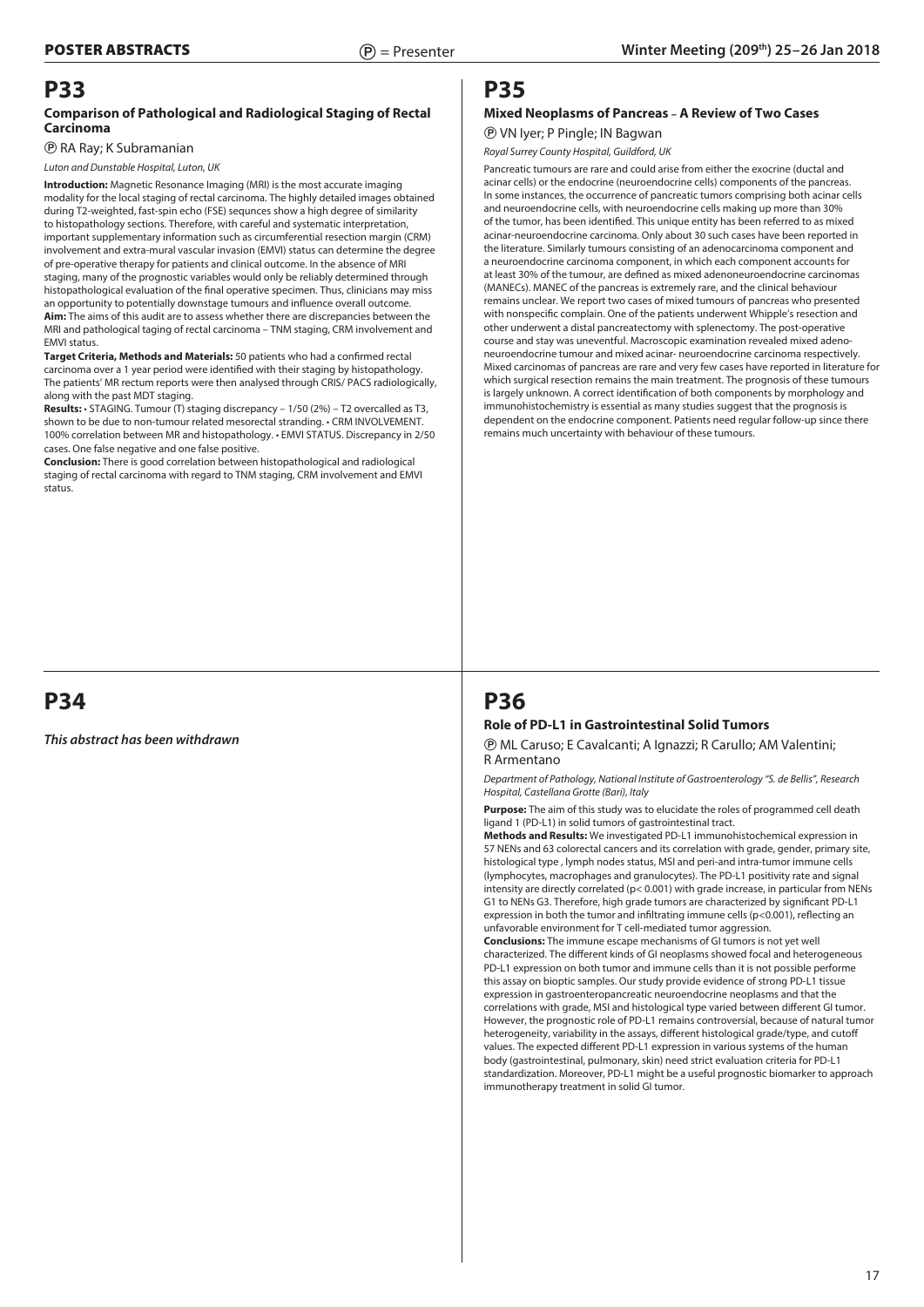# P33

### Comparison of Pathological and Radiological Staging of Rectal Carcinoma

Ⓟ RA Ray; K Subramanian

*Luton and Dunstable Hospital, Luton, UK*

**Introduction:** Magnetic Resonance Imaging (MRI) is the most accurate imaging modality for the local staging of rectal carcinoma. The highly detailed images obtained during T2-weighted, fast-spin echo (FSE) sequnces show a high degree of similarity to histopathology sections. Therefore, with careful and systematic interpretation, important supplementary information such as circumferential resection margin (CRM) involvement and extra-mural vascular invasion (EMVI) status can determine the degree of pre-operative therapy for patients and clinical outcome. In the absence of MRI staging, many of the prognostic variables would only be reliably determined through histopathological evaluation of the final operative specimen. Thus, clinicians may miss an opportunity to potentially downstage tumours and influence overall outcome.
**Aim:** The aims of this audit are to assess whether there are discrepancies between the MRI and pathological taging of rectal carcinoma – TNM staging, CRM involvement and EMVI status.
**Target Criteria, Methods and Materials:** 50 patients who had a confirmed rectal carcinoma over a 1 year period were identified with their staging by histopathology. The patients' MR rectum reports were then analysed through CRIS/ PACS radiologically, along with the past MDT staging.
**Results:** • STAGING. Tumour (T) staging discrepancy – 1/50 (2%) – T2 overcalled as T3, shown to be due to non-tumour related mesorectal stranding. • CRM INVOLVEMENT. 100% correlation between MR and histopathology. • EMVI STATUS. Discrepancy in 2/50 cases. One false negative and one false positive.
**Conclusion:** There is good correlation between histopathological and radiological staging of rectal carcinoma with regard to TNM staging, CRM involvement and EMVI status.

# P34

***This abstract has been withdrawn***

# P35

### Mixed Neoplasms of Pancreas – A Review of Two Cases

Ⓟ VN Iyer; P Pingle; IN Bagwan

*Royal Surrey County Hospital, Guildford, UK*

Pancreatic tumours are rare and could arise from either the exocrine (ductal and acinar cells) or the endocrine (neuroendocrine cells) components of the pancreas. In some instances, the occurrence of pancreatic tumors comprising both acinar cells and neuroendocrine cells, with neuroendocrine cells making up more than 30% of the tumor, has been identified. This unique entity has been referred to as mixed acinar-neuroendocrine carcinoma. Only about 30 such cases have been reported in the literature. Similarly tumours consisting of an adenocarcinoma component and a neuroendocrine carcinoma component, in which each component accounts for at least 30% of the tumour, are defined as mixed adenoneuroendocrine carcinomas (MANECs). MANEC of the pancreas is extremely rare, and the clinical behaviour remains unclear. We report two cases of mixed tumours of pancreas who presented with nonspecific complain. One of the patients underwent Whipple's resection and other underwent a distal pancreatectomy with splenectomy. The post-operative course and stay was uneventful. Macroscopic examination revealed mixed adeno-neuroendocrine tumour and mixed acinar- neuroendocrine carcinoma respectively. Mixed carcinomas of pancreas are rare and very few cases have reported in literature for which surgical resection remains the main treatment. The prognosis of these tumours is largely unknown. A correct identification of both components by morphology and immunohistochemistry is essential as many studies suggest that the prognosis is dependent on the endocrine component. Patients need regular follow-up since there remains much uncertainty with behaviour of these tumours.

# P36

### Role of PD-L1 in Gastrointestinal Solid Tumors

Ⓟ ML Caruso; E Cavalcanti; A Ignazzi; R Carullo; AM Valentini; R Armentano

*Department of Pathology, National Institute of Gastroenterology "S. de Bellis", Research Hospital, Castellana Grotte (Bari), Italy*

**Purpose:** The aim of this study was to elucidate the roles of programmed cell death ligand 1 (PD-L1) in solid tumors of gastrointestinal tract.
**Methods and Results:** We investigated PD-L1 immunohistochemical expression in 57 NENs and 63 colorectal cancers and its correlation with grade, gender, primary site, histological type , lymph nodes status, MSI and peri-and intra-tumor immune cells (lymphocytes, macrophages and granulocytes). The PD-L1 positivity rate and signal intensity are directly correlated ($p< 0.001$) with grade increase, in particular from NENs G1 to NENs G3. Therefore, high grade tumors are characterized by significant PD-L1 expression in both the tumor and infiltrating immune cells ($p<0.001$), reflecting an unfavorable environment for T cell-mediated tumor aggression.
**Conclusions:** The immune escape mechanisms of GI tumors is not yet well characterized. The different kinds of GI neoplasms showed focal and heterogeneous PD-L1 expression on both tumor and immune cells than it is not possible performe this assay on bioptic samples. Our study provide evidence of strong PD-L1 tissue expression in gastroenteropancreatic neuroendocrine neoplasms and that the correlations with grade, MSI and histological type varied between different GI tumor. However, the prognostic role of PD-L1 remains controversial, because of natural tumor heterogeneity, variability in the assays, different histological grade/type, and cutoff values. The expected different PD-L1 expression in various systems of the human body (gastrointestinal, pulmonary, skin) need strict evaluation criteria for PD-L1 standardization. Moreover, PD-L1 might be a useful prognostic biomarker to approach immunotherapy treatment in solid GI tumor.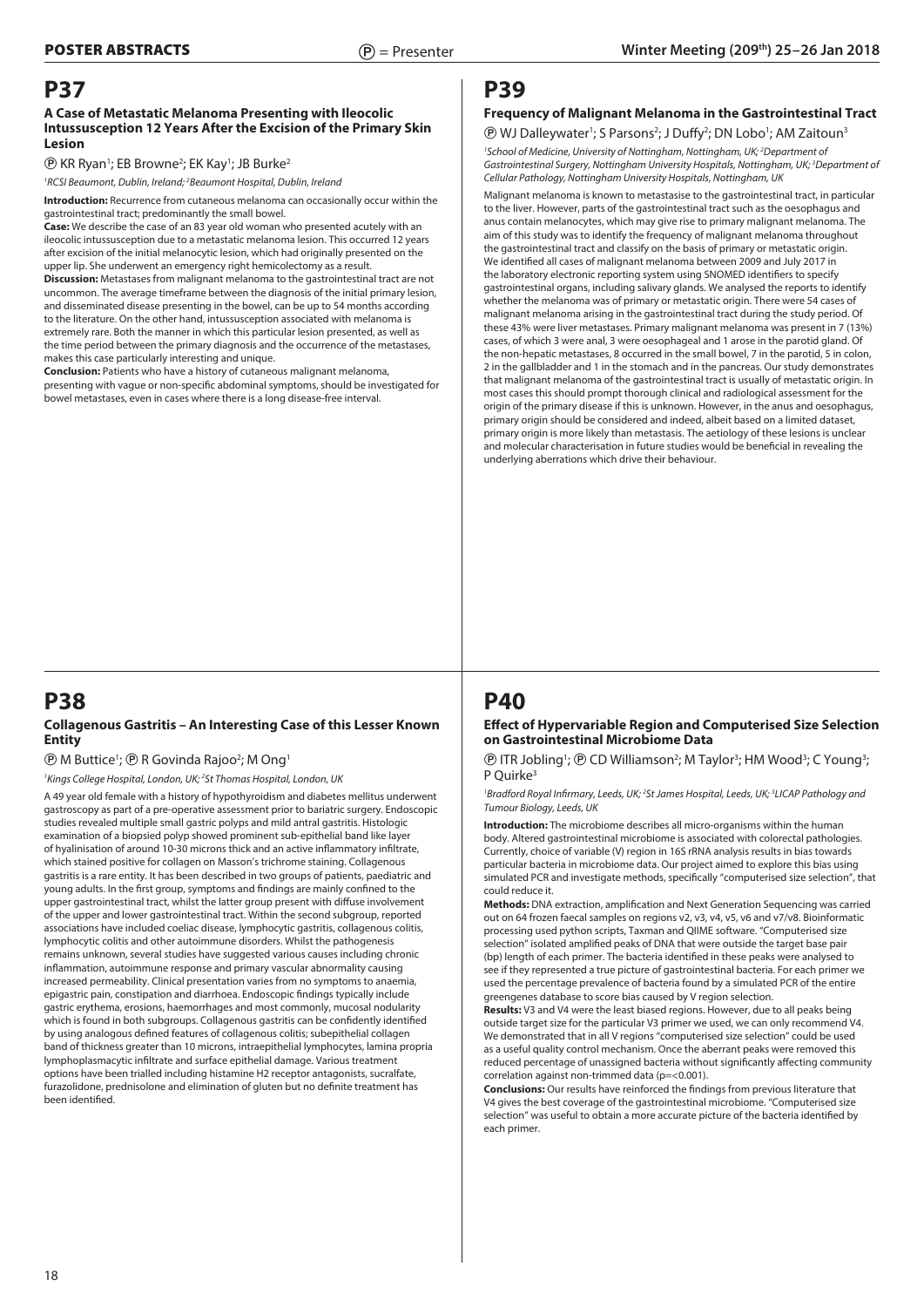# P37

### A Case of Metastatic Melanoma Presenting with Ileocolic Intussusception 12 Years After the Excision of the Primary Skin Lesion

Ⓟ KR Ryan[1]; EB Browne[2]; EK Kay[1]; JB Burke[2]

*[1]RCSI Beaumont, Dublin, Ireland; [2]Beaumont Hospital, Dublin, Ireland*

**Introduction:** Recurrence from cutaneous melanoma can occasionally occur within the gastrointestinal tract; predominantly the small bowel.

**Case:** We describe the case of an 83 year old woman who presented acutely with an ileocolic intussusception due to a metastatic melanoma lesion. This occurred 12 years after excision of the initial melanocytic lesion, which had originally presented on the upper lip. She underwent an emergency right hemicolectomy as a result.

**Discussion:** Metastases from malignant melanoma to the gastrointestinal tract are not uncommon. The average timeframe between the diagnosis of the initial primary lesion, and disseminated disease presenting in the bowel, can be up to 54 months according to the literature. On the other hand, intussusception associated with melanoma is extremely rare. Both the manner in which this particular lesion presented, as well as the time period between the primary diagnosis and the occurrence of the metastases, makes this case particularly interesting and unique.

**Conclusion:** Patients who have a history of cutaneous malignant melanoma, presenting with vague or non-specific abdominal symptoms, should be investigated for bowel metastases, even in cases where there is a long disease-free interval.

# P38

### Collagenous Gastritis – An Interesting Case of this Lesser Known Entity

Ⓟ M Buttice[1]; Ⓟ R Govinda Rajoo[2]; M Ong[1]

*[1]Kings College Hospital, London, UK; [2]St Thomas Hospital, London, UK*

A 49 year old female with a history of hypothyroidism and diabetes mellitus underwent gastroscopy as part of a pre-operative assessment prior to bariatric surgery. Endoscopic studies revealed multiple small gastric polyps and mild antral gastritis. Histologic examination of a biopsied polyp showed prominent sub-epithelial band like layer of hyalinisation of around 10-30 microns thick and an active inflammatory infiltrate, which stained positive for collagen on Masson's trichrome staining. Collagenous gastritis is a rare entity. It has been described in two groups of patients, paediatric and young adults. In the first group, symptoms and findings are mainly confined to the upper gastrointestinal tract, whilst the latter group present with diffuse involvement of the upper and lower gastrointestinal tract. Within the second subgroup, reported associations have included coeliac disease, lymphocytic gastritis, collagenous colitis, lymphocytic colitis and other autoimmune disorders. Whilst the pathogenesis remains unknown, several studies have suggested various causes including chronic inflammation, autoimmune response and primary vascular abnormality causing increased permeability. Clinical presentation varies from no symptoms to anaemia, epigastric pain, constipation and diarrhoea. Endoscopic findings typically include gastric erythema, erosions, haemorrhages and most commonly, mucosal nodularity which is found in both subgroups. Collagenous gastritis can be confidently identified by using analogous defined features of collagenous colitis; subepithelial collagen band of thickness greater than 10 microns, intraepithelial lymphocytes, lamina propria lymphoplasmacytic infiltrate and surface epithelial damage. Various treatment options have been trialled including histamine H2 receptor antagonists, sucralfate, furazolidone, prednisolone and elimination of gluten but no definite treatment has been identified.

# P39

### Frequency of Malignant Melanoma in the Gastrointestinal Tract

Ⓟ WJ Dalleywater[1]; S Parsons[2]; J Duffy[2]; DN Lobo[1]; AM Zaitoun[3]

*[1]School of Medicine, University of Nottingham, Nottingham, UK; [2]Department of Gastrointestinal Surgery, Nottingham University Hospitals, Nottingham, UK; [3]Department of Cellular Pathology, Nottingham University Hospitals, Nottingham, UK*

Malignant melanoma is known to metastasise to the gastrointestinal tract, in particular to the liver. However, parts of the gastrointestinal tract such as the oesophagus and anus contain melanocytes, which may give rise to primary malignant melanoma. The aim of this study was to identify the frequency of malignant melanoma throughout the gastrointestinal tract and classify on the basis of primary or metastatic origin. We identified all cases of malignant melanoma between 2009 and July 2017 in the laboratory electronic reporting system using SNOMED identifiers to specify gastrointestinal organs, including salivary glands. We analysed the reports to identify whether the melanoma was of primary or metastatic origin. There were 54 cases of malignant melanoma arising in the gastrointestinal tract during the study period. Of these 43% were liver metastases. Primary malignant melanoma was present in 7 (13%) cases, of which 3 were anal, 3 were oesophageal and 1 arose in the parotid gland. Of the non-hepatic metastases, 8 occurred in the small bowel, 7 in the parotid, 5 in colon, 2 in the gallbladder and 1 in the stomach and in the pancreas. Our study demonstrates that malignant melanoma of the gastrointestinal tract is usually of metastatic origin. In most cases this should prompt thorough clinical and radiological assessment for the origin of the primary disease if this is unknown. However, in the anus and oesophagus, primary origin should be considered and indeed, albeit based on a limited dataset, primary origin is more likely than metastasis. The aetiology of these lesions is unclear and molecular characterisation in future studies would be beneficial in revealing the underlying aberrations which drive their behaviour.

# P40

### Effect of Hypervariable Region and Computerised Size Selection on Gastrointestinal Microbiome Data

Ⓟ ITR Jobling[1]; Ⓟ CD Williamson[2]; M Taylor[3]; HM Wood[3]; C Young[3]; P Quirke[3]

*[1]Bradford Royal Infirmary, Leeds, UK; [2]St James Hospital, Leeds, UK; [3]LICAP Pathology and Tumour Biology, Leeds, UK*

**Introduction:** The microbiome describes all micro-organisms within the human body. Altered gastrointestinal microbiome is associated with colorectal pathologies. Currently, choice of variable (V) region in 16S rRNA analysis results in bias towards particular bacteria in microbiome data. Our project aimed to explore this bias using simulated PCR and investigate methods, specifically "computerised size selection", that could reduce it.

**Methods:** DNA extraction, amplification and Next Generation Sequencing was carried out on 64 frozen faecal samples on regions v2, v3, v4, v5, v6 and v7/v8. Bioinformatic processing used python scripts, Taxman and QIIME software. "Computerised size selection" isolated amplified peaks of DNA that were outside the target base pair (bp) length of each primer. The bacteria identified in these peaks were analysed to see if they represented a true picture of gastrointestinal bacteria. For each primer we used the percentage prevalence of bacteria found by a simulated PCR of the entire greengenes database to score bias caused by V region selection.

**Results:** V3 and V4 were the least biased regions. However, due to all peaks being outside target size for the particular V3 primer we used, we can only recommend V4. We demonstrated that in all V regions "computerised size selection" could be used as a useful quality control mechanism. Once the aberrant peaks were removed this reduced percentage of unassigned bacteria without significantly affecting community correlation against non-trimmed data ($p=<0.001$).

**Conclusions:** Our results have reinforced the findings from previous literature that V4 gives the best coverage of the gastrointestinal microbiome. "Computerised size selection" was useful to obtain a more accurate picture of the bacteria identified by each primer.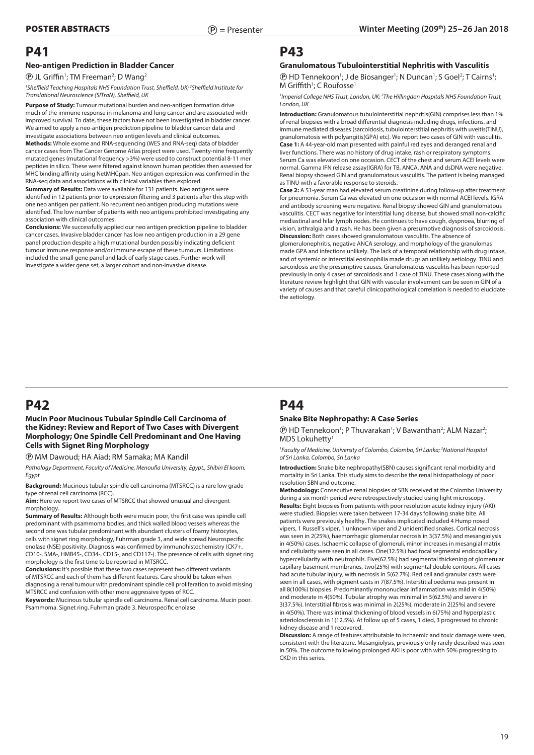# P41

### Neo-antigen Prediction in Bladder Cancer

Ⓟ JL Griffin[1]; TM Freeman[2]; D Wang[2]

*[1]Sheffield Teaching Hospitals NHS Foundation Trust, Sheffield, UK; [2]Sheffield Institute for Translational Neuroscience (SITraN), Sheffield, UK*

**Purpose of Study:** Tumour mutational burden and neo-antigen formation drive much of the immune response in melanoma and lung cancer and are associated with improved survival. To date, these factors have not been investigated in bladder cancer. We aimed to apply a neo-antigen prediction pipeline to bladder cancer data and investigate associations between neo antigen levels and clinical outcomes.
**Methods:** Whole exome and RNA-sequencing (WES and RNA-seq) data of bladder cancer cases from The Cancer Genome Atlas project were used. Twenty-nine frequently mutated genes (mutational frequency >3%) were used to construct potential 8-11 mer peptides in silico. These were filtered against known human peptides then assessed for MHC binding affinity using NetMHCpan. Neo antigen expression was confirmed in the RNA-seq data and associations with clinical variables then explored.
**Summary of Results:** Data were available for 131 patients. Neo antigens were identified in 12 patients prior to expression filtering and 3 patients after this step with one neo antigen per patient. No recurrent neo antigen producing mutations were identified. The low number of patients with neo antigens prohibited investigating any association with clinical outcomes.
**Conclusions:** We successfully applied our neo antigen prediction pipeline to bladder cancer cases. Invasive bladder cancer has low neo antigen production in a 29 gene panel production despite a high mutational burden possibly indicating deficient tumour immune response and/or immune escape of these tumours. Limitations included the small gene panel and lack of early stage cases. Further work will investigate a wider gene set, a larger cohort and non-invasive disease.

# P42

### Mucin Poor Mucinous Tubular Spindle Cell Carcinoma of the Kidney: Review and Report of Two Cases with Divergent Morphology; One Spindle Cell Predominant and One Having Cells with Signet Ring Morphology

Ⓟ MM Dawoud; HA Aiad; RM Samaka; MA Kandil

*Pathology Department, Faculty of Medicine, Menoufia University, Egypt., Shibin El koom, Egypt*

**Background:** Mucinous tubular spindle cell carcinoma (MTSRCC) is a rare low grade type of renal cell carcinoma (RCC).
**Aim:** Here we report two cases of MTSRCC that showed unusual and divergent morphology.
**Summary of Results:** Although both were mucin poor, the first case was spindle cell predominant with psammoma bodies, and thick walled blood vessels whereas the second one was tubular predominant with abundant clusters of foamy histocytes, cells with signet ring morphology, Fuhrman grade 3, and wide spread Neurospecific enolase (NSE) positivity. Diagnosis was confirmed by immunohistochemistry (CK7+, CD10-, SMA-, HMB45-, CD34-, CD15-, and CD117-). The presence of cells with signet ring morphology is the first time to be reported in MTSRCC.
**Conclusions:** It's possible that these two cases represent two different variants of MTSRCC and each of them has different features. Care should be taken when diagnosing a renal tumour with predominant spindle cell proliferation to avoid missing MTSRCC and confusion with other more aggressive types of RCC.
**Keywords:** Mucinous tubular spindle cell carcinoma. Renal cell carcinoma. Mucin poor. Psammoma. Signet ring. Fuhrman grade 3. Neurospecific enolase

# P43

### Granulomatous Tubulointerstitial Nephritis with Vasculitis

Ⓟ HD Tennekoon[1]; J de Biosanger[1]; N Duncan[1]; S Goel[2]; T Cairns[1]; M Griffith[1]; C Roufosse[1]

*[1]Imperial College NHS Trust, London, UK; [2]The Hillingdon Hospitals NHS Foundation Trust, London, UK*

**Introduction:** Granulomatous tubulointerstitial nephritis(GIN) comprises less than 1% of renal biopsies with a broad differential diagnosis including drugs, infections, and immune mediated diseases (sarcoidosis, tubulointerstitial nephritis with uveitis(TINU), granulomatosis with polyangitis(GPA) etc). We report two cases of GIN with vasculitis.
**Case 1:** A 44-year-old man presented with painful red eyes and deranged renal and liver functions. There was no history of drug intake, rash or respiratory symptoms. Serum Ca was elevated on one occasion. CECT of the chest and serum ACEI levels were normal. Gamma IFN release assay(IGRA) for TB, ANCA, ANA and dsDNA were negative. Renal biopsy showed GIN and granulomatous vasculitis. The patient is being managed as TINU with a favorable response to steroids.
**Case 2:** A 51-year man had elevated serum creatinine during follow-up after treatment for pneumonia. Serum Ca was elevated on one occasion with normal ACEI levels. IGRA and antibody screening were negative. Renal biopsy showed GIN and granulomatous vasculitis. CECT was negative for interstitial lung disease, but showed small non-calcific mediastinal and hilar lymph nodes. He continues to have cough, dyspnoea, blurring of vision, arthralgia and a rash. He has been given a presumptive diagnosis of sarcoidosis.
**Discussion:** Both cases showed granulomatous vasculitis. The absence of glomerulonephritis, negative ANCA serology, and morphology of the granulomas made GPA and infections unlikely. The lack of a temporal relationship with drug intake, and of systemic or interstitial eosinophilia made drugs an unlikely aetiology. TINU and sarcoidosis are the presumptive causes. Granulomatous vasculitis has been reported previously in only 4 cases of sarcoidosis and 1 case of TINU. These cases along with the literature review highlight that GIN with vascular involvement can be seen in GIN of a variety of causes and that careful clinicopathological correlation is needed to elucidate the aetiology.

# P44

### Snake Bite Nephropathy: A Case Series

Ⓟ HD Tennekoon[1]; P Thuvarakan[1]; V Bawanthan[2]; ALM Nazar[2]; MDS Lokuhetty[1]

*[1]Faculty of Medicine, University of Colombo, Colombo, Sri Lanka; [2]National Hospital of Sri Lanka, Colombo, Sri Lanka*

**Introduction:** Snake bite nephropathy(SBN) causes significant renal morbidity and mortality in Sri Lanka. This study aims to describe the renal histopathology of poor resolution SBN and outcome.
**Methodology:** Consecutive renal biopsies of SBN received at the Colombo University during a six month period were retrospectively studied using light microscopy.
**Results:** Eight biopsies from patients with poor resolution acute kidney injury (AKI) were studied. Biopsies were taken between 17-34 days following snake bite. All patients were previously healthy. The snakes implicated included 4 Hump nosed vipers, 1 Russell's viper, 1 unknown viper and 2 unidentified snakes. Cortical necrosis was seen in 2(25%), haemorrhagic glomerular necrosis in 3(37.5%) and mesangiolysis in 4(50%) cases. Ischaemic collapse of glomeruli, minor increases in mesangial matrix and cellularity were seen in all cases. One(12.5%) had focal segmental endocapillary hypercellularity with neutrophils. Five(62.5%) had segmental thickening of glomerular capillary basement membranes, two(25%) with segmental double contours. All cases had acute tubular injury, with necrosis in 5(62.7%). Red cell and granular casts were seen in all cases, with pigment casts in 7(87.5%). Interstitial oedema was present in all 8(100%) biopsies. Predominantly mononuclear inflammation was mild in 4(50%) and moderate in 4(50%). Tubular atrophy was minimal in 5(62.5%) and severe in 3(37.5%). Interstitial fibrosis was minimal in 2(25%), moderate in 2(25%) and severe in 4(50%). There was intimal thickening of blood vessels in 6(75%) and hyperplastic arteriolosclerosis in 1(12.5%). At follow up of 5 cases, 1 died, 3 progressed to chronic kidney disease and 1 recovered.
**Discussion:** A range of features attributable to ischaemic and toxic damage were seen, consistent with the literature. Mesangiolysis, previously only rarely described was seen in 50%. The outcome following prolonged AKI is poor with with 50% progressing to CKD in this series.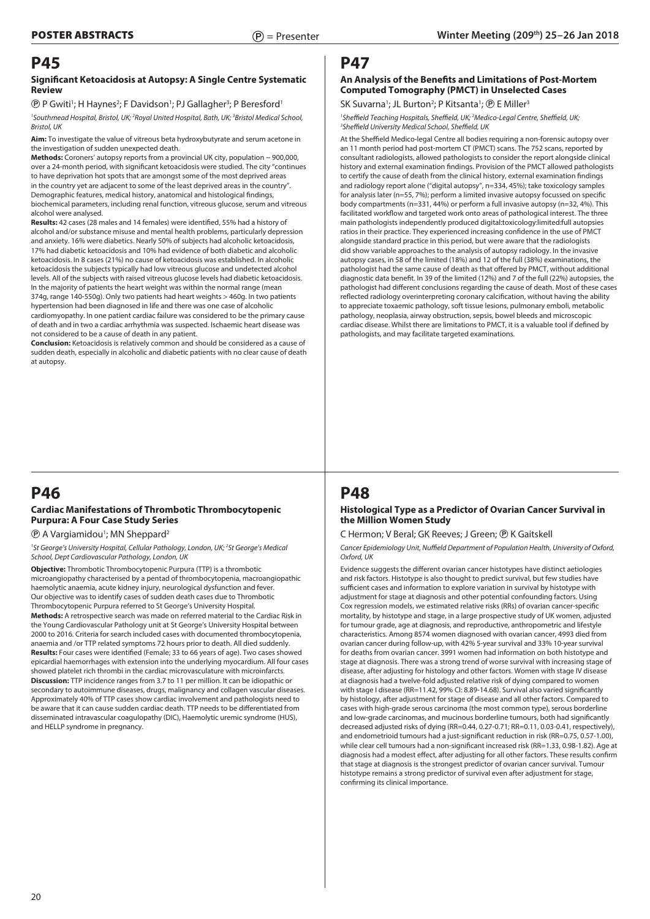# P45

### Significant Ketoacidosis at Autopsy: A Single Centre Systematic Review

Ⓟ P Gwiti[1]; H Haynes[2]; F Davidson[1]; PJ Gallagher[3]; P Beresford[1]

[1]Southmead Hospital, Bristol, UK; [2]Royal United Hospital, Bath, UK; [3]Bristol Medical School, Bristol, UK

**Aim:** To investigate the value of vitreous beta hydroxybutyrate and serum acetone in the investigation of sudden unexpected death.

**Methods:** Coroners' autopsy reports from a provincial UK city, population ~ 900,000, over a 24-month period, with significant ketoacidosis were studied. The city "continues to have deprivation hot spots that are amongst some of the most deprived areas in the country yet are adjacent to some of the least deprived areas in the country". Demographic features, medical history, anatomical and histological findings, biochemical parameters, including renal function, vitreous glucose, serum and vitreous alcohol were analysed.

**Results:** 42 cases (28 males and 14 females) were identified, 55% had a history of alcohol and/or substance misuse and mental health problems, particularly depression and anxiety. 16% were diabetics. Nearly 50% of subjects had alcoholic ketoacidosis, 17% had diabetic ketoacidosis and 10% had evidence of both diabetic and alcoholic ketoacidosis. In 8 cases (21%) no cause of ketoacidosis was established. In alcoholic ketoacidosis the subjects typically had low vitreous glucose and undetected alcohol levels. All of the subjects with raised vitreous glucose levels had diabetic ketoacidosis. In the majority of patients the heart weight was within the normal range (mean 374g, range 140-550g). Only two patients had heart weights > 460g. In two patients hypertension had been diagnosed in life and there was one case of alcoholic cardiomyopathy. In one patient cardiac failure was considered to be the primary cause of death and in two a cardiac arrhythmia was suspected. Ischaemic heart disease was not considered to be a cause of death in any patient.

**Conclusion:** Ketoacidosis is relatively common and should be considered as a cause of sudden death, especially in alcoholic and diabetic patients with no clear cause of death at autopsy.

# P46

### Cardiac Manifestations of Thrombotic Thrombocytopenic Purpura: A Four Case Study Series

Ⓟ A Vargiamidou[1]; MN Sheppard[2]

[1]St George's University Hospital, Cellular Pathology, London, UK; [2]St George's Medical School, Dept Cardiovascular Pathology, London, UK

**Objective:** Thrombotic Thrombocytopenic Purpura (TTP) is a thrombotic microangiopathy characterised by a pentad of thrombocytopenia, macroangiopathic haemolytic anaemia, acute kidney injury, neurological dysfunction and fever. Our objective was to identify cases of sudden death cases due to Thrombotic Thrombocytopenic Purpura referred to St George's University Hospital.

**Methods:** A retrospective search was made on referred material to the Cardiac Risk in the Young Cardiovascular Pathology unit at St George's University Hospital between 2000 to 2016. Criteria for search included cases with documented thrombocytopenia, anaemia and /or TTP related symptoms 72 hours prior to death. All died suddenly.

**Results:** Four cases were identified (Female; 33 to 66 years of age). Two cases showed epicardial haemorrhages with extension into the underlying myocardium. All four cases showed platelet rich thrombi in the cardiac microvasculature with microinfarcts.

**Discussion:** TTP incidence ranges from 3.7 to 11 per million. It can be idiopathic or secondary to autoimmune diseases, drugs, malignancy and collagen vascular diseases. Approximately 40% of TTP cases show cardiac involvement and pathologists need to be aware that it can cause sudden cardiac death. TTP needs to be differentiated from disseminated intravascular coagulopathy (DIC), Haemolytic uremic syndrome (HUS), and HELLP syndrome in pregnancy.

# P47

### An Analysis of the Benefits and Limitations of Post-Mortem Computed Tomography (PMCT) in Unselected Cases

SK Suvarna[1]; JL Burton[2]; P Kitsanta[1]; Ⓟ E Miller[3]

[1]Sheffield Teaching Hospitals, Sheffield, UK; [2]Medico-Legal Centre, Sheffield, UK; [3]Sheffield University Medical School, Sheffield, UK

At the Sheffield Medico-legal Centre all bodies requiring a non-forensic autopsy over an 11 month period had post-mortem CT (PMCT) scans. The 752 scans, reported by consultant radiologists, allowed pathologists to consider the report alongside clinical history and external examination findings. Provision of the PMCT allowed pathologists to certify the cause of death from the clinical history, external examination findings and radiology report alone ("digital autopsy", n=334, 45%); take toxicology samples for analysis later (n=55, 7%); perform a limited invasive autopsy focussed on specific body compartments (n=331, 44%) or perform a full invasive autopsy (n=32, 4%). This facilitated workflow and targeted work onto areas of pathological interest. The three main pathologists independently produced digital:toxicology:limited:full autopsies ratios in their practice. They experienced increasing confidence in the use of PMCT alongside standard practice in this period, but were aware that the radiologists did show variable approaches to the analysis of autopsy radiology. In the invasive autopsy cases, in 58 of the limited (18%) and 12 of the full (38%) examinations, the pathologist had the same cause of death as that offered by PMCT, without additional diagnostic data benefit. In 39 of the limited (12%) and 7 of the full (22%) autopsies, the pathologist had different conclusions regarding the cause of death. Most of these cases reflected radiology overinterpreting coronary calcification, without having the ability to appreciate toxaemic pathology, soft tissue lesions, pulmonary emboli, metabolic pathology, neoplasia, airway obstruction, sepsis, bowel bleeds and microscopic cardiac disease. Whilst there are limitations to PMCT, it is a valuable tool if defined by pathologists, and may facilitate targeted examinations.

# P48

### Histological Type as a Predictor of Ovarian Cancer Survival in the Million Women Study

C Hermon; V Beral; GK Reeves; J Green; Ⓟ K Gaitskell

Cancer Epidemiology Unit, Nuffield Department of Population Health, University of Oxford, Oxford, UK

Evidence suggests the different ovarian cancer histotypes have distinct aetiologies and risk factors. Histotype is also thought to predict survival, but few studies have sufficient cases and information to explore variation in survival by histotype with adjustment for stage at diagnosis and other potential confounding factors. Using Cox regression models, we estimated relative risks (RRs) of ovarian cancer-specific mortality, by histotype and stage, in a large prospective study of UK women, adjusted for tumour grade, age at diagnosis, and reproductive, anthropometric and lifestyle characteristics. Among 8574 women diagnosed with ovarian cancer, 4993 died from ovarian cancer during follow-up, with 42% 5-year survival and 33% 10-year survival for deaths from ovarian cancer. 3991 women had information on both histotype and stage at diagnosis. There was a strong trend of worse survival with increasing stage of disease, after adjusting for histology and other factors. Women with stage IV disease at diagnosis had a twelve-fold adjusted relative risk of dying compared to women with stage I disease (RR=11.42, 99% CI: 8.89-14.68). Survival also varied significantly by histology, after adjustment for stage of disease and all other factors. Compared to cases with high-grade serous carcinoma (the most common type), serous borderline and low-grade carcinomas, and mucinous borderline tumours, both had significantly decreased adjusted risks of dying (RR=0.44, 0.27-0.71; RR=0.11, 0.03-0.41, respectively), and endometrioid tumours had a just-significant reduction in risk (RR=0.75, 0.57-1.00), while clear cell tumours had a non-significant increased risk (RR=1.33, 0.98-1.82). Age at diagnosis had a modest effect, after adjusting for all other factors. These results confirm that stage at diagnosis is the strongest predictor of ovarian cancer survival. Tumour histotype remains a strong predictor of survival even after adjustment for stage, confirming its clinical importance.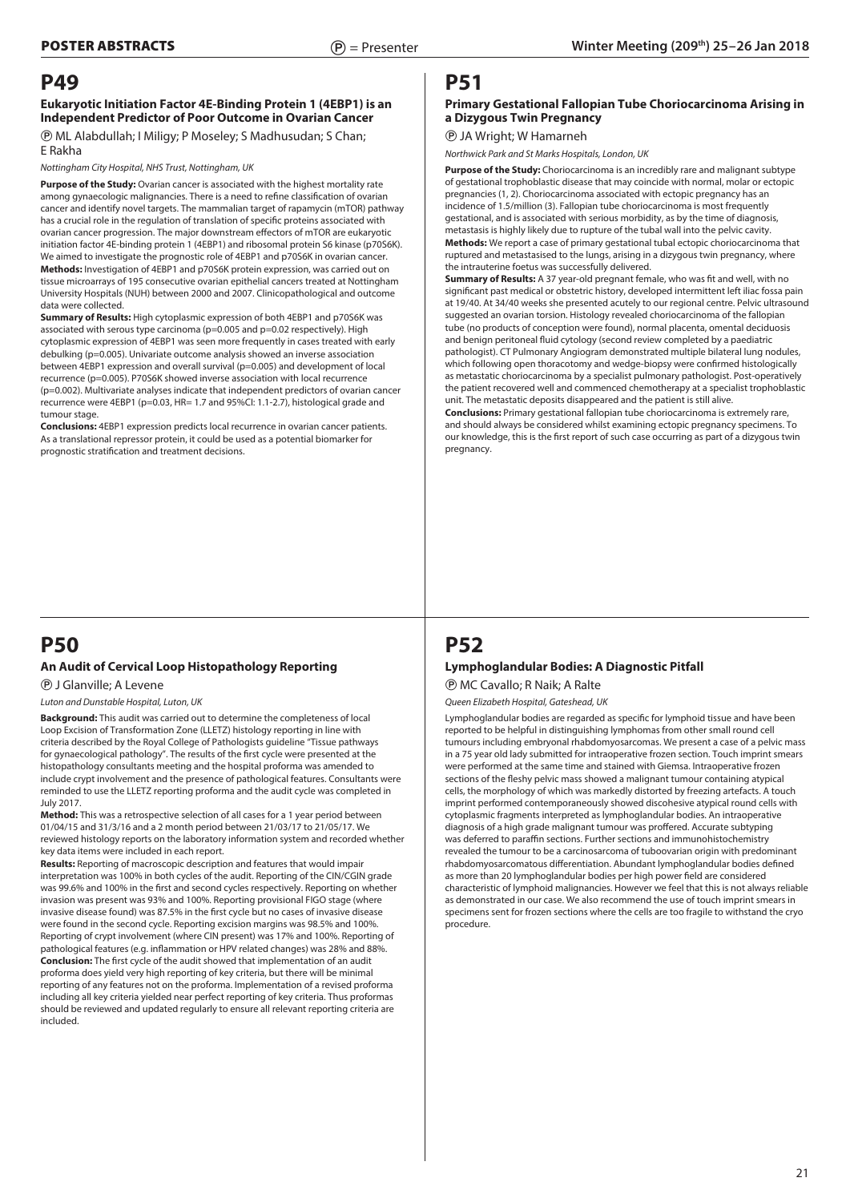# P49

### Eukaryotic Initiation Factor 4E-Binding Protein 1 (4EBP1) is an Independent Predictor of Poor Outcome in Ovarian Cancer

Ⓟ ML Alabdullah; I Miligy; P Moseley; S Madhusudan; S Chan; E Rakha

*Nottingham City Hospital, NHS Trust, Nottingham, UK*

**Purpose of the Study:** Ovarian cancer is associated with the highest mortality rate among gynaecologic malignancies. There is a need to refine classification of ovarian cancer and identify novel targets. The mammalian target of rapamycin (mTOR) pathway has a crucial role in the regulation of translation of specific proteins associated with ovarian cancer progression. The major downstream effectors of mTOR are eukaryotic initiation factor 4E-binding protein 1 (4EBP1) and ribosomal protein S6 kinase (p70S6K). We aimed to investigate the prognostic role of 4EBP1 and p70S6K in ovarian cancer.

**Methods:** Investigation of 4EBP1 and p70S6K protein expression, was carried out on tissue microarrays of 195 consecutive ovarian epithelial cancers treated at Nottingham University Hospitals (NUH) between 2000 and 2007. Clinicopathological and outcome data were collected.

**Summary of Results:** High cytoplasmic expression of both 4EBP1 and p70S6K was associated with serous type carcinoma (p=0.005 and p=0.02 respectively). High cytoplasmic expression of 4EBP1 was seen more frequently in cases treated with early debulking (p=0.005). Univariate outcome analysis showed an inverse association between 4EBP1 expression and overall survival (p=0.005) and development of local recurrence (p=0.005). P70S6K showed inverse association with local recurrence (p=0.002). Multivariate analyses indicate that independent predictors of ovarian cancer recurrence were 4EBP1 (p=0.03, HR= 1.7 and 95%CI: 1.1-2.7), histological grade and tumour stage.

**Conclusions:** 4EBP1 expression predicts local recurrence in ovarian cancer patients. As a translational repressor protein, it could be used as a potential biomarker for prognostic stratification and treatment decisions.

# P50

### An Audit of Cervical Loop Histopathology Reporting

Ⓟ J Glanville; A Levene

*Luton and Dunstable Hospital, Luton, UK*

**Background:** This audit was carried out to determine the completeness of local Loop Excision of Transformation Zone (LLETZ) histology reporting in line with criteria described by the Royal College of Pathologists guideline "Tissue pathways for gynaecological pathology". The results of the first cycle were presented at the histopathology consultants meeting and the hospital proforma was amended to include crypt involvement and the presence of pathological features. Consultants were reminded to use the LLETZ reporting proforma and the audit cycle was completed in July 2017.

**Method:** This was a retrospective selection of all cases for a 1 year period between 01/04/15 and 31/3/16 and a 2 month period between 21/03/17 to 21/05/17. We reviewed histology reports on the laboratory information system and recorded whether key data items were included in each report.

**Results:** Reporting of macroscopic description and features that would impair interpretation was 100% in both cycles of the audit. Reporting of the CIN/CGIN grade was 99.6% and 100% in the first and second cycles respectively. Reporting on whether invasion was present was 93% and 100%. Reporting provisional FIGO stage (where invasive disease found) was 87.5% in the first cycle but no cases of invasive disease were found in the second cycle. Reporting excision margins was 98.5% and 100%. Reporting of crypt involvement (where CIN present) was 17% and 100%. Reporting of pathological features (e.g. inflammation or HPV related changes) was 28% and 88%.

**Conclusion:** The first cycle of the audit showed that implementation of an audit proforma does yield very high reporting of key criteria, but there will be minimal reporting of any features not on the proforma. Implementation of a revised proforma including all key criteria yielded near perfect reporting of key criteria. Thus proformas should be reviewed and updated regularly to ensure all relevant reporting criteria are included.

# P51

### Primary Gestational Fallopian Tube Choriocarcinoma Arising in a Dizygous Twin Pregnancy

Ⓟ JA Wright; W Hamarneh

*Northwick Park and St Marks Hospitals, London, UK*

**Purpose of the Study:** Choriocarcinoma is an incredibly rare and malignant subtype of gestational trophoblastic disease that may coincide with normal, molar or ectopic pregnancies (1, 2). Choriocarcinoma associated with ectopic pregnancy has an incidence of 1.5/million (3). Fallopian tube choriocarcinoma is most frequently gestational, and is associated with serious morbidity, as by the time of diagnosis, metastasis is highly likely due to rupture of the tubal wall into the pelvic cavity.

**Methods:** We report a case of primary gestational tubal ectopic choriocarcinoma that ruptured and metastasised to the lungs, arising in a dizygous twin pregnancy, where the intrauterine foetus was successfully delivered.

**Summary of Results:** A 37 year-old pregnant female, who was fit and well, with no significant past medical or obstetric history, developed intermittent left iliac fossa pain at 19/40. At 34/40 weeks she presented acutely to our regional centre. Pelvic ultrasound suggested an ovarian torsion. Histology revealed choriocarcinoma of the fallopian tube (no products of conception were found), normal placenta, omental deciduosis and benign peritoneal fluid cytology (second review completed by a paediatric pathologist). CT Pulmonary Angiogram demonstrated multiple bilateral lung nodules, which following open thoracotomy and wedge-biopsy were confirmed histologically as metastatic choriocarcinoma by a specialist pulmonary pathologist. Post-operatively the patient recovered well and commenced chemotherapy at a specialist trophoblastic unit. The metastatic deposits disappeared and the patient is still alive.

**Conclusions:** Primary gestational fallopian tube choriocarcinoma is extremely rare, and should always be considered whilst examining ectopic pregnancy specimens. To our knowledge, this is the first report of such case occurring as part of a dizygous twin pregnancy.

# P52

### Lymphoglandular Bodies: A Diagnostic Pitfall

Ⓟ MC Cavallo; R Naik; A Ralte

*Queen Elizabeth Hospital, Gateshead, UK*

Lymphoglandular bodies are regarded as specific for lymphoid tissue and have been reported to be helpful in distinguishing lymphomas from other small round cell tumours including embryonal rhabdomyosarcomas. We present a case of a pelvic mass in a 75 year old lady submitted for intraoperative frozen section. Touch imprint smears were performed at the same time and stained with Giemsa. Intraoperative frozen sections of the fleshy pelvic mass showed a malignant tumour containing atypical cells, the morphology of which was markedly distorted by freezing artefacts. A touch imprint performed contemporaneously showed discohesive atypical round cells with cytoplasmic fragments interpreted as lymphoglandular bodies. An intraoperative diagnosis of a high grade malignant tumour was proffered. Accurate subtyping was deferred to paraffin sections. Further sections and immunohistochemistry revealed the tumour to be a carcinosarcoma of tuboovarian origin with predominant rhabdomyosarcomatous differentiation. Abundant lymphoglandular bodies defined as more than 20 lymphoglandular bodies per high power field are considered characteristic of lymphoid malignancies. However we feel that this is not always reliable as demonstrated in our case. We also recommend the use of touch imprint smears in specimens sent for frozen sections where the cells are too fragile to withstand the cryo procedure.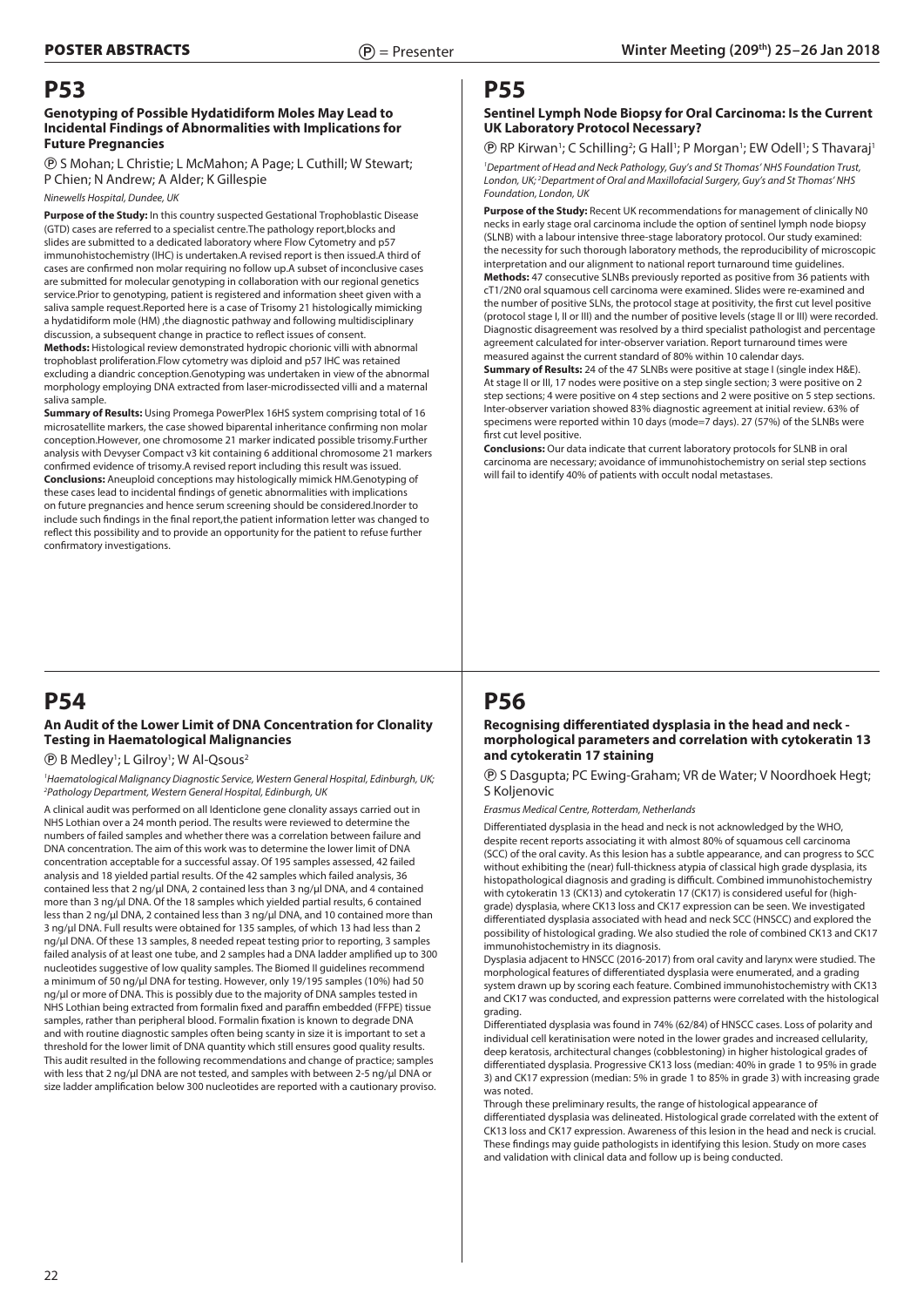# P53

### Genotyping of Possible Hydatidiform Moles May Lead to Incidental Findings of Abnormalities with Implications for Future Pregnancies

Ⓟ S Mohan; L Christie; L McMahon; A Page; L Cuthill; W Stewart; P Chien; N Andrew; A Alder; K Gillespie

*Ninewells Hospital, Dundee, UK*

**Purpose of the Study:** In this country suspected Gestational Trophoblastic Disease (GTD) cases are referred to a specialist centre.The pathology report,blocks and slides are submitted to a dedicated laboratory where Flow Cytometry and p57 immunohistochemistry (IHC) is undertaken.A revised report is then issued.A third of cases are confirmed non molar requiring no follow up.A subset of inconclusive cases are submitted for molecular genotyping in collaboration with our regional genetics service.Prior to genotyping, patient is registered and information sheet given with a saliva sample request.Reported here is a case of Trisomy 21 histologically mimicking a hydatidiform mole (HM) ,the diagnostic pathway and following multidisciplinary discussion, a subsequent change in practice to reflect issues of consent.

**Methods:** Histological review demonstrated hydropic chorionic villi with abnormal trophoblast proliferation.Flow cytometry was diploid and p57 IHC was retained excluding a diandric conception.Genotyping was undertaken in view of the abnormal morphology employing DNA extracted from laser-microdissected villi and a maternal saliva sample.

**Summary of Results:** Using Promega PowerPlex 16HS system comprising total of 16 microsatellite markers, the case showed biparental inheritance confirming non molar conception.However, one chromosome 21 marker indicated possible trisomy.Further analysis with Devyser Compact v3 kit containing 6 additional chromosome 21 markers confirmed evidence of trisomy.A revised report including this result was issued.

**Conclusions:** Aneuploid conceptions may histologically mimick HM.Genotyping of these cases lead to incidental findings of genetic abnormalities with implications on future pregnancies and hence serum screening should be considered.Inorder to include such findings in the final report,the patient information letter was changed to reflect this possibility and to provide an opportunity for the patient to refuse further confirmatory investigations.

# P54

### An Audit of the Lower Limit of DNA Concentration for Clonality Testing in Haematological Malignancies

Ⓟ B Medley[1]; L Gilroy[1]; W Al-Qsous[2]

*[1]Haematological Malignancy Diagnostic Service, Western General Hospital, Edinburgh, UK; [2]Pathology Department, Western General Hospital, Edinburgh, UK*

A clinical audit was performed on all Identiclone gene clonality assays carried out in NHS Lothian over a 24 month period. The results were reviewed to determine the numbers of failed samples and whether there was a correlation between failure and DNA concentration. The aim of this work was to determine the lower limit of DNA concentration acceptable for a successful assay. Of 195 samples assessed, 42 failed analysis and 18 yielded partial results. Of the 42 samples which failed analysis, 36 contained less that 2 ng/µl DNA, 2 contained less than 3 ng/µl DNA, and 4 contained more than 3 ng/µl DNA. Of the 18 samples which yielded partial results, 6 contained less than 2 ng/µl DNA, 2 contained less than 3 ng/µl DNA, and 10 contained more than 3 ng/µl DNA. Full results were obtained for 135 samples, of which 13 had less than 2 ng/µl DNA. Of these 13 samples, 8 needed repeat testing prior to reporting, 3 samples failed analysis of at least one tube, and 2 samples had a DNA ladder amplified up to 300 nucleotides suggestive of low quality samples. The Biomed II guidelines recommend a minimum of 50 ng/µl DNA for testing. However, only 19/195 samples (10%) had 50 ng/µl or more of DNA. This is possibly due to the majority of DNA samples tested in NHS Lothian being extracted from formalin fixed and paraffin embedded (FFPE) tissue samples, rather than peripheral blood. Formalin fixation is known to degrade DNA and with routine diagnostic samples often being scanty in size it is important to set a threshold for the lower limit of DNA quantity which still ensures good quality results. This audit resulted in the following recommendations and change of practice; samples with less that 2 ng/µl DNA are not tested, and samples with between 2-5 ng/µl DNA or size ladder amplification below 300 nucleotides are reported with a cautionary proviso.

# P55

### Sentinel Lymph Node Biopsy for Oral Carcinoma: Is the Current UK Laboratory Protocol Necessary?

Ⓟ RP Kirwan[1]; C Schilling[2]; G Hall[1]; P Morgan[1]; EW Odell[1]; S Thavaraj[1]

*[1]Department of Head and Neck Pathology, Guy's and St Thomas' NHS Foundation Trust, London, UK; [2]Department of Oral and Maxillofacial Surgery, Guy's and St Thomas' NHS Foundation, London, UK*

**Purpose of the Study:** Recent UK recommendations for management of clinically N0 necks in early stage oral carcinoma include the option of sentinel lymph node biopsy (SLNB) with a labour intensive three-stage laboratory protocol. Our study examined: the necessity for such thorough laboratory methods, the reproducibility of microscopic interpretation and our alignment to national report turnaround time guidelines.

**Methods:** 47 consecutive SLNBs previously reported as positive from 36 patients with cT1/2N0 oral squamous cell carcinoma were examined. Slides were re-examined and the number of positive SLNs, the protocol stage at positivity, the first cut level positive (protocol stage I, II or III) and the number of positive levels (stage II or III) were recorded. Diagnostic disagreement was resolved by a third specialist pathologist and percentage agreement calculated for inter-observer variation. Report turnaround times were measured against the current standard of 80% within 10 calendar days.

**Summary of Results:** 24 of the 47 SLNBs were positive at stage I (single index H&E). At stage II or III, 17 nodes were positive on a step single section; 3 were positive on 2 step sections; 4 were positive on 4 step sections and 2 were positive on 5 step sections. Inter-observer variation showed 83% diagnostic agreement at initial review. 63% of specimens were reported within 10 days (mode=7 days). 27 (57%) of the SLNBs were first cut level positive.

**Conclusions:** Our data indicate that current laboratory protocols for SLNB in oral carcinoma are necessary; avoidance of immunohistochemistry on serial step sections will fail to identify 40% of patients with occult nodal metastases.

# P56

### Recognising differentiated dysplasia in the head and neck - morphological parameters and correlation with cytokeratin 13 and cytokeratin 17 staining

Ⓟ S Dasgupta; PC Ewing-Graham; VR de Water; V Noordhoek Hegt; S Koljenovic

*Erasmus Medical Centre, Rotterdam, Netherlands*

Differentiated dysplasia in the head and neck is not acknowledged by the WHO, despite recent reports associating it with almost 80% of squamous cell carcinoma (SCC) of the oral cavity. As this lesion has a subtle appearance, and can progress to SCC without exhibiting the (near) full-thickness atypia of classical high grade dysplasia, its histopathological diagnosis and grading is difficult. Combined immunohistochemistry with cytokeratin 13 (CK13) and cytokeratin 17 (CK17) is considered useful for (high-grade) dysplasia, where CK13 loss and CK17 expression can be seen. We investigated differentiated dysplasia associated with head and neck SCC (HNSCC) and explored the possibility of histological grading. We also studied the role of combined CK13 and CK17 immunohistochemistry in its diagnosis.

Dysplasia adjacent to HNSCC (2016-2017) from oral cavity and larynx were studied. The morphological features of differentiated dysplasia were enumerated, and a grading system drawn up by scoring each feature. Combined immunohistochemistry with CK13 and CK17 was conducted, and expression patterns were correlated with the histological grading.

Differentiated dysplasia was found in 74% (62/84) of HNSCC cases. Loss of polarity and individual cell keratinisation were noted in the lower grades and increased cellularity, deep keratosis, architectural changes (cobblestoning) in higher histological grades of differentiated dysplasia. Progressive CK13 loss (median: 40% in grade 1 to 95% in grade 3) and CK17 expression (median: 5% in grade 1 to 85% in grade 3) with increasing grade was noted.

Through these preliminary results, the range of histological appearance of differentiated dysplasia was delineated. Histological grade correlated with the extent of CK13 loss and CK17 expression. Awareness of this lesion in the head and neck is crucial. These findings may guide pathologists in identifying this lesion. Study on more cases and validation with clinical data and follow up is being conducted.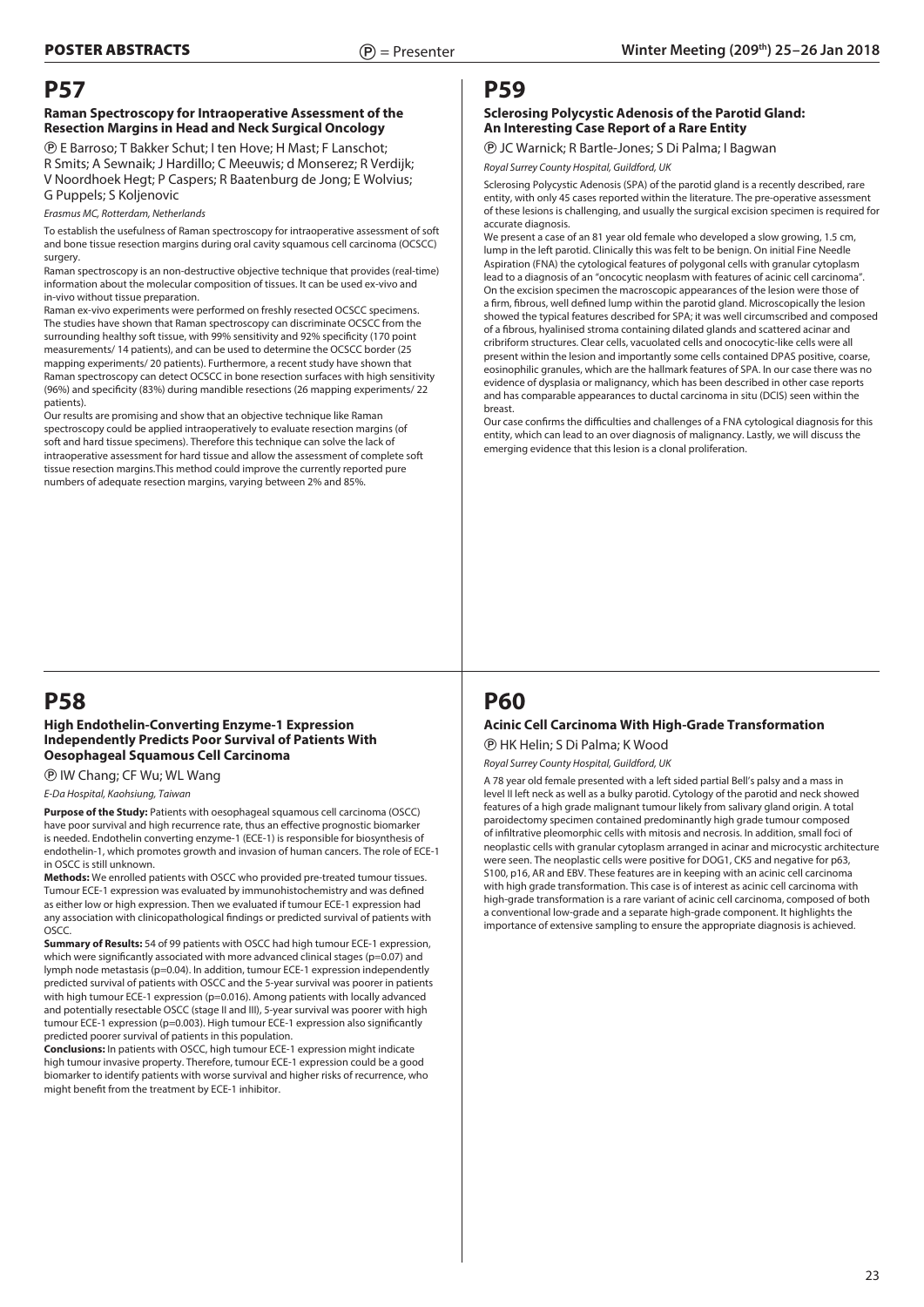# P57

### Raman Spectroscopy for Intraoperative Assessment of the Resection Margins in Head and Neck Surgical Oncology

Ⓟ E Barroso; T Bakker Schut; I ten Hove; H Mast; F Lanschot; R Smits; A Sewnaik; J Hardillo; C Meeuwis; d Monserez; R Verdijk; V Noordhoek Hegt; P Caspers; R Baatenburg de Jong; E Wolvius; G Puppels; S Koljenovic

*Erasmus MC, Rotterdam, Netherlands*

To establish the usefulness of Raman spectroscopy for intraoperative assessment of soft and bone tissue resection margins during oral cavity squamous cell carcinoma (OCSCC) surgery.

Raman spectroscopy is an non-destructive objective technique that provides (real-time) information about the molecular composition of tissues. It can be used ex-vivo and in-vivo without tissue preparation.

Raman ex-vivo experiments were performed on freshly resected OCSCC specimens. The studies have shown that Raman spectroscopy can discriminate OCSCC from the surrounding healthy soft tissue, with 99% sensitivity and 92% specificity (170 point measurements/ 14 patients), and can be used to determine the OCSCC border (25 mapping experiments/ 20 patients). Furthermore, a recent study have shown that Raman spectroscopy can detect OCSCC in bone resection surfaces with high sensitivity (96%) and specificity (83%) during mandible resections (26 mapping experiments/ 22 patients).

Our results are promising and show that an objective technique like Raman spectroscopy could be applied intraoperatively to evaluate resection margins (of soft and hard tissue specimens). Therefore this technique can solve the lack of intraoperative assessment for hard tissue and allow the assessment of complete soft tissue resection margins.This method could improve the currently reported pure numbers of adequate resection margins, varying between 2% and 85%.

# P58

### High Endothelin-Converting Enzyme-1 Expression Independently Predicts Poor Survival of Patients With Oesophageal Squamous Cell Carcinoma

Ⓟ IW Chang; CF Wu; WL Wang

*E-Da Hospital, Kaohsiung, Taiwan*

**Purpose of the Study:** Patients with oesophageal squamous cell carcinoma (OSCC) have poor survival and high recurrence rate, thus an effective prognostic biomarker is needed. Endothelin converting enzyme-1 (ECE-1) is responsible for biosynthesis of endothelin-1, which promotes growth and invasion of human cancers. The role of ECE-1 in OSCC is still unknown.

**Methods:** We enrolled patients with OSCC who provided pre-treated tumour tissues. Tumour ECE-1 expression was evaluated by immunohistochemistry and was defined as either low or high expression. Then we evaluated if tumour ECE-1 expression had any association with clinicopathological findings or predicted survival of patients with OSCC.

**Summary of Results:** 54 of 99 patients with OSCC had high tumour ECE-1 expression, which were significantly associated with more advanced clinical stages ($p=0.07$) and lymph node metastasis ($p=0.04$). In addition, tumour ECE-1 expression independently predicted survival of patients with OSCC and the 5-year survival was poorer in patients with high tumour ECE-1 expression ($p=0.016$). Among patients with locally advanced and potentially resectable OSCC (stage II and III), 5-year survival was poorer with high tumour ECE-1 expression ($p=0.003$). High tumour ECE-1 expression also significantly predicted poorer survival of patients in this population.

**Conclusions:** In patients with OSCC, high tumour ECE-1 expression might indicate high tumour invasive property. Therefore, tumour ECE-1 expression could be a good biomarker to identify patients with worse survival and higher risks of recurrence, who might benefit from the treatment by ECE-1 inhibitor.

# P59

### Sclerosing Polycystic Adenosis of the Parotid Gland: An Interesting Case Report of a Rare Entity

Ⓟ JC Warnick; R Bartle-Jones; S Di Palma; I Bagwan

*Royal Surrey County Hospital, Guildford, UK*

Sclerosing Polycystic Adenosis (SPA) of the parotid gland is a recently described, rare entity, with only 45 cases reported within the literature. The pre-operative assessment of these lesions is challenging, and usually the surgical excision specimen is required for accurate diagnosis.

We present a case of an 81 year old female who developed a slow growing, 1.5 cm, lump in the left parotid. Clinically this was felt to be benign. On initial Fine Needle Aspiration (FNA) the cytological features of polygonal cells with granular cytoplasm lead to a diagnosis of an "oncocytic neoplasm with features of acinic cell carcinoma". On the excision specimen the macroscopic appearances of the lesion were those of a firm, fibrous, well defined lump within the parotid gland. Microscopically the lesion showed the typical features described for SPA; it was well circumscribed and composed of a fibrous, hyalinised stroma containing dilated glands and scattered acinar and cribriform structures. Clear cells, vacuolated cells and onocoytic-like cells were all present within the lesion and importantly some cells contained DPAS positive, coarse, eosinophilic granules, which are the hallmark features of SPA. In our case there was no evidence of dysplasia or malignancy, which has been described in other case reports and has comparable appearances to ductal carcinoma in situ (DCIS) seen within the breast.

Our case confirms the difficulties and challenges of a FNA cytological diagnosis for this entity, which can lead to an over diagnosis of malignancy. Lastly, we will discuss the emerging evidence that this lesion is a clonal proliferation.

# P60

### Acinic Cell Carcinoma With High-Grade Transformation

Ⓟ HK Helin; S Di Palma; K Wood

*Royal Surrey County Hospital, Guildford, UK*

A 78 year old female presented with a left sided partial Bell's palsy and a mass in level II left neck as well as a bulky parotid. Cytology of the parotid and neck showed features of a high grade malignant tumour likely from salivary gland origin. A total paroidectomy specimen contained predominantly high grade tumour composed of infiltrative pleomorphic cells with mitosis and necrosis. In addition, small foci of neoplastic cells with granular cytoplasm arranged in acinar and microcystic architecture were seen. The neoplastic cells were positive for DOG1, CK5 and negative for p63, S100, p16, AR and EBV. These features are in keeping with an acinic cell carcinoma with high grade transformation. This case is of interest as acinic cell carcinoma with high-grade transformation is a rare variant of acinic cell carcinoma, composed of both a conventional low-grade and a separate high-grade component. It highlights the importance of extensive sampling to ensure the appropriate diagnosis is achieved.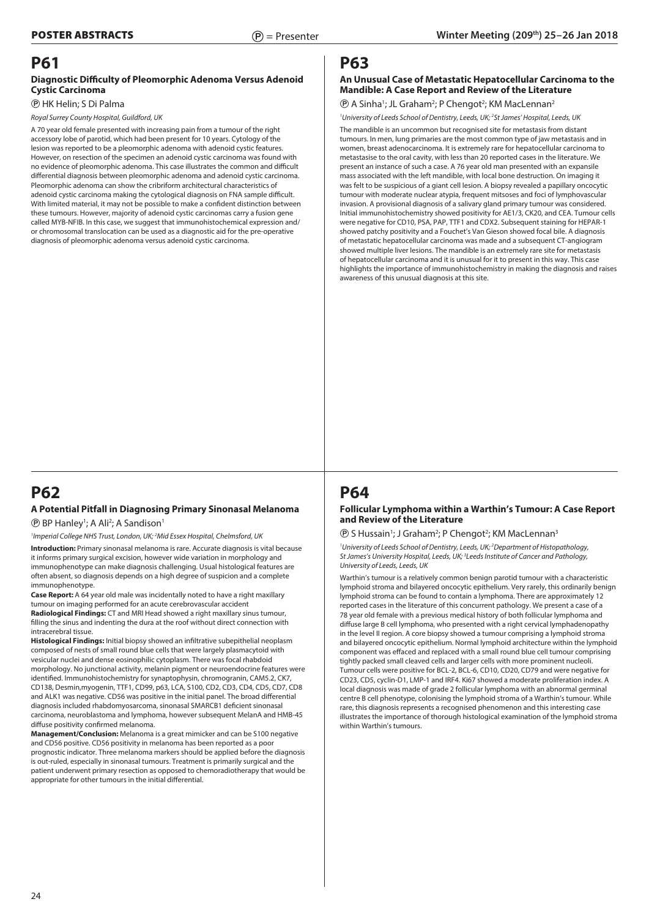# P61

### Diagnostic Difficulty of Pleomorphic Adenoma Versus Adenoid Cystic Carcinoma

Ⓟ HK Helin; S Di Palma

*Royal Surrey County Hospital, Guildford, UK*

A 70 year old female presented with increasing pain from a tumour of the right accessory lobe of parotid, which had been present for 10 years. Cytology of the lesion was reported to be a pleomorphic adenoma with adenoid cystic features. However, on resection of the specimen an adenoid cystic carcinoma was found with no evidence of pleomorphic adenoma. This case illustrates the common and difficult differential diagnosis between pleomorphic adenoma and adenoid cystic carcinoma. Pleomorphic adenoma can show the cribriform architectural characteristics of adenoid cystic carcinoma making the cytological diagnosis on FNA sample difficult. With limited material, it may not be possible to make a confident distinction between these tumours. However, majority of adenoid cystic carcinomas carry a fusion gene called MYB-NFIB. In this case, we suggest that immunohistochemical expression and/or chromosomal translocation can be used as a diagnostic aid for the pre-operative diagnosis of pleomorphic adenoma versus adenoid cystic carcinoma.

# P62

### A Potential Pitfall in Diagnosing Primary Sinonasal Melanoma

Ⓟ BP Hanley[1]; A Ali[2]; A Sandison[1]

[1]*Imperial College NHS Trust, London, UK;* [2]*Mid Essex Hospital, Chelmsford, UK*

**Introduction:** Primary sinonasal melanoma is rare. Accurate diagnosis is vital because it informs primary surgical excision, however wide variation in morphology and immunophenotype can make diagnosis challenging. Usual histological features are often absent, so diagnosis depends on a high degree of suspicion and a complete immunophenotype.

**Case Report:** A 64 year old male was incidentally noted to have a right maxillary tumour on imaging performed for an acute cerebrovascular accident

**Radiological Findings:** CT and MRI Head showed a right maxillary sinus tumour, filling the sinus and indenting the dura at the roof without direct connection with intracerebral tissue.

**Histological Findings:** Initial biopsy showed an infiltrative subepithelial neoplasm composed of nests of small round blue cells that were largely plasmacytoid with vesicular nuclei and dense eosinophilic cytoplasm. There was focal rhabdoid morphology. No junctional activity, melanin pigment or neuroendocrine features were identified. Immunohistochemistry for synaptophysin, chromogranin, CAM5.2, CK7, CD138, Desmin,myogenin, TTF1, CD99, p63, LCA, S100, CD2, CD3, CD4, CD5, CD7, CD8 and ALK1 was negative. CD56 was positive in the initial panel. The broad differential diagnosis included rhabdomyosarcoma, sinonasal SMARCB1 deficient sinonasal carcinoma, neuroblastoma and lymphoma, however subsequent MelanA and HMB-45 diffuse positivity confirmed melanoma.

**Management/Conclusion:** Melanoma is a great mimicker and can be S100 negative and CD56 positive. CD56 positivity in melanoma has been reported as a poor prognostic indicator. Three melanoma markers should be applied before the diagnosis is out-ruled, especially in sinonasal tumours. Treatment is primarily surgical and the patient underwent primary resection as opposed to chemoradiotherapy that would be appropriate for other tumours in the initial differential.

# P63

### An Unusual Case of Metastatic Hepatocellular Carcinoma to the Mandible: A Case Report and Review of the Literature

Ⓟ A Sinha[1]; JL Graham[2]; P Chengot[2]; KM MacLennan[2]

[1]*University of Leeds School of Dentistry, Leeds, UK;* [2]*St James' Hospital, Leeds, UK*

The mandible is an uncommon but recognised site for metastasis from distant tumours. In men, lung primaries are the most common type of jaw metastasis and in women, breast adenocarcinoma. It is extremely rare for hepatocellular carcinoma to metastasise to the oral cavity, with less than 20 reported cases in the literature. We present an instance of such a case. A 76 year old man presented with an expansile mass associated with the left mandible, with local bone destruction. On imaging it was felt to be suspicious of a giant cell lesion. A biopsy revealed a papillary oncocytic tumour with moderate nuclear atypia, frequent mitsoses and foci of lymphovascular invasion. A provisional diagnosis of a salivary gland primary tumour was considered. Initial immunohistochemistry showed positivity for AE1/3, CK20, and CEA. Tumour cells were negative for CD10, PSA, PAP, TTF1 and CDX2. Subsequent staining for HEPAR-1 showed patchy positivity and a Fouchet's Van Gieson showed focal bile. A diagnosis of metastatic hepatocellular carcinoma was made and a subsequent CT-angiogram showed multiple liver lesions. The mandible is an extremely rare site for metastasis of hepatocellular carcinoma and it is unusual for it to present in this way. This case highlights the importance of immunohistochemistry in making the diagnosis and raises awareness of this unusual diagnosis at this site.

# P64

### Follicular Lymphoma within a Warthin's Tumour: A Case Report and Review of the Literature

Ⓟ S Hussain[1]; J Graham[2]; P Chengot[2]; KM MacLennan[3]

[1]*University of Leeds School of Dentistry, Leeds, UK;* [2]*Department of Histopathology, St James's University Hospital, Leeds, UK;* [3]*Leeds Institute of Cancer and Pathology, University of Leeds, Leeds, UK*

Warthin's tumour is a relatively common benign parotid tumour with a characteristic lymphoid stroma and bilayered oncocytic epithelium. Very rarely, this ordinarily benign lymphoid stroma can be found to contain a lymphoma. There are approximately 12 reported cases in the literature of this concurrent pathology. We present a case of a 78 year old female with a previous medical history of both follicular lymphoma and diffuse large B cell lymphoma, who presented with a right cervical lymphadenopathy in the level II region. A core biopsy showed a tumour comprising a lymphoid stroma and bilayered oncocytic epithelium. Normal lymphoid architecture within the lymphoid component was effaced and replaced with a small round blue cell tumour comprising tightly packed small cleaved cells and larger cells with more prominent nucleoli. Tumour cells were positive for BCL-2, BCL-6, CD10, CD20, CD79 and were negative for CD23, CD5, cyclin-D1, LMP-1 and IRF4. Ki67 showed a moderate proliferation index. A local diagnosis was made of grade 2 follicular lymphoma with an abnormal germinal centre B cell phenotype, colonising the lymphoid stroma of a Warthin's tumour. While rare, this diagnosis represents a recognised phenomenon and this interesting case illustrates the importance of thorough histological examination of the lymphoid stroma within Warthin's tumours.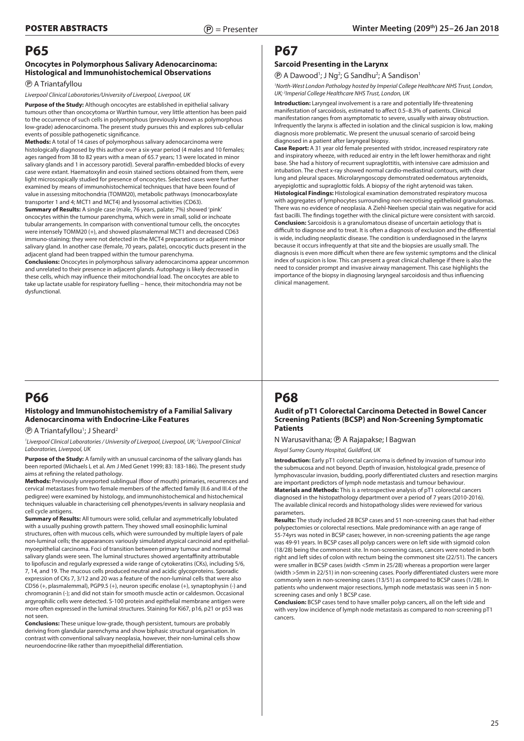# P65

### Oncocytes in Polymorphous Salivary Adenocarcinoma: Histological and Immunohistochemical Observations

Ⓟ A Triantafyllou

*Liverpool Clinical Laboratories/University of Liverpool, Liverpool, UK*

**Purpose of the Study:** Although oncocytes are established in epithelial salivary tumours other than oncocytoma or Warthin tumour, very little attention has been paid to the occurrence of such cells in polymorphous (previously known as polymorphous low-grade) adenocarcinoma. The present study pursues this and explores sub-cellular events of possible pathogenetic significance.

**Methods:** A total of 14 cases of polymorphous salivary adenocarcinoma were histologically diagnosed by this author over a six-year period (4 males and 10 females; ages ranged from 38 to 82 years with a mean of 65.7 years; 13 were located in minor salivary glands and 1 in accessory parotid). Several paraffin-embedded blocks of every case were extant. Haematoxylin and eosin stained sections obtained from them, were light microscopically studied for presence of oncocytes. Selected cases were further examined by means of immunohistochemical techniques that have been found of value in assessing mitochondria (TOMM20), metabolic pathways (monocarboxylate transporter 1 and 4; MCT1 and MCT4) and lysosomal activities (CD63).

**Summary of Results:** A single case (male, 76 years, palate; 7%) showed 'pink' oncocytes within the tumour parenchyma, which were in small, solid or inchoate tubular arrangements. In comparison with conventional tumour cells, the oncocytes were intensely TOMM20 (+), and showed plasmalemmal MCT1 and decreased CD63 immuno-staining; they were not detected in the MCT4 preparations or adjacent minor salivary gland. In another case (female, 70 years, palate), oncocytic ducts present in the adjacent gland had been trapped within the tumour parenchyma.

**Conclusions:** Oncocytes in polymorphous salivary adenocarcinoma appear uncommon and unrelated to their presence in adjacent glands. Autophagy is likely decreased in these cells, which may influence their mitochondrial load. The oncocytes are able to take up lactate usable for respiratory fuelling – hence, their mitochondria may not be dysfunctional.

# P66

### Histology and Immunohistochemistry of a Familial Salivary Adenocarcinoma with Endocrine-Like Features

Ⓟ A Triantafyllou[1]; J Sheard[2]

[1]*Liverpool Clinical Laboratories / University of Liverpool, Liverpool, UK;* [2]*Liverpool Clinical Laboratories, Liverpool, UK*

**Purpose of the Study:** A family with an unusual carcinoma of the salivary glands has been reported (Michaels L et al. Am J Med Genet 1999; 83: 183-186). The present study aims at refining the related pathology.

**Methods:** Previously unreported sublingual (floor of mouth) primaries, recurrences and cervical metastases from two female members of the affected family (II.6 and III.4 of the pedigree) were examined by histology, and immunohistochemical and histochemical techniques valuable in characterising cell phenotypes/events in salivary neoplasia and cell cycle antigens.

**Summary of Results:** All tumours were solid, cellular and asymmetrically lobulated with a usually pushing growth pattern. They showed small eosinophilic luminal structures, often with mucous cells, which were surrounded by multiple layers of pale non-luminal cells; the appearances variously simulated atypical carcinoid and epithelial-myoepithelial carcinoma. Foci of transition between primary tumour and normal salivary glands were seen. The luminal structures showed argentaffinity attributable to lipofuscin and regularly expressed a wide range of cytokeratins (CKs), including 5/6, 7, 14, and 19. The mucous cells produced neutral and acidic glycoproteins. Sporadic expression of CKs 7, 3/12 and 20 was a feature of the non-luminal cells that were also CD56 (+, plasmalemmal), PGP9.5 (+), neuron specific enolase (+), synaptophysin (-) and chromogranin (-); and did not stain for smooth muscle actin or caldesmon. Occasional argyrophilic cells were detected. S-100 protein and epithelial membrane antigen were more often expressed in the luminal structures. Staining for Ki67, p16, p21 or p53 was not seen.

**Conclusions:** These unique low-grade, though persistent, tumours are probably deriving from glandular parenchyma and show biphasic structural organisation. In contrast with conventional salivary neoplasia, however, their non-luminal cells show neuroendocrine-like rather than myoepithelial differentiation.

# P67

### Sarcoid Presenting in the Larynx

Ⓟ A Dawood[1]; J Ng[2]; G Sandhu[2]; A Sandison[1]

[1]*North-West London Pathology hosted by Imperial College Healthcare NHS Trust, London, UK;* [2]*Imperial College Healthcare NHS Trust, London, UK*

**Introduction:** Laryngeal involvement is a rare and potentially life-threatening manifestation of sarcoidosis, estimated to affect 0.5–8.3% of patients. Clinical manifestation ranges from asymptomatic to severe, usually with airway obstruction. Infrequently the larynx is affected in isolation and the clinical suspicion is low, making diagnosis more problematic. We present the unusual scenario of sarcoid being diagnosed in a patient after laryngeal biopsy.

**Case Report:** A 31 year old female presented with stridor, increased respiratory rate and inspiratory wheeze, with reduced air entry in the left lower hemithorax and right base. She had a history of recurrent supraglottitis, with intensive care admission and intubation. The chest x-ray showed normal cardio-mediastinal contours, with clear lung and pleural spaces. Microlaryngoscopy demonstrated oedematous arytenoids, aryepiglottic and supraglottic folds. A biopsy of the right arytenoid was taken.

**Histological Findings:** Histological examination demonstrated respiratory mucosa with aggregates of lymphocytes surrounding non-necrotising epithelioid granulomas. There was no evidence of neoplasia. A Ziehl-Neelsen special stain was negative for acid fast bacilli. The findings together with the clinical picture were consistent with sarcoid.

**Conclusion:** Sarcoidosis is a granulomatous disease of uncertain aetiology that is difficult to diagnose and to treat. It is often a diagnosis of exclusion and the differential is wide, including neoplastic disease. The condition is underdiagnosed in the larynx because it occurs infrequently at that site and the biopsies are usually small. The diagnosis is even more difficult when there are few systemic symptoms and the clinical index of suspicion is low. This can present a great clinical challenge if there is also the need to consider prompt and invasive airway management. This case highlights the importance of the biopsy in diagnosing laryngeal sarcoidosis and thus influencing clinical management.

# P68

### Audit of pT1 Colorectal Carcinoma Detected in Bowel Cancer Screening Patients (BCSP) and Non-Screening Symptomatic Patients

N Warusavithana; Ⓟ A Rajapakse; I Bagwan

*Royal Surrey County Hospital, Guildford, UK*

**Introduction:** Early pT1 colorectal carcinoma is defined by invasion of tumour into the submucosa and not beyond. Depth of invasion, histological grade, presence of lymphovascular invasion, budding, poorly differentiated clusters and resection margins are important predictors of lymph node metastasis and tumour behaviour.

**Materials and Methods:** This is a retrospective analysis of pT1 colorectal cancers diagnosed in the histopathology department over a period of 7 years (2010-2016). The available clinical records and histopathology slides were reviewed for various parameters.

**Results:** The study included 28 BCSP cases and 51 non-screening cases that had either polypectomies or colorectal resections. Male predominance with an age range of 55-74yrs was noted in BCSP cases; however, in non-screening patients the age range was 49-91 years. In BCSP cases all polyp cancers were on left side with sigmoid colon (18/28) being the commonest site. In non-screening cases, cancers were noted in both right and left sides of colon with rectum being the commonest site (22/51). The cancers were smaller in BCSP cases (width <5mm in 25/28) whereas a proportion were larger (width >5mm in 22/51) in non-screening cases. Poorly differentiated clusters were more commonly seen in non-screening cases (13/51) as compared to BCSP cases (1/28). In patients who underwent major resections, lymph node metastasis was seen in 5 non-screening cases and only 1 BCSP case.

**Conclusion:** BCSP cases tend to have smaller polyp cancers, all on the left side and with very low incidence of lymph node metastasis as compared to non-screening pT1 cancers.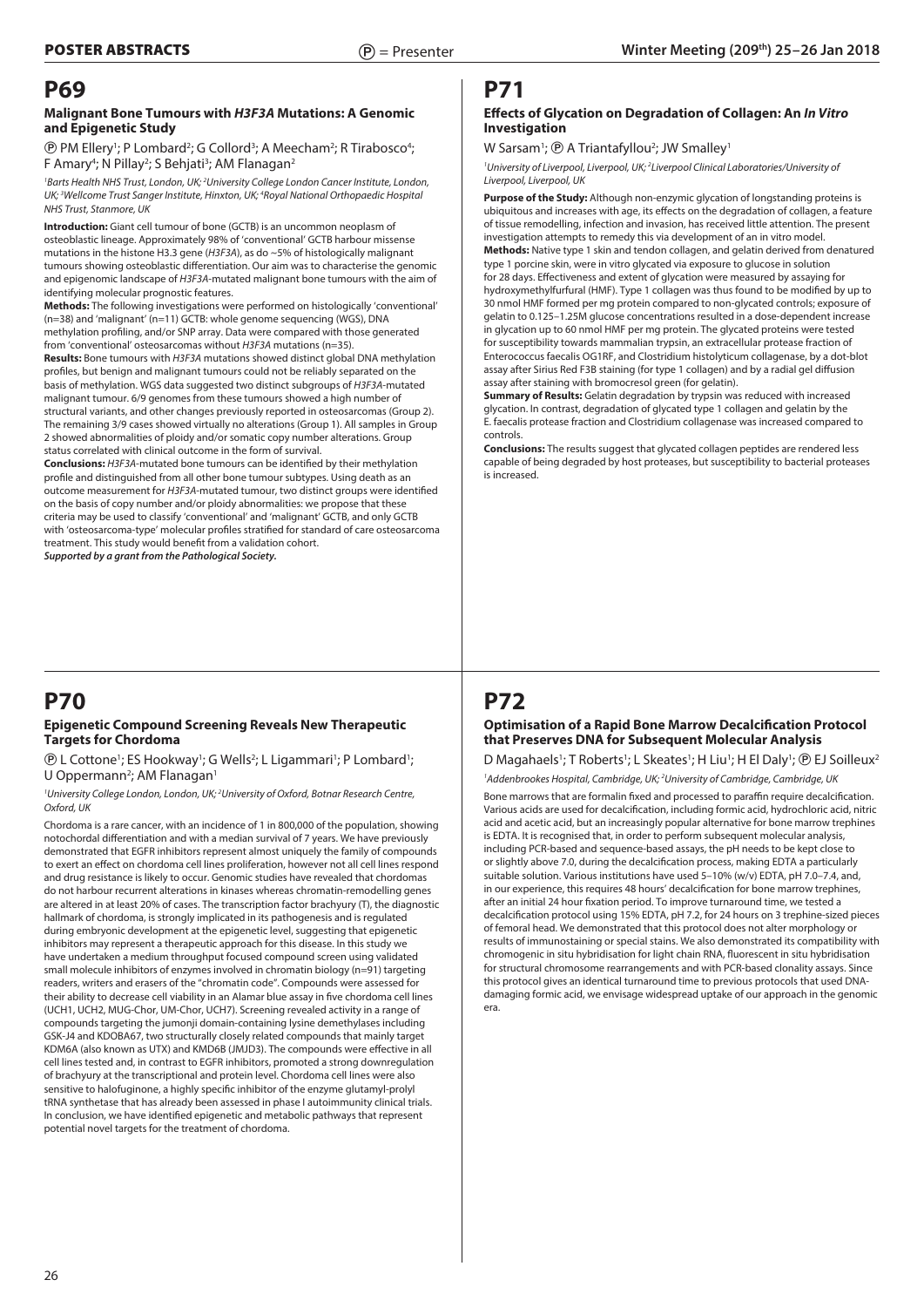# P69

### Malignant Bone Tumours with *H3F3A* Mutations: A Genomic and Epigenetic Study

Ⓟ PM Ellery[1]; P Lombard[2]; G Collord[3]; A Meecham[2]; R Tirabosco[4]; F Amary[4]; N Pillay[2]; S Behjati[3]; AM Flanagan[2]

*[1]Barts Health NHS Trust, London, UK; [2]University College London Cancer Institute, London, UK; [3]Wellcome Trust Sanger Institute, Hinxton, UK; [4]Royal National Orthopaedic Hospital NHS Trust, Stanmore, UK*

**Introduction:** Giant cell tumour of bone (GCTB) is an uncommon neoplasm of osteoblastic lineage. Approximately 98% of 'conventional' GCTB harbour missense mutations in the histone H3.3 gene (*H3F3A*), as do ~5% of histologically malignant tumours showing osteoblastic differentiation. Our aim was to characterise the genomic and epigenomic landscape of *H3F3A*-mutated malignant bone tumours with the aim of identifying molecular prognostic features.

**Methods:** The following investigations were performed on histologically 'conventional' (n=38) and 'malignant' (n=11) GCTB: whole genome sequencing (WGS), DNA methylation profiling, and/or SNP array. Data were compared with those generated from 'conventional' osteosarcomas without *H3F3A* mutations (n=35).

**Results:** Bone tumours with *H3F3A* mutations showed distinct global DNA methylation profiles, but benign and malignant tumours could not be reliably separated on the basis of methylation. WGS data suggested two distinct subgroups of *H3F3A*-mutated malignant tumour. 6/9 genomes from these tumours showed a high number of structural variants, and other changes previously reported in osteosarcomas (Group 2). The remaining 3/9 cases showed virtually no alterations (Group 1). All samples in Group 2 showed abnormalities of ploidy and/or somatic copy number alterations. Group status correlated with clinical outcome in the form of survival.

**Conclusions:** *H3F3A*-mutated bone tumours can be identified by their methylation profile and distinguished from all other bone tumour subtypes. Using death as an outcome measurement for *H3F3A*-mutated tumour, two distinct groups were identified on the basis of copy number and/or ploidy abnormalities: we propose that these criteria may be used to classify 'conventional' and 'malignant' GCTB, and only GCTB with 'osteosarcoma-type' molecular profiles stratified for standard of care osteosarcoma treatment. This study would benefit from a validation cohort.

***Supported by a grant from the Pathological Society.***

# P70

### Epigenetic Compound Screening Reveals New Therapeutic Targets for Chordoma

Ⓟ L Cottone[1]; ES Hookway[1]; G Wells[2]; L Ligammari[1]; P Lombard[1]; U Oppermann[2]; AM Flanagan[1]

*[1]University College London, London, UK; [2]University of Oxford, Botnar Research Centre, Oxford, UK*

Chordoma is a rare cancer, with an incidence of 1 in 800,000 of the population, showing notochordal differentiation and with a median survival of 7 years. We have previously demonstrated that EGFR inhibitors represent almost uniquely the family of compounds to exert an effect on chordoma cell lines proliferation, however not all cell lines respond and drug resistance is likely to occur. Genomic studies have revealed that chordomas do not harbour recurrent alterations in kinases whereas chromatin-remodelling genes are altered in at least 20% of cases. The transcription factor brachyury (T), the diagnostic hallmark of chordoma, is strongly implicated in its pathogenesis and is regulated during embryonic development at the epigenetic level, suggesting that epigenetic inhibitors may represent a therapeutic approach for this disease. In this study we have undertaken a medium throughput focused compound screen using validated small molecule inhibitors of enzymes involved in chromatin biology (n=91) targeting readers, writers and erasers of the "chromatin code". Compounds were assessed for their ability to decrease cell viability in an Alamar blue assay in five chordoma cell lines (UCH1, UCH2, MUG-Chor, UM-Chor, UCH7). Screening revealed activity in a range of compounds targeting the jumonji domain-containing lysine demethylases including GSK-J4 and KDOBA67, two structurally closely related compounds that mainly target KDM6A (also known as UTX) and KMD6B (JMJD3). The compounds were effective in all cell lines tested and, in contrast to EGFR inhibitors, promoted a strong downregulation of brachyury at the transcriptional and protein level. Chordoma cell lines were also sensitive to halofuginone, a highly specific inhibitor of the enzyme glutamyl-prolyl tRNA synthetase that has already been assessed in phase I autoimmunity clinical trials. In conclusion, we have identified epigenetic and metabolic pathways that represent potential novel targets for the treatment of chordoma.

# P71

### Effects of Glycation on Degradation of Collagen: An *In Vitro* Investigation

W Sarsam[1]; Ⓟ A Triantafyllou[2]; JW Smalley[1]

*[1]University of Liverpool, Liverpool, UK; [2]Liverpool Clinical Laboratories/University of Liverpool, Liverpool, UK*

**Purpose of the Study:** Although non-enzymic glycation of longstanding proteins is ubiquitous and increases with age, its effects on the degradation of collagen, a feature of tissue remodelling, infection and invasion, has received little attention. The present investigation attempts to remedy this via development of an in vitro model.

**Methods:** Native type 1 skin and tendon collagen, and gelatin derived from denatured type 1 porcine skin, were in vitro glycated via exposure to glucose in solution for 28 days. Effectiveness and extent of glycation were measured by assaying for hydroxymethylfurfural (HMF). Type 1 collagen was thus found to be modified by up to 30 nmol HMF formed per mg protein compared to non-glycated controls; exposure of gelatin to 0.125–1.25M glucose concentrations resulted in a dose-dependent increase in glycation up to 60 nmol HMF per mg protein. The glycated proteins were tested for susceptibility towards mammalian trypsin, an extracellular protease fraction of Enterococcus faecalis OG1RF, and Clostridium histolyticum collagenase, by a dot-blot assay after Sirius Red F3B staining (for type 1 collagen) and by a radial gel diffusion assay after staining with bromocresol green (for gelatin).

**Summary of Results:** Gelatin degradation by trypsin was reduced with increased glycation. In contrast, degradation of glycated type 1 collagen and gelatin by the E. faecalis protease fraction and Clostridium collagenase was increased compared to controls.

**Conclusions:** The results suggest that glycated collagen peptides are rendered less capable of being degraded by host proteases, but susceptibility to bacterial proteases is increased.

# P72

### Optimisation of a Rapid Bone Marrow Decalcification Protocol that Preserves DNA for Subsequent Molecular Analysis

D Magahaels[1]; T Roberts[1]; L Skeates[1]; H Liu[1]; H El Daly[1]; Ⓟ EJ Soilleux[2]

*[1]Addenbrookes Hospital, Cambridge, UK; [2]University of Cambridge, Cambridge, UK*

Bone marrows that are formalin fixed and processed to paraffin require decalcification. Various acids are used for decalcification, including formic acid, hydrochloric acid, nitric acid and acetic acid, but an increasingly popular alternative for bone marrow trephines is EDTA. It is recognised that, in order to perform subsequent molecular analysis, including PCR-based and sequence-based assays, the pH needs to be kept close to or slightly above 7.0, during the decalcification process, making EDTA a particularly suitable solution. Various institutions have used 5–10% (w/v) EDTA, pH 7.0–7.4, and, in our experience, this requires 48 hours' decalcification for bone marrow trephines, after an initial 24 hour fixation period. To improve turnaround time, we tested a decalcification protocol using 15% EDTA, pH 7.2, for 24 hours on 3 trephine-sized pieces of femoral head. We demonstrated that this protocol does not alter morphology or results of immunostaining or special stains. We also demonstrated its compatibility with chromogenic in situ hybridisation for light chain RNA, fluorescent in situ hybridisation for structural chromosome rearrangements and with PCR-based clonality assays. Since this protocol gives an identical turnaround time to previous protocols that used DNA-damaging formic acid, we envisage widespread uptake of our approach in the genomic era.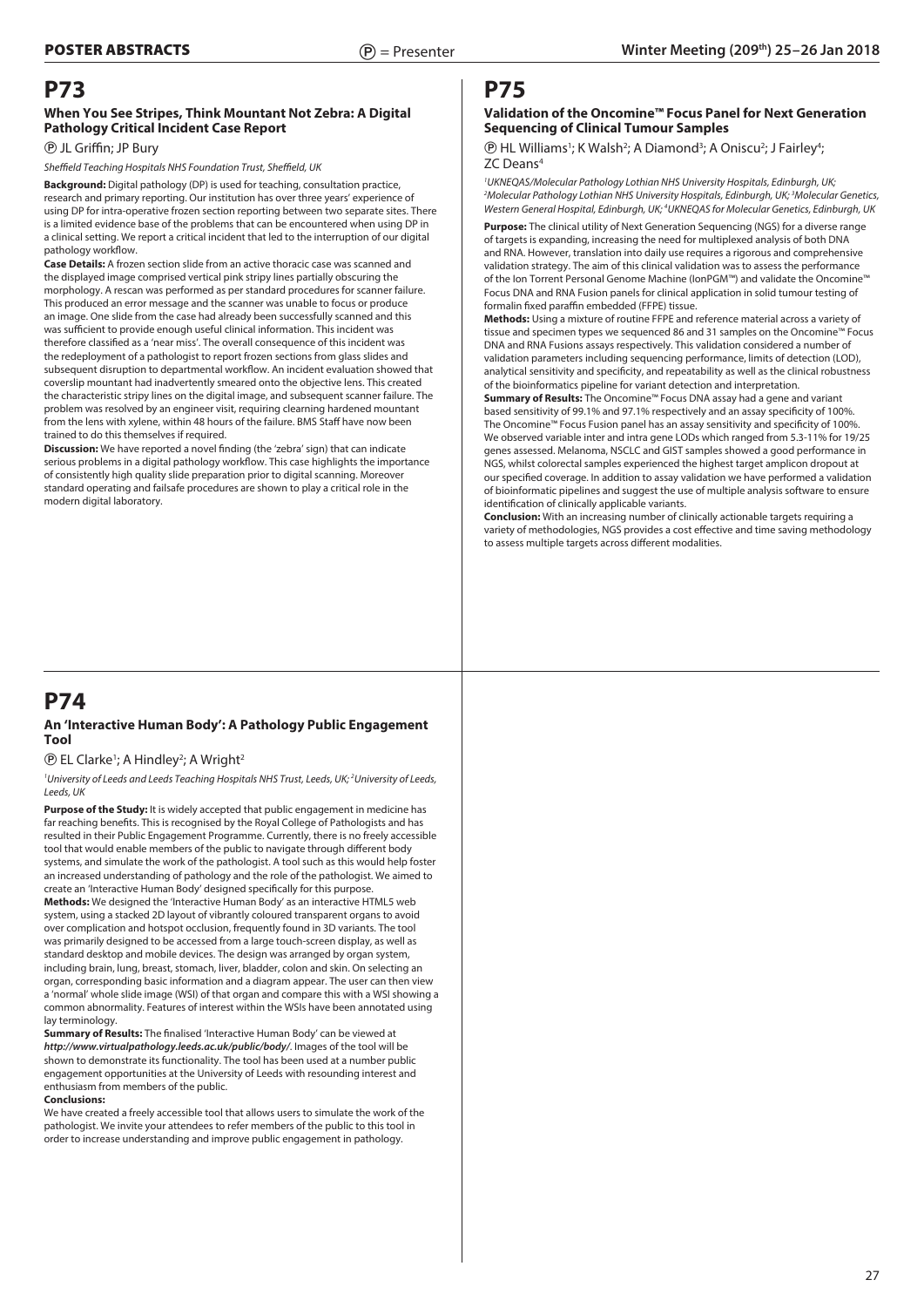# P73

### When You See Stripes, Think Mountant Not Zebra: A Digital Pathology Critical Incident Case Report

Ⓟ JL Griffin; JP Bury

*Sheffield Teaching Hospitals NHS Foundation Trust, Sheffield, UK*

**Background:** Digital pathology (DP) is used for teaching, consultation practice, research and primary reporting. Our institution has over three years' experience of using DP for intra-operative frozen section reporting between two separate sites. There is a limited evidence base of the problems that can be encountered when using DP in a clinical setting. We report a critical incident that led to the interruption of our digital pathology workflow.

**Case Details:** A frozen section slide from an active thoracic case was scanned and the displayed image comprised vertical pink stripy lines partially obscuring the morphology. A rescan was performed as per standard procedures for scanner failure. This produced an error message and the scanner was unable to focus or produce an image. One slide from the case had already been successfully scanned and this was sufficient to provide enough useful clinical information. This incident was therefore classified as a 'near miss'. The overall consequence of this incident was the redeployment of a pathologist to report frozen sections from glass slides and subsequent disruption to departmental workflow. An incident evaluation showed that coverslip mountant had inadvertently smeared onto the objective lens. This created the characteristic stripy lines on the digital image, and subsequent scanner failure. The problem was resolved by an engineer visit, requiring clearning hardened mountant from the lens with xylene, within 48 hours of the failure. BMS Staff have now been trained to do this themselves if required.

**Discussion:** We have reported a novel finding (the 'zebra' sign) that can indicate serious problems in a digital pathology workflow. This case highlights the importance of consistently high quality slide preparation prior to digital scanning. Moreover standard operating and failsafe procedures are shown to play a critical role in the modern digital laboratory.

# P74

### An 'Interactive Human Body': A Pathology Public Engagement Tool

Ⓟ EL Clarke[1]; A Hindley[2]; A Wright[2]

*[1]University of Leeds and Leeds Teaching Hospitals NHS Trust, Leeds, UK; [2]University of Leeds, Leeds, UK*

**Purpose of the Study:** It is widely accepted that public engagement in medicine has far reaching benefits. This is recognised by the Royal College of Pathologists and has resulted in their Public Engagement Programme. Currently, there is no freely accessible tool that would enable members of the public to navigate through different body systems, and simulate the work of the pathologist. A tool such as this would help foster an increased understanding of pathology and the role of the pathologist. We aimed to create an 'Interactive Human Body' designed specifically for this purpose.

**Methods:** We designed the 'Interactive Human Body' as an interactive HTML5 web system, using a stacked 2D layout of vibrantly coloured transparent organs to avoid over complication and hotspot occlusion, frequently found in 3D variants. The tool was primarily designed to be accessed from a large touch-screen display, as well as standard desktop and mobile devices. The design was arranged by organ system, including brain, lung, breast, stomach, liver, bladder, colon and skin. On selecting an organ, corresponding basic information and a diagram appear. The user can then view a 'normal' whole slide image (WSI) of that organ and compare this with a WSI showing a common abnormality. Features of interest within the WSIs have been annotated using lay terminology.

**Summary of Results:** The finalised 'Interactive Human Body' can be viewed at ***http://www.virtualpathology.leeds.ac.uk/public/body/***. Images of the tool will be shown to demonstrate its functionality. The tool has been used at a number public engagement opportunities at the University of Leeds with resounding interest and enthusiasm from members of the public.

**Conclusions:**

We have created a freely accessible tool that allows users to simulate the work of the pathologist. We invite your attendees to refer members of the public to this tool in order to increase understanding and improve public engagement in pathology.

# P75

### Validation of the Oncomine™ Focus Panel for Next Generation Sequencing of Clinical Tumour Samples

Ⓟ HL Williams[1]; K Walsh[2]; A Diamond[3]; A Oniscu[2]; J Fairley[4]; ZC Deans[4]

*[1]UKNEQAS/Molecular Pathology Lothian NHS University Hospitals, Edinburgh, UK; [2]Molecular Pathology Lothian NHS University Hospitals, Edinburgh, UK; [3]Molecular Genetics, Western General Hospital, Edinburgh, UK; [4]UKNEQAS for Molecular Genetics, Edinburgh, UK*

**Purpose:** The clinical utility of Next Generation Sequencing (NGS) for a diverse range of targets is expanding, increasing the need for multiplexed analysis of both DNA and RNA. However, translation into daily use requires a rigorous and comprehensive validation strategy. The aim of this clinical validation was to assess the performance of the Ion Torrent Personal Genome Machine (IonPGM™) and validate the Oncomine™ Focus DNA and RNA Fusion panels for clinical application in solid tumour testing of formalin fixed paraffin embedded (FFPE) tissue.

**Methods:** Using a mixture of routine FFPE and reference material across a variety of tissue and specimen types we sequenced 86 and 31 samples on the Oncomine™ Focus DNA and RNA Fusions assays respectively. This validation considered a number of validation parameters including sequencing performance, limits of detection (LOD), analytical sensitivity and specificity, and repeatability as well as the clinical robustness of the bioinformatics pipeline for variant detection and interpretation.

**Summary of Results:** The Oncomine™ Focus DNA assay had a gene and variant based sensitivity of 99.1% and 97.1% respectively and an assay specificity of 100%. The Oncomine™ Focus Fusion panel has an assay sensitivity and specificity of 100%. We observed variable inter and intra gene LODs which ranged from 5.3-11% for 19/25 genes assessed. Melanoma, NSCLC and GIST samples showed a good performance in NGS, whilst colorectal samples experienced the highest target amplicon dropout at our specified coverage. In addition to assay validation we have performed a validation of bioinformatic pipelines and suggest the use of multiple analysis software to ensure identification of clinically applicable variants.

**Conclusion:** With an increasing number of clinically actionable targets requiring a variety of methodologies, NGS provides a cost effective and time saving methodology to assess multiple targets across different modalities.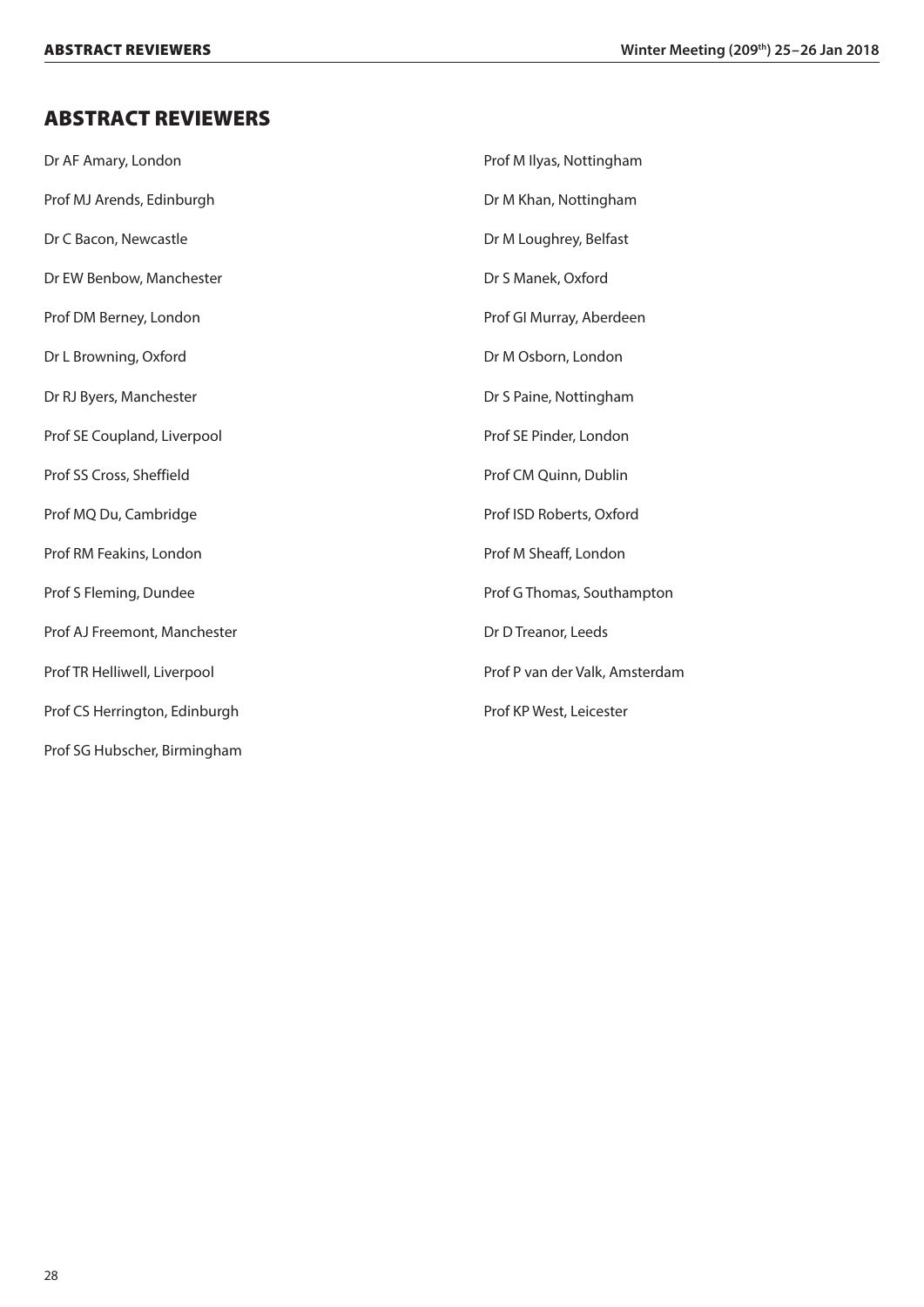# ABSTRACT REVIEWERS

Dr AF Amary, London

Prof MJ Arends, Edinburgh

Dr C Bacon, Newcastle

Dr EW Benbow, Manchester

Prof DM Berney, London

Dr L Browning, Oxford

Dr RJ Byers, Manchester

Prof SE Coupland, Liverpool

Prof SS Cross, Sheffield

Prof MQ Du, Cambridge

Prof RM Feakins, London

Prof S Fleming, Dundee

Prof AJ Freemont, Manchester

Prof TR Helliwell, Liverpool

Prof CS Herrington, Edinburgh

Prof SG Hubscher, Birmingham

Prof M Ilyas, Nottingham

Dr M Khan, Nottingham

Dr M Loughrey, Belfast

Dr S Manek, Oxford

Prof GI Murray, Aberdeen

Dr M Osborn, London

Dr S Paine, Nottingham

Prof SE Pinder, London

Prof CM Quinn, Dublin

Prof ISD Roberts, Oxford

Prof M Sheaff, London

Prof G Thomas, Southampton

Dr D Treanor, Leeds

Prof P van der Valk, Amsterdam

Prof KP West, Leicester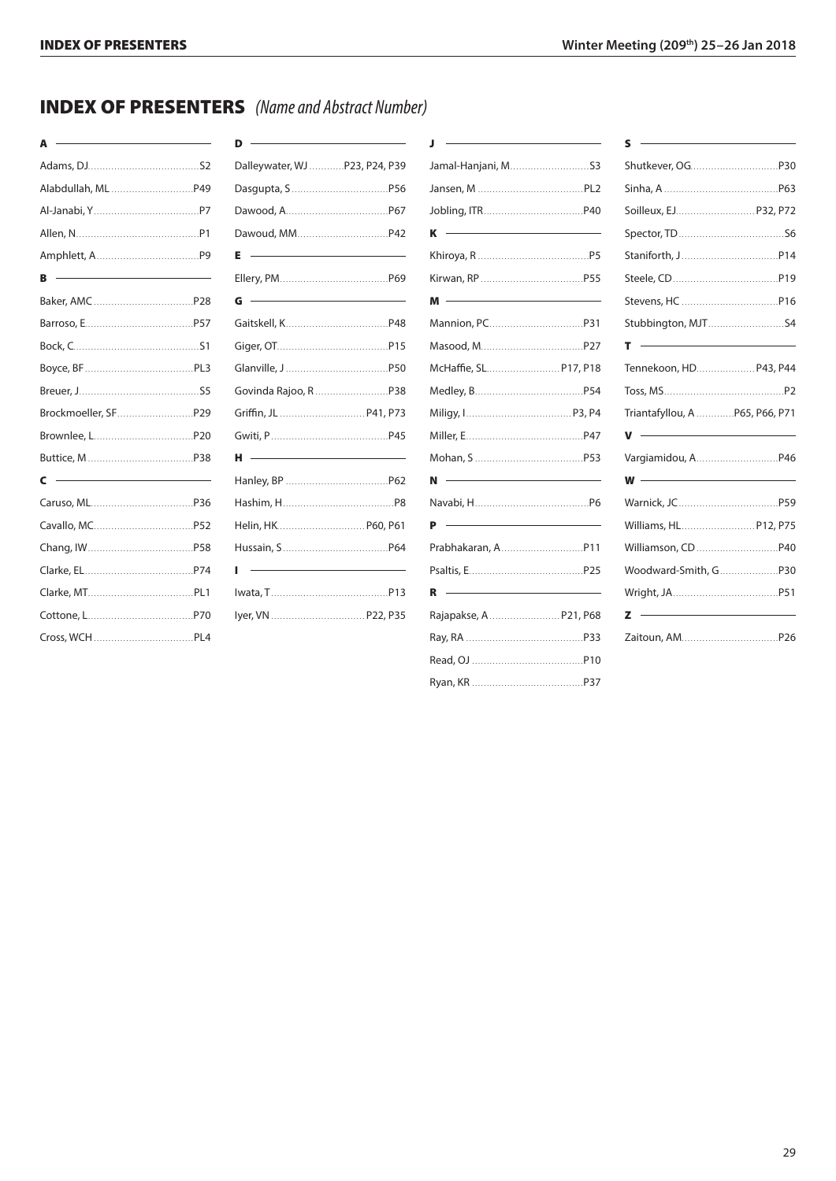# INDEX OF PRESENTERS *(Name and Abstract Number)*

**A**

Adams, DJ....S2
Alabdullah, ML....P49
Al-Janabi, Y....P7
Allen, N....P1
Amphlett, A....P9

**B**

Baker, AMC....P28
Barroso, E....P57
Bock, C....S1
Boyce, BF....PL3
Breuer, J....S5
Brockmoeller, SF....P29
Brownlee, L....P20
Buttice, M....P38

**C**

Caruso, ML....P36
Cavallo, MC....P52
Chang, IW....P58
Clarke, EL....P74
Clarke, MT....PL1
Cottone, L....P70
Cross, WCH....PL4

**D**

Dalleywater, WJ....P23, P24, P39
Dasgupta, S....P56
Dawood, A....P67
Dawoud, MM....P42

**E**

Ellery, PM....P69

**G**

Gaitskell, K....P48
Giger, OT....P15
Glanville, J....P50
Govinda Rajoo, R....P38
Griffin, JL....P41, P73
Gwiti, P....P45

**H**

Hanley, BP....P62
Hashim, H....P8
Helin, HK....P60, P61
Hussain, S....P64

**I**

Iwata, T....P13
Iyer, VN....P22, P35

**J**

Jamal-Hanjani, M....S3
Jansen, M....PL2
Jobling, ITR....P40

**K**

Khiroya, R....P5
Kirwan, RP....P55

**M**

Mannion, PC....P31
Masood, M....P27
McHaffie, SL....P17, P18
Medley, B....P54
Miligy, I....P3, P4
Miller, E....P47
Mohan, S....P53

**N**

Navabi, H....P6

**P**

Prabhakaran, A....P11
Psaltis, E....P25

**R**

Rajapakse, A....P21, P68
Ray, RA....P33
Read, OJ....P10
Ryan, KR....P37

**S**

Shutkever, OG....P30
Sinha, A....P63
Soilleux, EJ....P32, P72
Spector, TD....S6
Staniforth, J....P14
Steele, CD....P19
Stevens, HC....P16
Stubbington, MJT....S4

**T**

Tennekoon, HD....P43, P44
Toss, MS....P2
Triantafyllou, A....P65, P66, P71

**V**

Vargiamidou, A....P46

**W**

Warnick, JC....P59
Williams, HL....P12, P75
Williamson, CD....P40
Woodward-Smith, G....P30
Wright, JA....P51

**Z**

Zaitoun, AM....P26